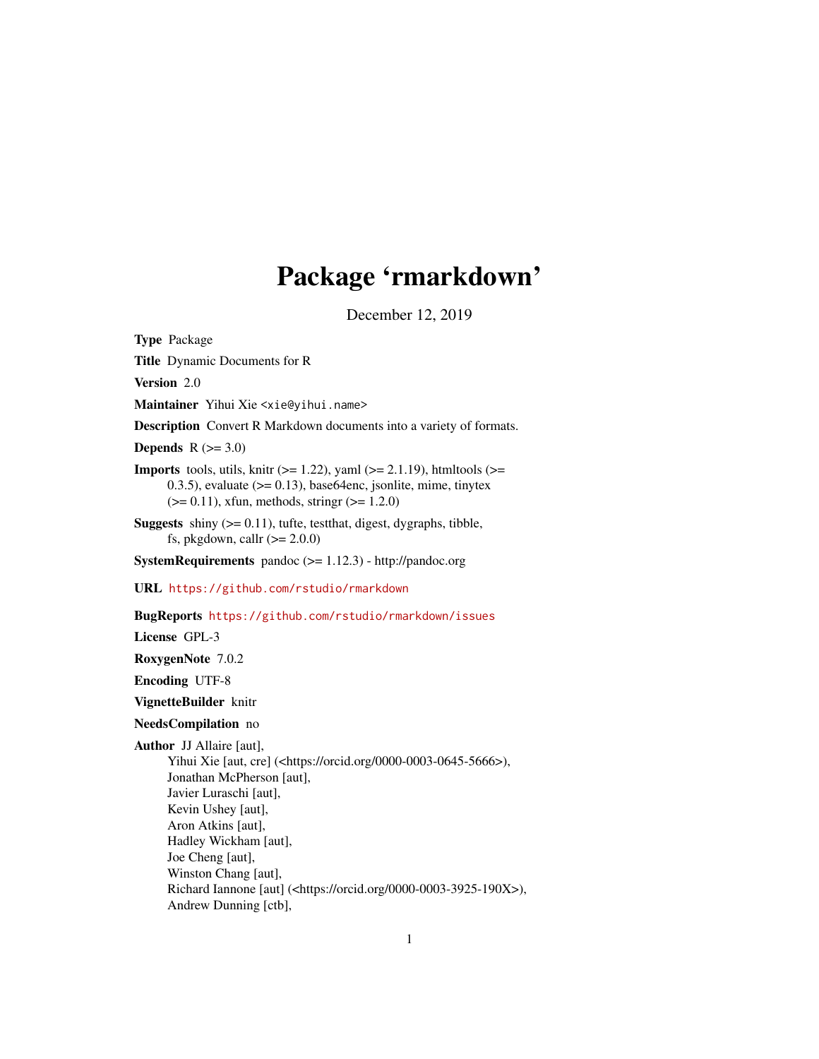# Package 'rmarkdown'

December 12, 2019

**Type** Package

**Title** Dynamic Documents for R

**Version** 2.0

**Maintainer** Yihui Xie <xie@yihui.name>

**Description** Convert R Markdown documents into a variety of formats.

**Depends** R (>= 3.0)

**Imports** tools, utils, knitr (>= 1.22), yaml (>= 2.1.19), htmltools (>= 0.3.5), evaluate (>= 0.13), base64enc, jsonlite, mime, tinytex (>= 0.11), xfun, methods, stringr (>= 1.2.0)

**Suggests** shiny (>= 0.11), tufte, testthat, digest, dygraphs, tibble, fs, pkgdown, callr (>= 2.0.0)

**SystemRequirements** pandoc (>= 1.12.3) - http://pandoc.org

**URL** https://github.com/rstudio/rmarkdown

**BugReports** https://github.com/rstudio/rmarkdown/issues

**License** GPL-3

**RoxygenNote** 7.0.2

**Encoding** UTF-8

**VignetteBuilder** knitr

**NeedsCompilation** no

**Author** JJ Allaire [aut],
Yihui Xie [aut, cre] (<https://orcid.org/0000-0003-0645-5666>),
Jonathan McPherson [aut],
Javier Luraschi [aut],
Kevin Ushey [aut],
Aron Atkins [aut],
Hadley Wickham [aut],
Joe Cheng [aut],
Winston Chang [aut],
Richard Iannone [aut] (<https://orcid.org/0000-0003-3925-190X>),
Andrew Dunning [ctb],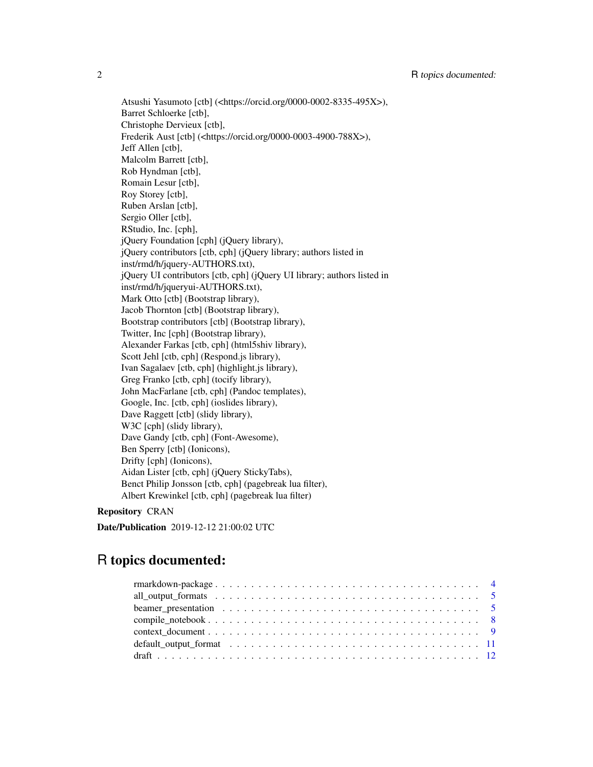Atsushi Yasumoto [ctb] (<https://orcid.org/0000-0002-8335-495X>),
Barret Schloerke [ctb],
Christophe Dervieux [ctb],
Frederik Aust [ctb] (<https://orcid.org/0000-0003-4900-788X>),
Jeff Allen [ctb],
Malcolm Barrett [ctb],
Rob Hyndman [ctb],
Romain Lesur [ctb],
Roy Storey [ctb],
Ruben Arslan [ctb],
Sergio Oller [ctb],
RStudio, Inc. [cph],
jQuery Foundation [cph] (jQuery library),
jQuery contributors [ctb, cph] (jQuery library; authors listed in
inst/rmd/h/jquery-AUTHORS.txt),
jQuery UI contributors [ctb, cph] (jQuery UI library; authors listed in
inst/rmd/h/jqueryui-AUTHORS.txt),
Mark Otto [ctb] (Bootstrap library),
Jacob Thornton [ctb] (Bootstrap library),
Bootstrap contributors [ctb] (Bootstrap library),
Twitter, Inc [cph] (Bootstrap library),
Alexander Farkas [ctb, cph] (html5shiv library),
Scott Jehl [ctb, cph] (Respond.js library),
Ivan Sagalaev [ctb, cph] (highlight.js library),
Greg Franko [ctb, cph] (tocify library),
John MacFarlane [ctb, cph] (Pandoc templates),
Google, Inc. [ctb, cph] (ioslides library),
Dave Raggett [ctb] (slidy library),
W3C [cph] (slidy library),
Dave Gandy [ctb, cph] (Font-Awesome),
Ben Sperry [ctb] (Ionicons),
Drifty [cph] (Ionicons),
Aidan Lister [ctb, cph] (jQuery StickyTabs),
Benct Philip Jonsson [ctb, cph] (pagebreak lua filter),
Albert Krewinkel [ctb, cph] (pagebreak lua filter)

**Repository** CRAN

**Date/Publication** 2019-12-12 21:00:02 UTC

# R topics documented:

rmarkdown-package . . . . . . . . . . . . . . . . . . . . . . . . . . . . . . . . . . . . 4
all_output_formats . . . . . . . . . . . . . . . . . . . . . . . . . . . . . . . . . . . . 5
beamer_presentation . . . . . . . . . . . . . . . . . . . . . . . . . . . . . . . . . . . 5
compile_notebook . . . . . . . . . . . . . . . . . . . . . . . . . . . . . . . . . . . . 8
context_document . . . . . . . . . . . . . . . . . . . . . . . . . . . . . . . . . . . . 9
default_output_format . . . . . . . . . . . . . . . . . . . . . . . . . . . . . . . . . . 11
draft . . . . . . . . . . . . . . . . . . . . . . . . . . . . . . . . . . . . . . . . . . . 12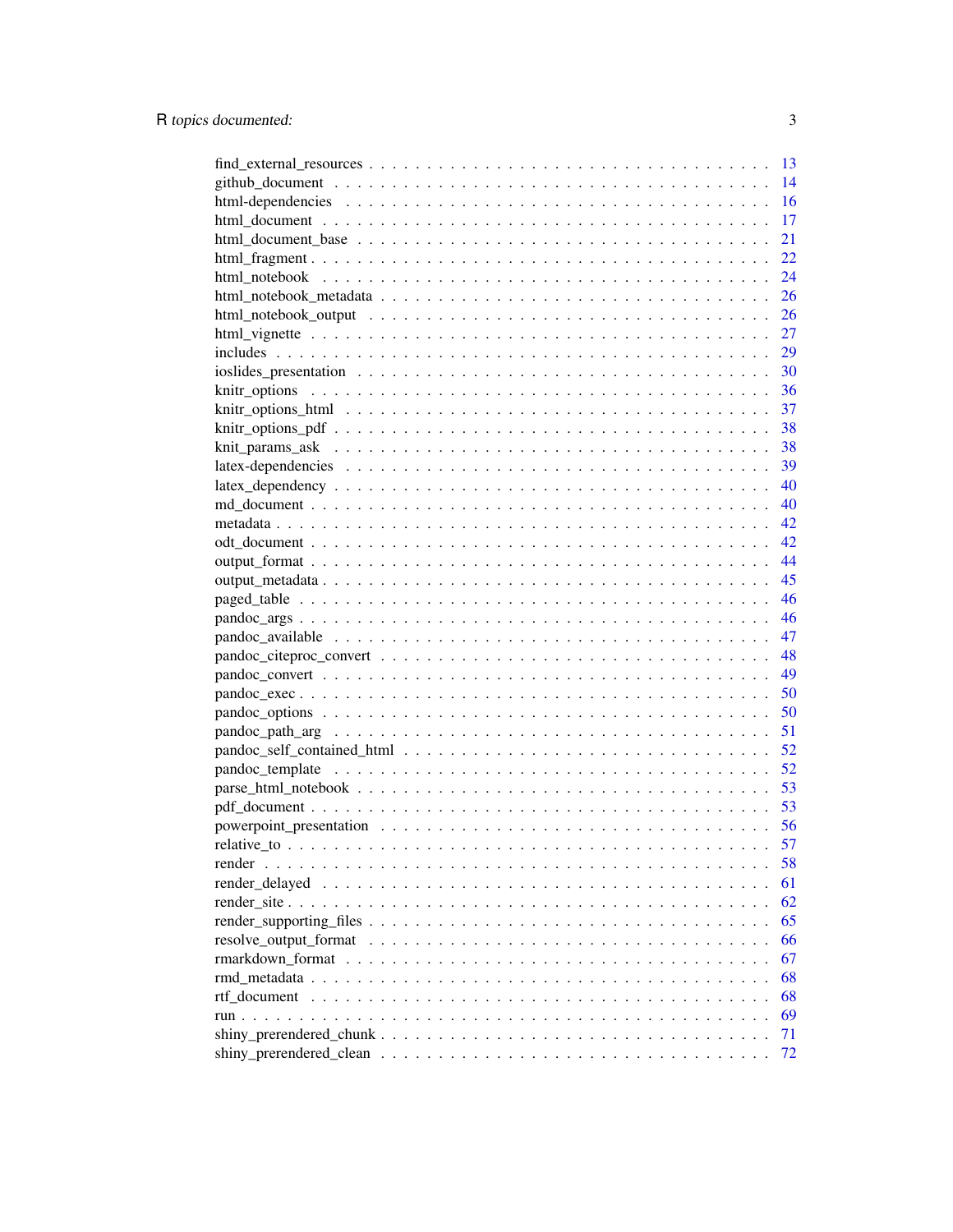| | |
|---|---|
| find_external_resources | 13 |
| github_document | 14 |
| html-dependencies | 16 |
| html_document | 17 |
| html_document_base | 21 |
| html_fragment | 22 |
| html_notebook | 24 |
| html_notebook_metadata | 26 |
| html_notebook_output | 26 |
| html_vignette | 27 |
| includes | 29 |
| ioslides_presentation | 30 |
| knitr_options | 36 |
| knitr_options_html | 37 |
| knitr_options_pdf | 38 |
| knit_params_ask | 38 |
| latex-dependencies | 39 |
| latex_dependency | 40 |
| md_document | 40 |
| metadata | 42 |
| odt_document | 42 |
| output_format | 44 |
| output_metadata | 45 |
| paged_table | 46 |
| pandoc_args | 46 |
| pandoc_available | 47 |
| pandoc_citeproc_convert | 48 |
| pandoc_convert | 49 |
| pandoc_exec | 50 |
| pandoc_options | 50 |
| pandoc_path_arg | 51 |
| pandoc_self_contained_html | 52 |
| pandoc_template | 52 |
| parse_html_notebook | 53 |
| pdf_document | 53 |
| powerpoint_presentation | 56 |
| relative_to | 57 |
| render | 58 |
| render_delayed | 61 |
| render_site | 62 |
| render_supporting_files | 65 |
| resolve_output_format | 66 |
| rmarkdown_format | 67 |
| rmd_metadata | 68 |
| rtf_document | 68 |
| run | 69 |
| shiny_prerendered_chunk | 71 |
| shiny_prerendered_clean | 72 |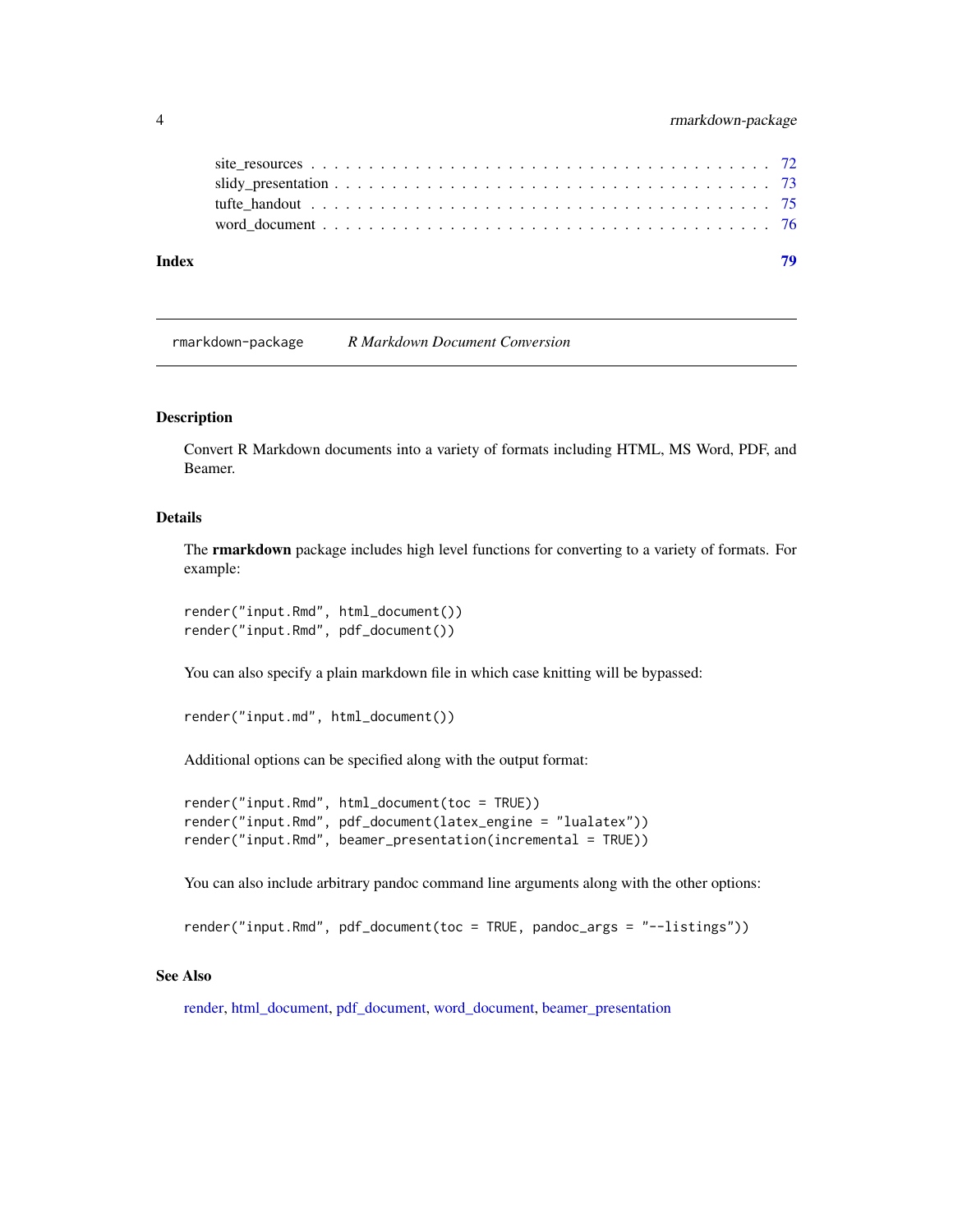site_resources . . . . . . . . . . . . . . . . . . . . . . . . . . . . . . . . . . . . . 72
slidy_presentation . . . . . . . . . . . . . . . . . . . . . . . . . . . . . . . . . . . . 73
tufte_handout . . . . . . . . . . . . . . . . . . . . . . . . . . . . . . . . . . . . . . 75
word_document . . . . . . . . . . . . . . . . . . . . . . . . . . . . . . . . . . . . . 76

**Index** **79**

---

`rmarkdown-package` *R Markdown Document Conversion*

---

## Description

Convert R Markdown documents into a variety of formats including HTML, MS Word, PDF, and Beamer.

## Details

The **rmarkdown** package includes high level functions for converting to a variety of formats. For example:

```
render("input.Rmd", html_document())
render("input.Rmd", pdf_document())
```

You can also specify a plain markdown file in which case knitting will be bypassed:

```
render("input.md", html_document())
```

Additional options can be specified along with the output format:

```
render("input.Rmd", html_document(toc = TRUE))
render("input.Rmd", pdf_document(latex_engine = "lualatex"))
render("input.Rmd", beamer_presentation(incremental = TRUE))
```

You can also include arbitrary pandoc command line arguments along with the other options:

```
render("input.Rmd", pdf_document(toc = TRUE, pandoc_args = "--listings"))
```

## See Also

render, html_document, pdf_document, word_document, beamer_presentation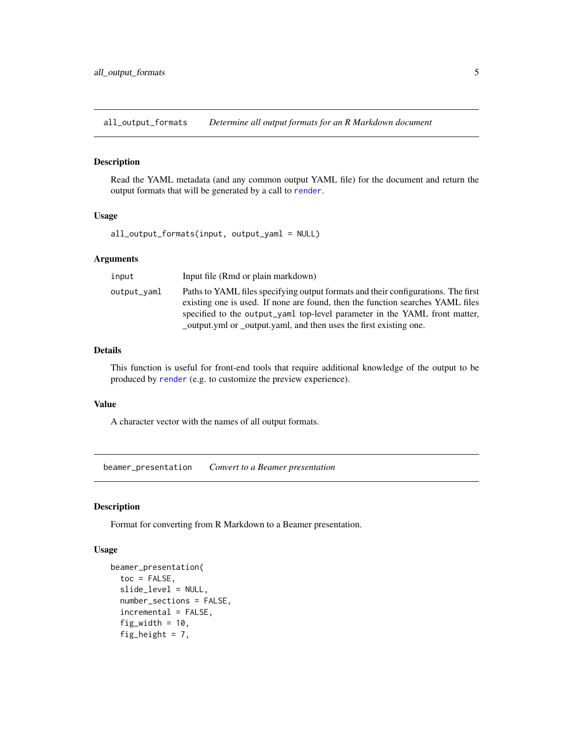## `all_output_formats` *Determine all output formats for an R Markdown document*

### Description

Read the YAML metadata (and any common output YAML file) for the document and return the output formats that will be generated by a call to `render`.

### Usage

```
all_output_formats(input, output_yaml = NULL)
```

### Arguments

| | |
|---|---|
| `input` | Input file (Rmd or plain markdown) |
| `output_yaml` | Paths to YAML files specifying output formats and their configurations. The first existing one is used. If none are found, then the function searches YAML files specified to the `output_yaml` top-level parameter in the YAML front matter, _output.yml or _output.yaml, and then uses the first existing one. |

### Details

This function is useful for front-end tools that require additional knowledge of the output to be produced by `render` (e.g. to customize the preview experience).

### Value

A character vector with the names of all output formats.

## `beamer_presentation` *Convert to a Beamer presentation*

### Description

Format for converting from R Markdown to a Beamer presentation.

### Usage

```
beamer_presentation(
  toc = FALSE,
  slide_level = NULL,
  number_sections = FALSE,
  incremental = FALSE,
  fig_width = 10,
  fig_height = 7,
```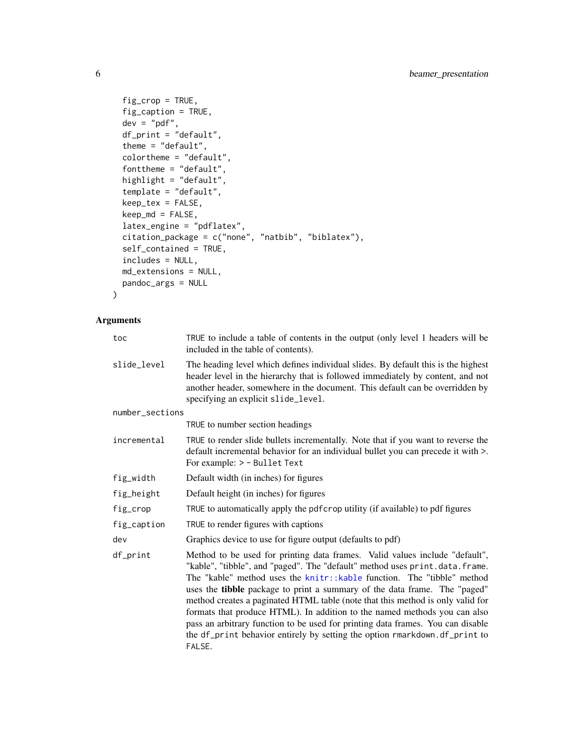```
  fig_crop = TRUE,
  fig_caption = TRUE,
  dev = "pdf",
  df_print = "default",
  theme = "default",
  colortheme = "default",
  fonttheme = "default",
  highlight = "default",
  template = "default",
  keep_tex = FALSE,
  keep_md = FALSE,
  latex_engine = "pdflatex",
  citation_package = c("none", "natbib", "biblatex"),
  self_contained = TRUE,
  includes = NULL,
  md_extensions = NULL,
  pandoc_args = NULL
)
```

## Arguments

| Argument | Description |
|---|---|
| `toc` | TRUE to include a table of contents in the output (only level 1 headers will be included in the table of contents). |
| `slide_level` | The heading level which defines individual slides. By default this is the highest header level in the hierarchy that is followed immediately by content, and not another header, somewhere in the document. This default can be overridden by specifying an explicit `slide_level`. |
| `number_sections` | TRUE to number section headings |
| `incremental` | TRUE to render slide bullets incrementally. Note that if you want to reverse the default incremental behavior for an individual bullet you can precede it with >. For example: `> - Bullet Text` |
| `fig_width` | Default width (in inches) for figures |
| `fig_height` | Default height (in inches) for figures |
| `fig_crop` | TRUE to automatically apply the `pdfcrop` utility (if available) to pdf figures |
| `fig_caption` | TRUE to render figures with captions |
| `dev` | Graphics device to use for figure output (defaults to pdf) |
| `df_print` | Method to be used for printing data frames. Valid values include "default", "kable", "tibble", and "paged". The "default" method uses `print.data.frame`. The "kable" method uses the `knitr::kable` function. The "tibble" method uses the **tibble** package to print a summary of the data frame. The "paged" method creates a paginated HTML table (note that this method is only valid for formats that produce HTML). In addition to the named methods you can also pass an arbitrary function to be used for printing data frames. You can disable the `df_print` behavior entirely by setting the option `rmarkdown.df_print` to `FALSE`. |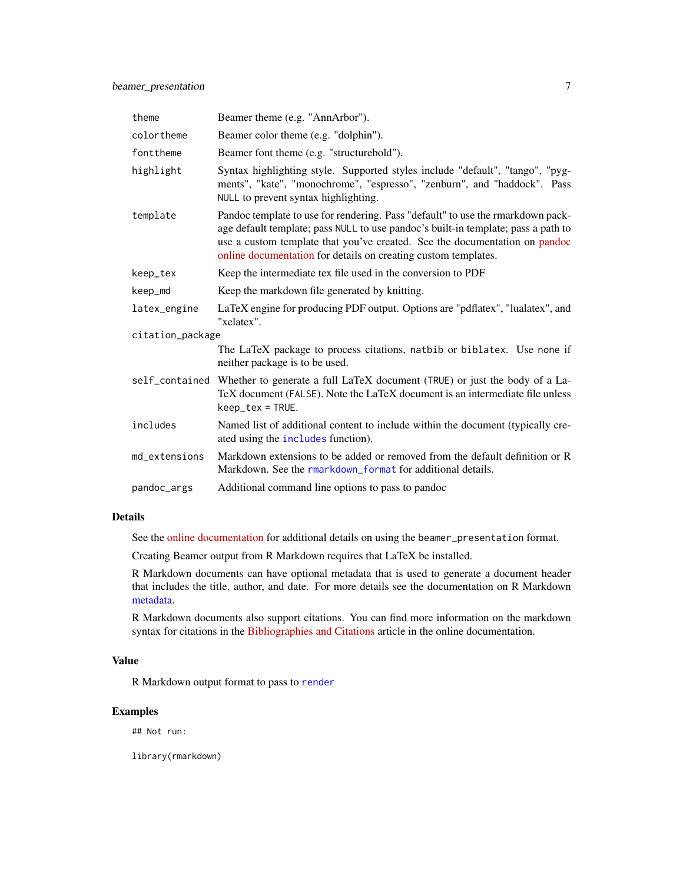| | |
|---|---|
| `theme` | Beamer theme (e.g. "AnnArbor"). |
| `colortheme` | Beamer color theme (e.g. "dolphin"). |
| `fonttheme` | Beamer font theme (e.g. "structurebold"). |
| `highlight` | Syntax highlighting style. Supported styles include "default", "tango", "pygments", "kate", "monochrome", "espresso", "zenburn", and "haddock". Pass `NULL` to prevent syntax highlighting. |
| `template` | Pandoc template to use for rendering. Pass "default" to use the rmarkdown package default template; pass `NULL` to use pandoc's built-in template; pass a path to use a custom template that you've created. See the documentation on pandoc online documentation for details on creating custom templates. |
| `keep_tex` | Keep the intermediate tex file used in the conversion to PDF |
| `keep_md` | Keep the markdown file generated by knitting. |
| `latex_engine` | LaTeX engine for producing PDF output. Options are "pdflatex", "lualatex", and "xelatex". |
| `citation_package` | The LaTeX package to process citations, `natbib` or `biblatex`. Use `none` if neither package is to be used. |
| `self_contained` | Whether to generate a full LaTeX document (`TRUE`) or just the body of a LaTeX document (`FALSE`). Note the LaTeX document is an intermediate file unless `keep_tex = TRUE`. |
| `includes` | Named list of additional content to include within the document (typically created using the `includes` function). |
| `md_extensions` | Markdown extensions to be added or removed from the default definition or R Markdown. See the `rmarkdown_format` for additional details. |
| `pandoc_args` | Additional command line options to pass to pandoc |

## Details

See the online documentation for additional details on using the `beamer_presentation` format.

Creating Beamer output from R Markdown requires that LaTeX be installed.

R Markdown documents can have optional metadata that is used to generate a document header that includes the title, author, and date. For more details see the documentation on R Markdown metadata.

R Markdown documents also support citations. You can find more information on the markdown syntax for citations in the Bibliographies and Citations article in the online documentation.

## Value

R Markdown output format to pass to `render`

## Examples

```
## Not run:

library(rmarkdown)
```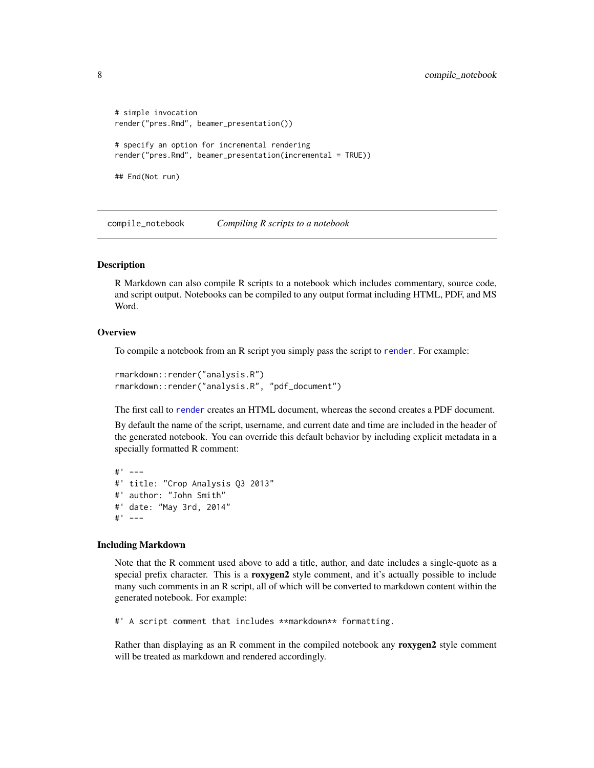```
# simple invocation
render("pres.Rmd", beamer_presentation())

# specify an option for incremental rendering
render("pres.Rmd", beamer_presentation(incremental = TRUE))

## End(Not run)
```

---

## compile_notebook — *Compiling R scripts to a notebook*

---

### Description

R Markdown can also compile R scripts to a notebook which includes commentary, source code, and script output. Notebooks can be compiled to any output format including HTML, PDF, and MS Word.

### Overview

To compile a notebook from an R script you simply pass the script to `render`. For example:

```
rmarkdown::render("analysis.R")
rmarkdown::render("analysis.R", "pdf_document")
```

The first call to `render` creates an HTML document, whereas the second creates a PDF document.

By default the name of the script, username, and current date and time are included in the header of the generated notebook. You can override this default behavior by including explicit metadata in a specially formatted R comment:

```
#' ---
#' title: "Crop Analysis Q3 2013"
#' author: "John Smith"
#' date: "May 3rd, 2014"
#' ---
```

### Including Markdown

Note that the R comment used above to add a title, author, and date includes a single-quote as a special prefix character. This is a **roxygen2** style comment, and it's actually possible to include many such comments in an R script, all of which will be converted to markdown content within the generated notebook. For example:

```
#' A script comment that includes **markdown** formatting.
```

Rather than displaying as an R comment in the compiled notebook any **roxygen2** style comment will be treated as markdown and rendered accordingly.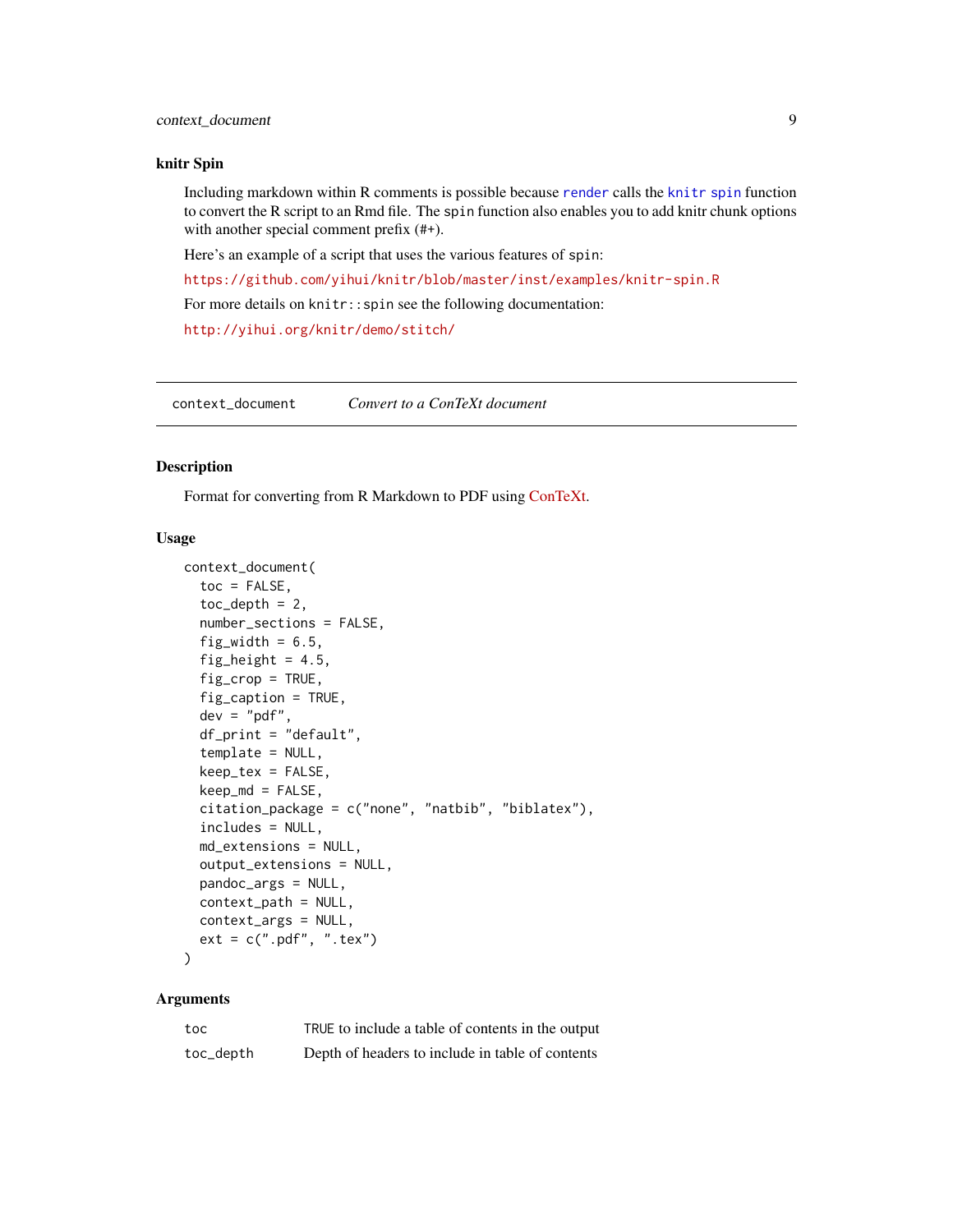### knitr Spin

Including markdown within R comments is possible because render calls the knitr spin function to convert the R script to an Rmd file. The spin function also enables you to add knitr chunk options with another special comment prefix (#+).

Here's an example of a script that uses the various features of spin:

https://github.com/yihui/knitr/blob/master/inst/examples/knitr-spin.R

For more details on knitr::spin see the following documentation:

http://yihui.org/knitr/demo/stitch/

---

## context_document — *Convert to a ConTeXt document*

### Description

Format for converting from R Markdown to PDF using ConTeXt.

### Usage

```
context_document(
  toc = FALSE,
  toc_depth = 2,
  number_sections = FALSE,
  fig_width = 6.5,
  fig_height = 4.5,
  fig_crop = TRUE,
  fig_caption = TRUE,
  dev = "pdf",
  df_print = "default",
  template = NULL,
  keep_tex = FALSE,
  keep_md = FALSE,
  citation_package = c("none", "natbib", "biblatex"),
  includes = NULL,
  md_extensions = NULL,
  output_extensions = NULL,
  pandoc_args = NULL,
  context_path = NULL,
  context_args = NULL,
  ext = c(".pdf", ".tex")
)
```

### Arguments

| | |
|---|---|
| toc | TRUE to include a table of contents in the output |
| toc_depth | Depth of headers to include in table of contents |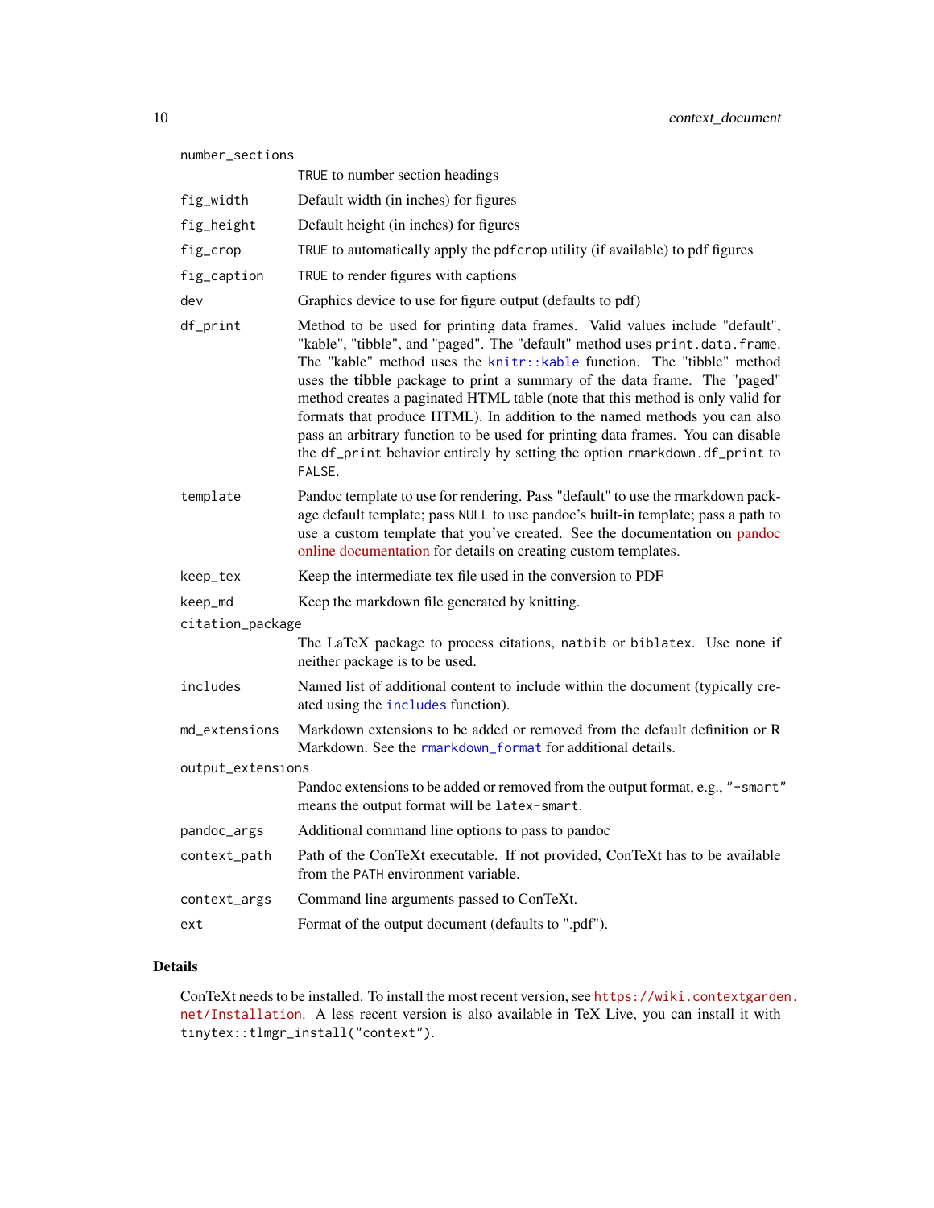| | |
|---|---|
| `number_sections` | `TRUE` to number section headings |
| `fig_width` | Default width (in inches) for figures |
| `fig_height` | Default height (in inches) for figures |
| `fig_crop` | `TRUE` to automatically apply the `pdfcrop` utility (if available) to pdf figures |
| `fig_caption` | `TRUE` to render figures with captions |
| `dev` | Graphics device to use for figure output (defaults to pdf) |
| `df_print` | Method to be used for printing data frames. Valid values include "default", "kable", "tibble", and "paged". The "default" method uses `print.data.frame`. The "kable" method uses the `knitr::kable` function. The "tibble" method uses the **tibble** package to print a summary of the data frame. The "paged" method creates a paginated HTML table (note that this method is only valid for formats that produce HTML). In addition to the named methods you can also pass an arbitrary function to be used for printing data frames. You can disable the `df_print` behavior entirely by setting the option `rmarkdown.df_print` to `FALSE`. |
| `template` | Pandoc template to use for rendering. Pass "default" to use the rmarkdown package default template; pass `NULL` to use pandoc's built-in template; pass a path to use a custom template that you've created. See the documentation on pandoc online documentation for details on creating custom templates. |
| `keep_tex` | Keep the intermediate tex file used in the conversion to PDF |
| `keep_md` | Keep the markdown file generated by knitting. |
| `citation_package` | The LaTeX package to process citations, `natbib` or `biblatex`. Use `none` if neither package is to be used. |
| `includes` | Named list of additional content to include within the document (typically created using the `includes` function). |
| `md_extensions` | Markdown extensions to be added or removed from the default definition or R Markdown. See the `rmarkdown_format` for additional details. |
| `output_extensions` | Pandoc extensions to be added or removed from the output format, e.g., `"-smart"` means the output format will be `latex-smart`. |
| `pandoc_args` | Additional command line options to pass to pandoc |
| `context_path` | Path of the ConTeXt executable. If not provided, ConTeXt has to be available from the `PATH` environment variable. |
| `context_args` | Command line arguments passed to ConTeXt. |
| `ext` | Format of the output document (defaults to ".pdf"). |

## Details

ConTeXt needs to be installed. To install the most recent version, see `https://wiki.contextgarden.net/Installation`. A less recent version is also available in TeX Live, you can install it with `tinytex::tlmgr_install("context")`.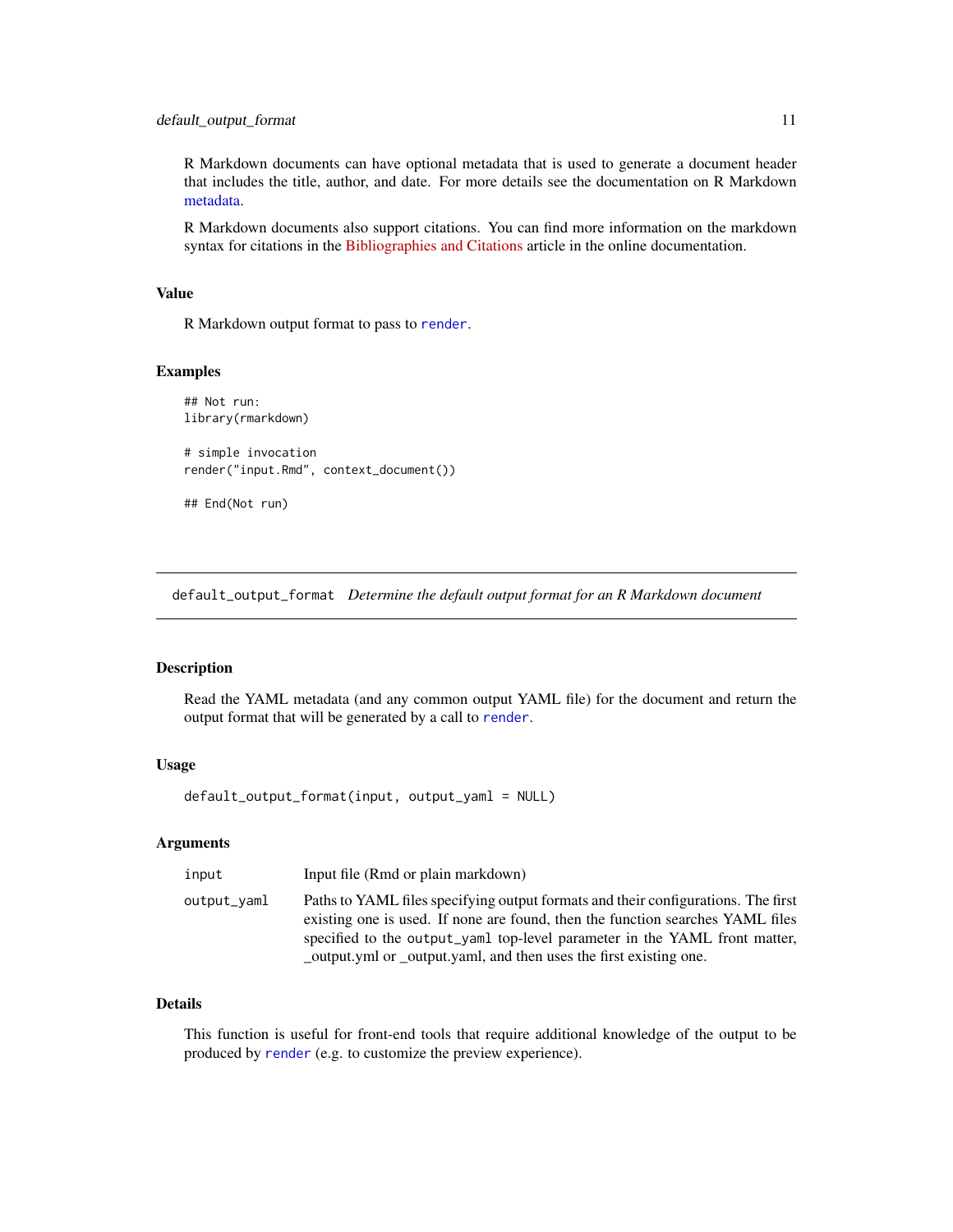R Markdown documents can have optional metadata that is used to generate a document header that includes the title, author, and date. For more details see the documentation on R Markdown metadata.

R Markdown documents also support citations. You can find more information on the markdown syntax for citations in the Bibliographies and Citations article in the online documentation.

### Value

R Markdown output format to pass to `render`.

### Examples

```
## Not run:
library(rmarkdown)

# simple invocation
render("input.Rmd", context_document())

## End(Not run)
```

---

## default_output_format *Determine the default output format for an R Markdown document*

---

### Description

Read the YAML metadata (and any common output YAML file) for the document and return the output format that will be generated by a call to `render`.

### Usage

```
default_output_format(input, output_yaml = NULL)
```

### Arguments

| | |
|---|---|
| input | Input file (Rmd or plain markdown) |
| output_yaml | Paths to YAML files specifying output formats and their configurations. The first existing one is used. If none are found, then the function searches YAML files specified to the `output_yaml` top-level parameter in the YAML front matter, _output.yml or _output.yaml, and then uses the first existing one. |

### Details

This function is useful for front-end tools that require additional knowledge of the output to be produced by `render` (e.g. to customize the preview experience).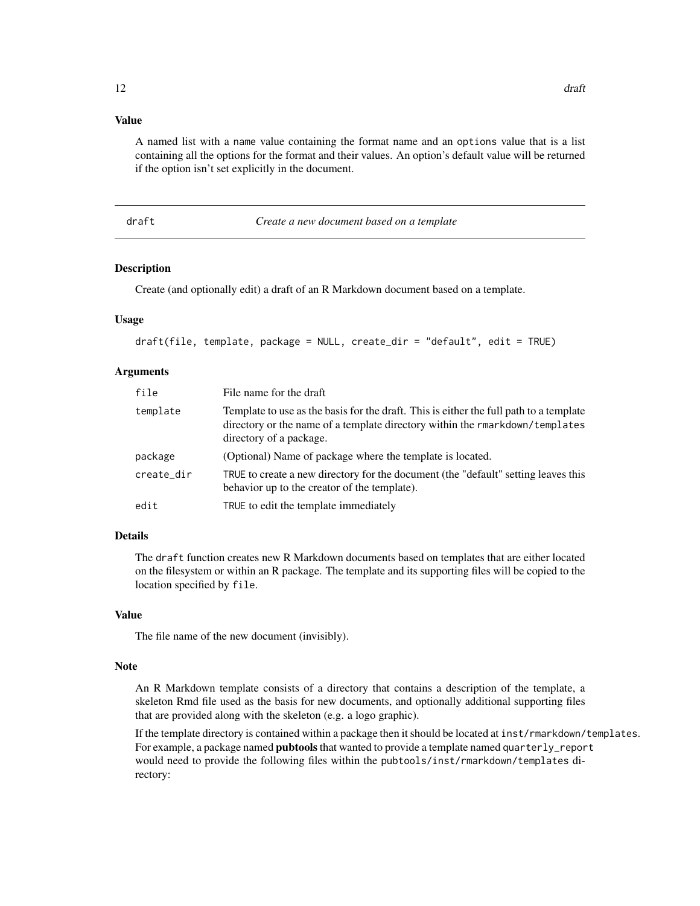### Value

A named list with a name value containing the format name and an options value that is a list containing all the options for the format and their values. An option's default value will be returned if the option isn't set explicitly in the document.

## draft — *Create a new document based on a template*

### Description

Create (and optionally edit) a draft of an R Markdown document based on a template.

### Usage

```
draft(file, template, package = NULL, create_dir = "default", edit = TRUE)
```

### Arguments

| | |
|---|---|
| `file` | File name for the draft |
| `template` | Template to use as the basis for the draft. This is either the full path to a template directory or the name of a template directory within the `rmarkdown/templates` directory of a package. |
| `package` | (Optional) Name of package where the template is located. |
| `create_dir` | `TRUE` to create a new directory for the document (the "default" setting leaves this behavior up to the creator of the template). |
| `edit` | `TRUE` to edit the template immediately |

### Details

The `draft` function creates new R Markdown documents based on templates that are either located on the filesystem or within an R package. The template and its supporting files will be copied to the location specified by `file`.

### Value

The file name of the new document (invisibly).

### Note

An R Markdown template consists of a directory that contains a description of the template, a skeleton Rmd file used as the basis for new documents, and optionally additional supporting files that are provided along with the skeleton (e.g. a logo graphic).

If the template directory is contained within a package then it should be located at `inst/rmarkdown/templates`. For example, a package named **pubtools** that wanted to provide a template named `quarterly_report` would need to provide the following files within the `pubtools/inst/rmarkdown/templates` directory: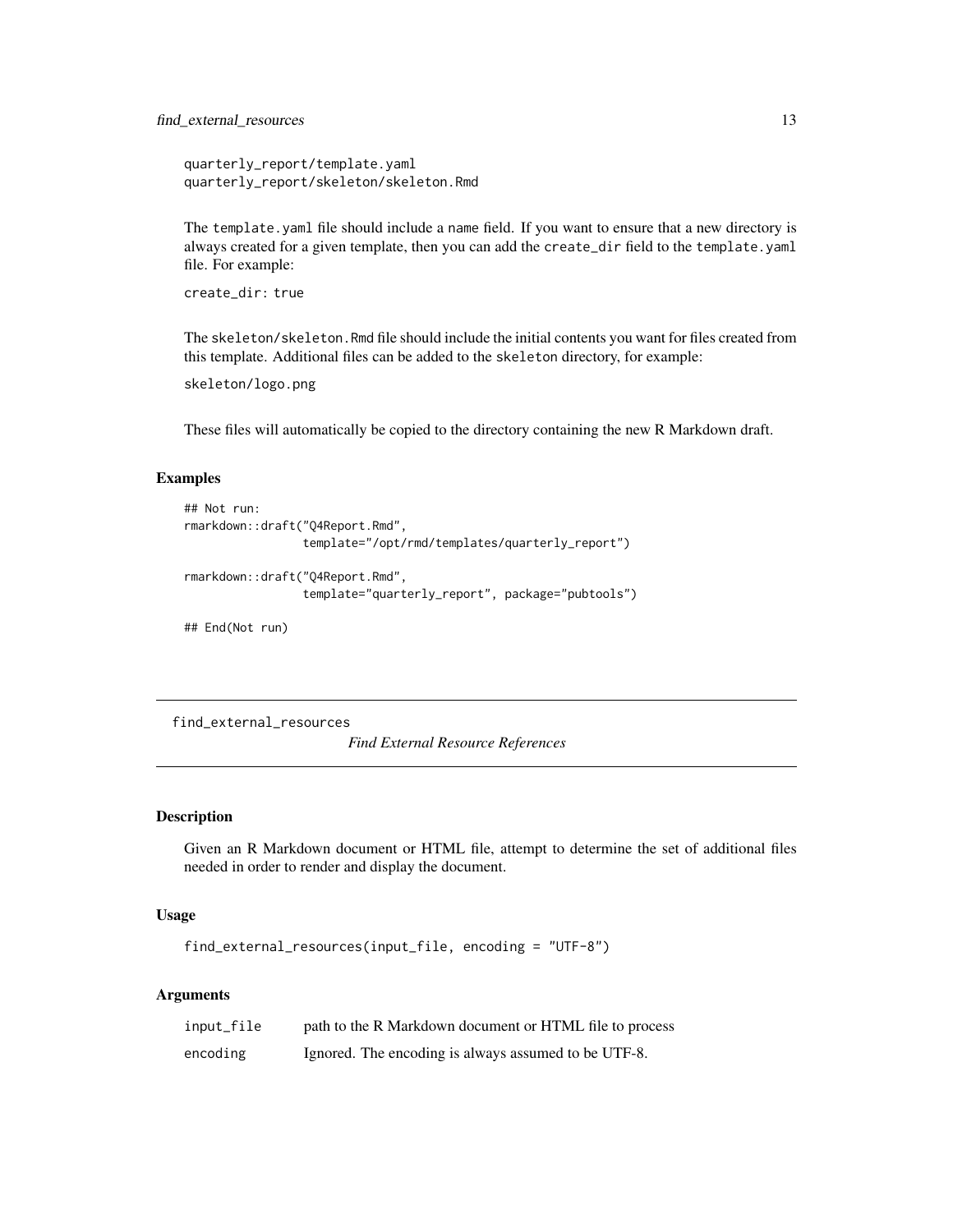```
quarterly_report/template.yaml
quarterly_report/skeleton/skeleton.Rmd
```

The `template.yaml` file should include a `name` field. If you want to ensure that a new directory is always created for a given template, then you can add the `create_dir` field to the `template.yaml` file. For example:

```
create_dir: true
```

The `skeleton/skeleton.Rmd` file should include the initial contents you want for files created from this template. Additional files can be added to the `skeleton` directory, for example:

```
skeleton/logo.png
```

These files will automatically be copied to the directory containing the new R Markdown draft.

### Examples

```
## Not run:
rmarkdown::draft("Q4Report.Rmd",
                 template="/opt/rmd/templates/quarterly_report")

rmarkdown::draft("Q4Report.Rmd",
                 template="quarterly_report", package="pubtools")

## End(Not run)
```

---

## find_external_resources &nbsp;&nbsp;&nbsp; *Find External Resource References*

---

### Description

Given an R Markdown document or HTML file, attempt to determine the set of additional files needed in order to render and display the document.

### Usage

```
find_external_resources(input_file, encoding = "UTF-8")
```

### Arguments

| | |
|---|---|
| `input_file` | path to the R Markdown document or HTML file to process |
| `encoding` | Ignored. The encoding is always assumed to be UTF-8. |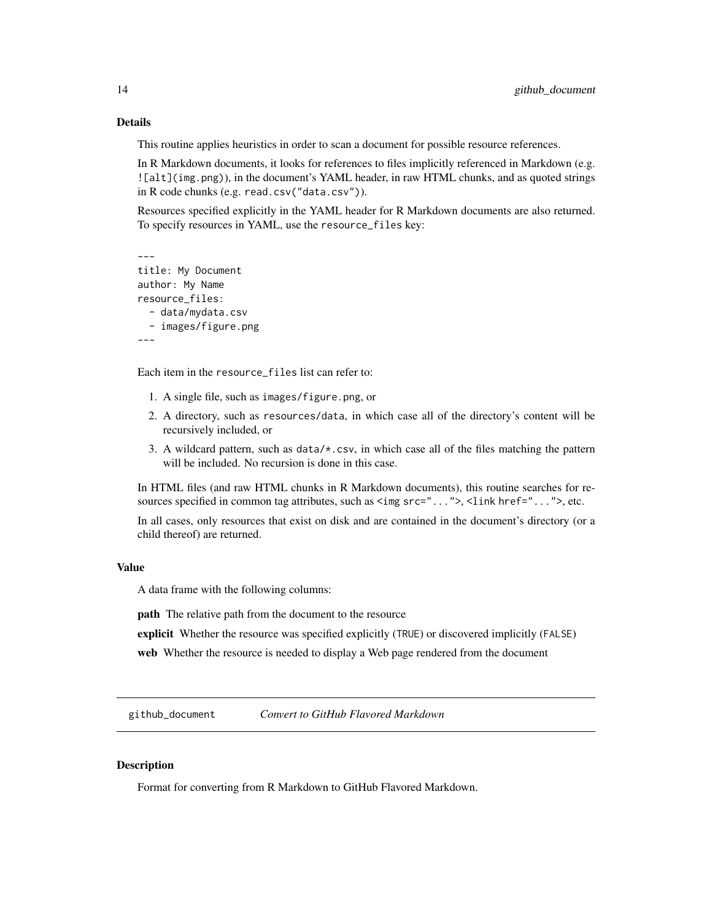### Details

This routine applies heuristics in order to scan a document for possible resource references.

In R Markdown documents, it looks for references to files implicitly referenced in Markdown (e.g. `![alt](img.png)`), in the document's YAML header, in raw HTML chunks, and as quoted strings in R code chunks (e.g. `read.csv("data.csv")`).

Resources specified explicitly in the YAML header for R Markdown documents are also returned. To specify resources in YAML, use the `resource_files` key:

```
---
title: My Document
author: My Name
resource_files:
  - data/mydata.csv
  - images/figure.png
---
```

Each item in the `resource_files` list can refer to:

1. A single file, such as `images/figure.png`, or
2. A directory, such as `resources/data`, in which case all of the directory's content will be recursively included, or
3. A wildcard pattern, such as `data/*.csv`, in which case all of the files matching the pattern will be included. No recursion is done in this case.

In HTML files (and raw HTML chunks in R Markdown documents), this routine searches for resources specified in common tag attributes, such as `<img src="...">`, `<link href="...">`, etc.

In all cases, only resources that exist on disk and are contained in the document's directory (or a child thereof) are returned.

### Value

A data frame with the following columns:

**path** The relative path from the document to the resource

**explicit** Whether the resource was specified explicitly (`TRUE`) or discovered implicitly (`FALSE`)

**web** Whether the resource is needed to display a Web page rendered from the document

---

## github_document *Convert to GitHub Flavored Markdown*

---

### Description

Format for converting from R Markdown to GitHub Flavored Markdown.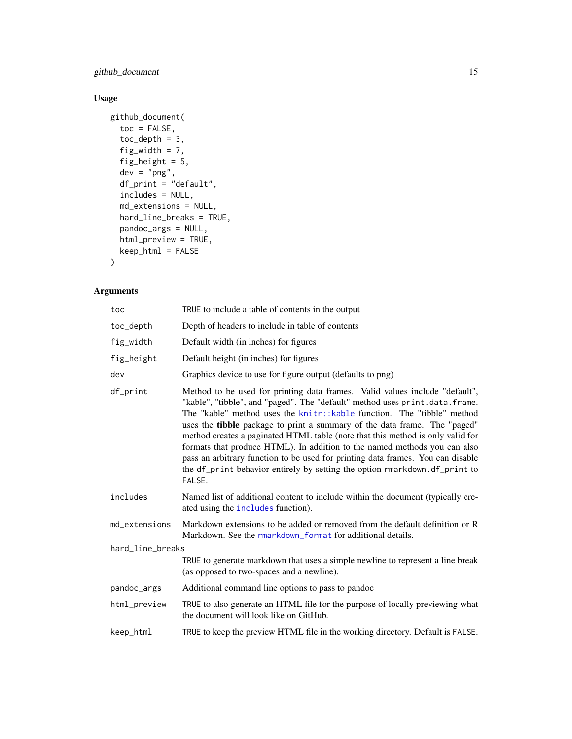## Usage

```
github_document(
  toc = FALSE,
  toc_depth = 3,
  fig_width = 7,
  fig_height = 5,
  dev = "png",
  df_print = "default",
  includes = NULL,
  md_extensions = NULL,
  hard_line_breaks = TRUE,
  pandoc_args = NULL,
  html_preview = TRUE,
  keep_html = FALSE
)
```

## Arguments

| | |
|---|---|
| `toc` | `TRUE` to include a table of contents in the output |
| `toc_depth` | Depth of headers to include in table of contents |
| `fig_width` | Default width (in inches) for figures |
| `fig_height` | Default height (in inches) for figures |
| `dev` | Graphics device to use for figure output (defaults to png) |
| `df_print` | Method to be used for printing data frames. Valid values include "default", "kable", "tibble", and "paged". The "default" method uses `print.data.frame`. The "kable" method uses the `knitr::kable` function. The "tibble" method uses the **tibble** package to print a summary of the data frame. The "paged" method creates a paginated HTML table (note that this method is only valid for formats that produce HTML). In addition to the named methods you can also pass an arbitrary function to be used for printing data frames. You can disable the `df_print` behavior entirely by setting the option `rmarkdown.df_print` to `FALSE`. |
| `includes` | Named list of additional content to include within the document (typically created using the `includes` function). |
| `md_extensions` | Markdown extensions to be added or removed from the default definition or R Markdown. See the `rmarkdown_format` for additional details. |
| `hard_line_breaks` | `TRUE` to generate markdown that uses a simple newline to represent a line break (as opposed to two-spaces and a newline). |
| `pandoc_args` | Additional command line options to pass to pandoc |
| `html_preview` | `TRUE` to also generate an HTML file for the purpose of locally previewing what the document will look like on GitHub. |
| `keep_html` | `TRUE` to keep the preview HTML file in the working directory. Default is `FALSE`. |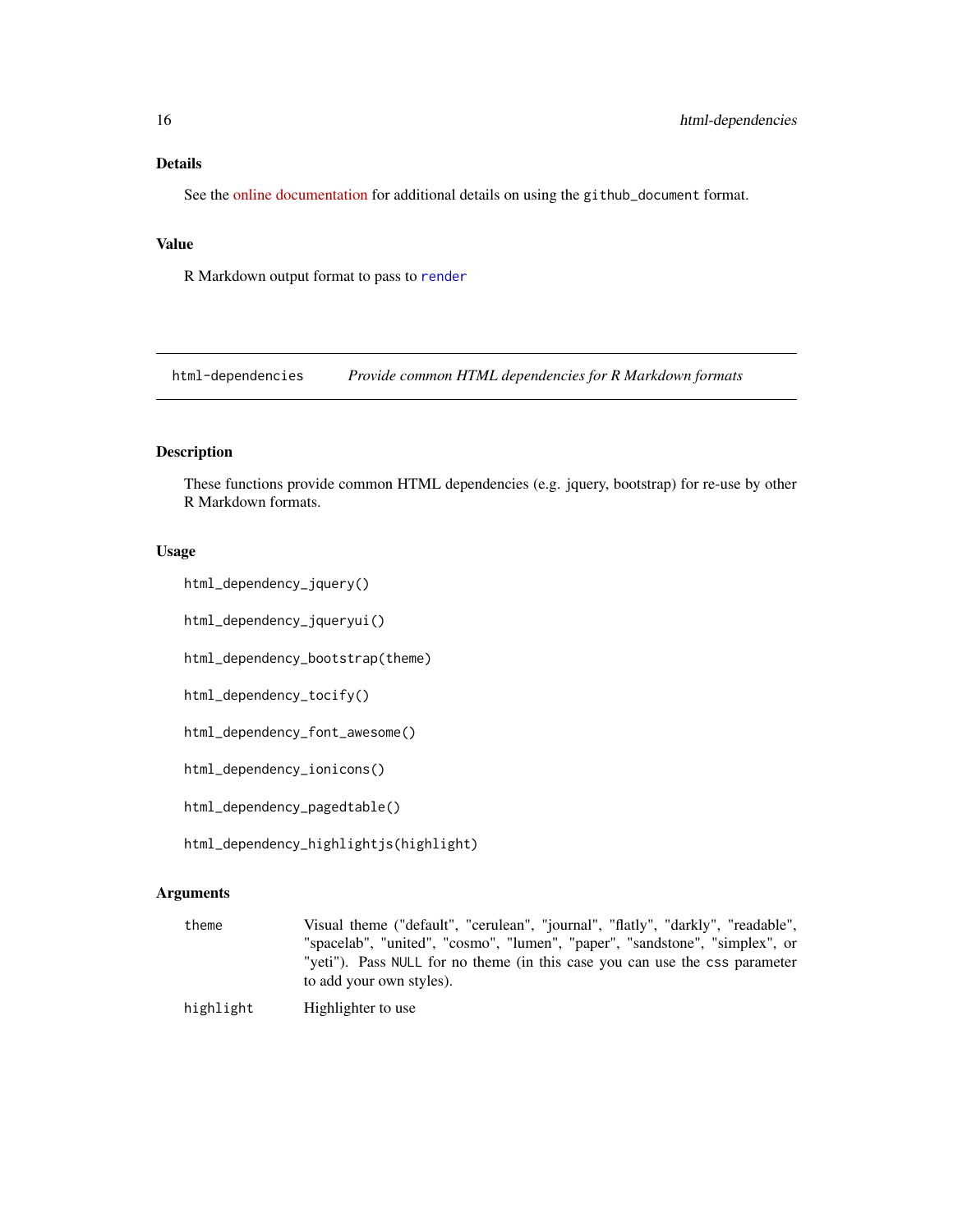## Details

See the online documentation for additional details on using the `github_document` format.

## Value

R Markdown output format to pass to `render`

---

# html-dependencies — *Provide common HTML dependencies for R Markdown formats*

---

## Description

These functions provide common HTML dependencies (e.g. jquery, bootstrap) for re-use by other R Markdown formats.

## Usage

```
html_dependency_jquery()

html_dependency_jqueryui()

html_dependency_bootstrap(theme)

html_dependency_tocify()

html_dependency_font_awesome()

html_dependency_ionicons()

html_dependency_pagedtable()

html_dependency_highlightjs(highlight)
```

## Arguments

| | |
|---|---|
| `theme` | Visual theme ("default", "cerulean", "journal", "flatly", "darkly", "readable", "spacelab", "united", "cosmo", "lumen", "paper", "sandstone", "simplex", or "yeti"). Pass `NULL` for no theme (in this case you can use the `css` parameter to add your own styles). |
| `highlight` | Highlighter to use |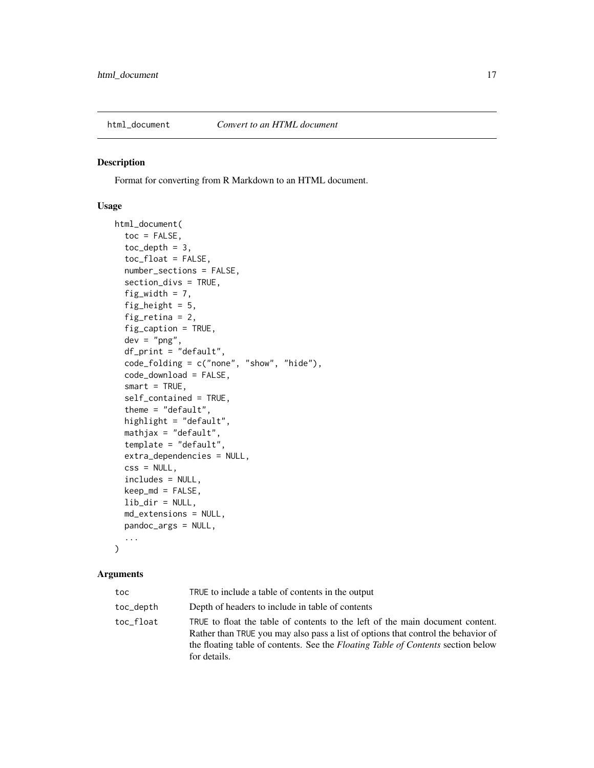## html_document — *Convert to an HTML document*

### Description

Format for converting from R Markdown to an HTML document.

### Usage

```
html_document(
  toc = FALSE,
  toc_depth = 3,
  toc_float = FALSE,
  number_sections = FALSE,
  section_divs = TRUE,
  fig_width = 7,
  fig_height = 5,
  fig_retina = 2,
  fig_caption = TRUE,
  dev = "png",
  df_print = "default",
  code_folding = c("none", "show", "hide"),
  code_download = FALSE,
  smart = TRUE,
  self_contained = TRUE,
  theme = "default",
  highlight = "default",
  mathjax = "default",
  template = "default",
  extra_dependencies = NULL,
  css = NULL,
  includes = NULL,
  keep_md = FALSE,
  lib_dir = NULL,
  md_extensions = NULL,
  pandoc_args = NULL,
  ...
)
```

### Arguments

| | |
|---|---|
| `toc` | `TRUE` to include a table of contents in the output |
| `toc_depth` | Depth of headers to include in table of contents |
| `toc_float` | `TRUE` to float the table of contents to the left of the main document content. Rather than `TRUE` you may also pass a list of options that control the behavior of the floating table of contents. See the *Floating Table of Contents* section below for details. |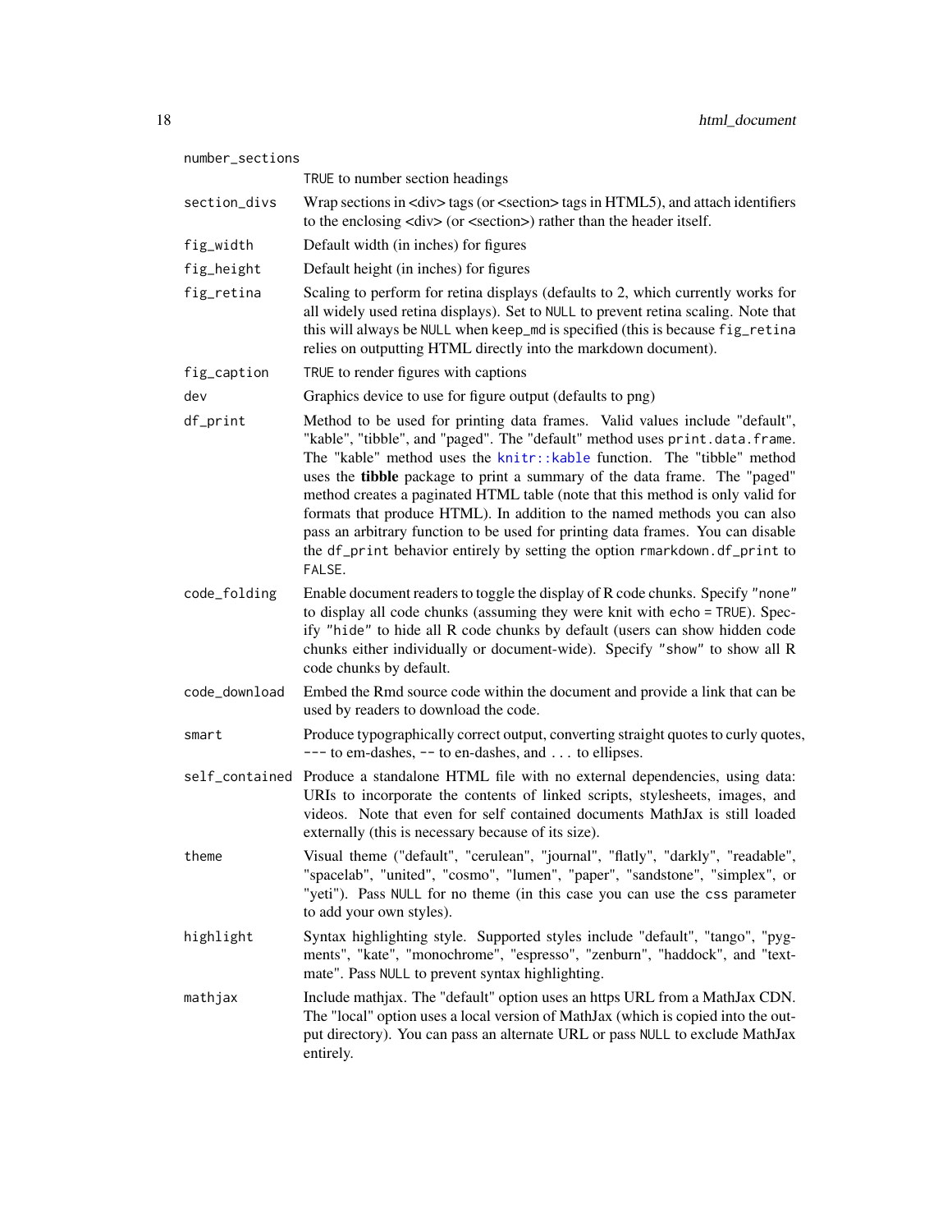`number_sections`
: TRUE to number section headings

`section_divs`
: Wrap sections in <div> tags (or <section> tags in HTML5), and attach identifiers to the enclosing <div> (or <section>) rather than the header itself.

`fig_width`
: Default width (in inches) for figures

`fig_height`
: Default height (in inches) for figures

`fig_retina`
: Scaling to perform for retina displays (defaults to 2, which currently works for all widely used retina displays). Set to NULL to prevent retina scaling. Note that this will always be NULL when keep_md is specified (this is because fig_retina relies on outputting HTML directly into the markdown document).

`fig_caption`
: TRUE to render figures with captions

`dev`
: Graphics device to use for figure output (defaults to png)

`df_print`
: Method to be used for printing data frames. Valid values include "default", "kable", "tibble", and "paged". The "default" method uses print.data.frame. The "kable" method uses the knitr::kable function. The "tibble" method uses the **tibble** package to print a summary of the data frame. The "paged" method creates a paginated HTML table (note that this method is only valid for formats that produce HTML). In addition to the named methods you can also pass an arbitrary function to be used for printing data frames. You can disable the df_print behavior entirely by setting the option rmarkdown.df_print to FALSE.

`code_folding`
: Enable document readers to toggle the display of R code chunks. Specify "none" to display all code chunks (assuming they were knit with echo = TRUE). Specify "hide" to hide all R code chunks by default (users can show hidden code chunks either individually or document-wide). Specify "show" to show all R code chunks by default.

`code_download`
: Embed the Rmd source code within the document and provide a link that can be used by readers to download the code.

`smart`
: Produce typographically correct output, converting straight quotes to curly quotes, --- to em-dashes, -- to en-dashes, and ... to ellipses.

`self_contained`
: Produce a standalone HTML file with no external dependencies, using data: URIs to incorporate the contents of linked scripts, stylesheets, images, and videos. Note that even for self contained documents MathJax is still loaded externally (this is necessary because of its size).

`theme`
: Visual theme ("default", "cerulean", "journal", "flatly", "darkly", "readable", "spacelab", "united", "cosmo", "lumen", "paper", "sandstone", "simplex", or "yeti"). Pass NULL for no theme (in this case you can use the css parameter to add your own styles).

`highlight`
: Syntax highlighting style. Supported styles include "default", "tango", "pygments", "kate", "monochrome", "espresso", "zenburn", "haddock", and "textmate". Pass NULL to prevent syntax highlighting.

`mathjax`
: Include mathjax. The "default" option uses an https URL from a MathJax CDN. The "local" option uses a local version of MathJax (which is copied into the output directory). You can pass an alternate URL or pass NULL to exclude MathJax entirely.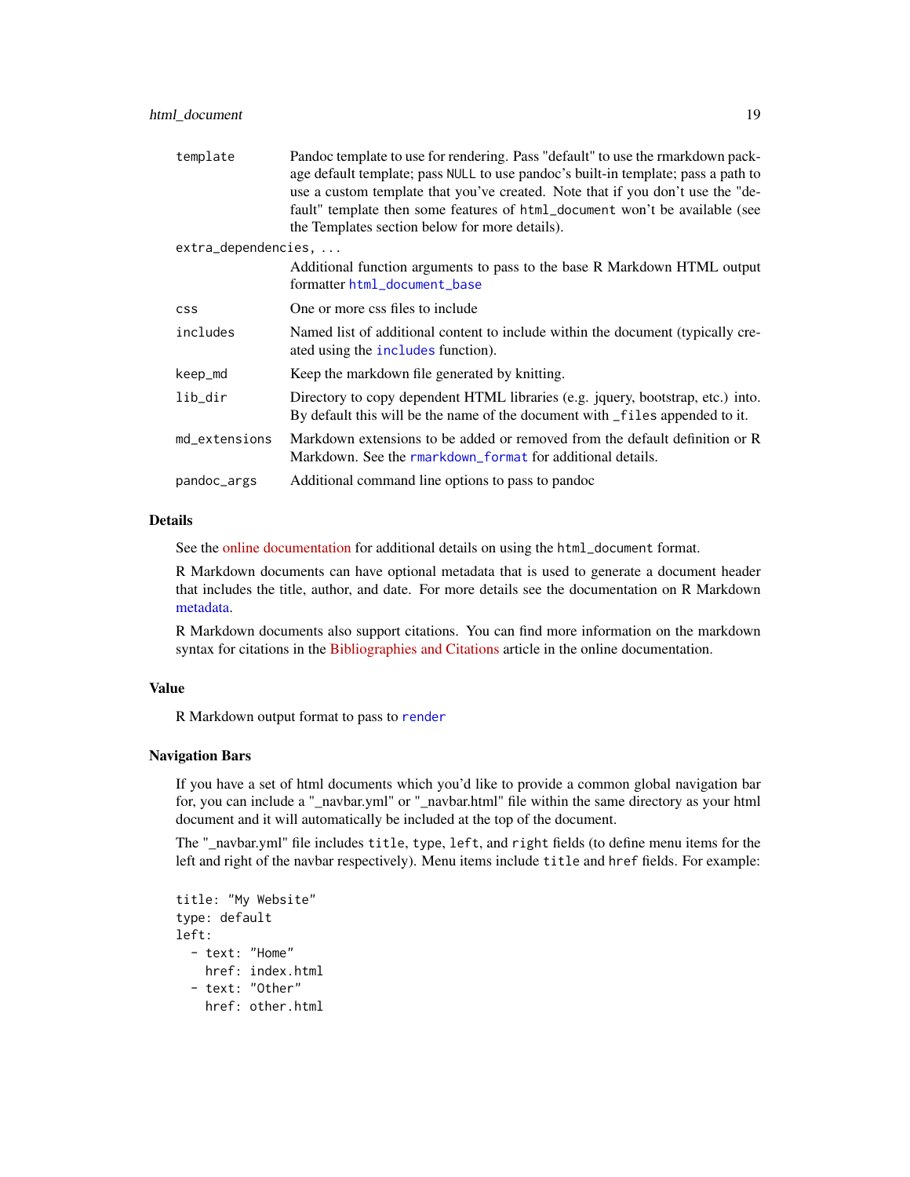| | |
|---|---|
| `template` | Pandoc template to use for rendering. Pass "default" to use the rmarkdown package default template; pass `NULL` to use pandoc's built-in template; pass a path to use a custom template that you've created. Note that if you don't use the "default" template then some features of `html_document` won't be available (see the Templates section below for more details). |
| `extra_dependencies, ...` | Additional function arguments to pass to the base R Markdown HTML output formatter `html_document_base` |
| `css` | One or more css files to include |
| `includes` | Named list of additional content to include within the document (typically created using the `includes` function). |
| `keep_md` | Keep the markdown file generated by knitting. |
| `lib_dir` | Directory to copy dependent HTML libraries (e.g. jquery, bootstrap, etc.) into. By default this will be the name of the document with `_files` appended to it. |
| `md_extensions` | Markdown extensions to be added or removed from the default definition or R Markdown. See the `rmarkdown_format` for additional details. |
| `pandoc_args` | Additional command line options to pass to pandoc |

### Details

See the online documentation for additional details on using the `html_document` format.

R Markdown documents can have optional metadata that is used to generate a document header that includes the title, author, and date. For more details see the documentation on R Markdown metadata.

R Markdown documents also support citations. You can find more information on the markdown syntax for citations in the Bibliographies and Citations article in the online documentation.

### Value

R Markdown output format to pass to `render`

### Navigation Bars

If you have a set of html documents which you'd like to provide a common global navigation bar for, you can include a "_navbar.yml" or "_navbar.html" file within the same directory as your html document and it will automatically be included at the top of the document.

The "_navbar.yml" file includes `title`, `type`, `left`, and `right` fields (to define menu items for the left and right of the navbar respectively). Menu items include `title` and `href` fields. For example:

```
title: "My Website"
type: default
left:
  - text: "Home"
    href: index.html
  - text: "Other"
    href: other.html
```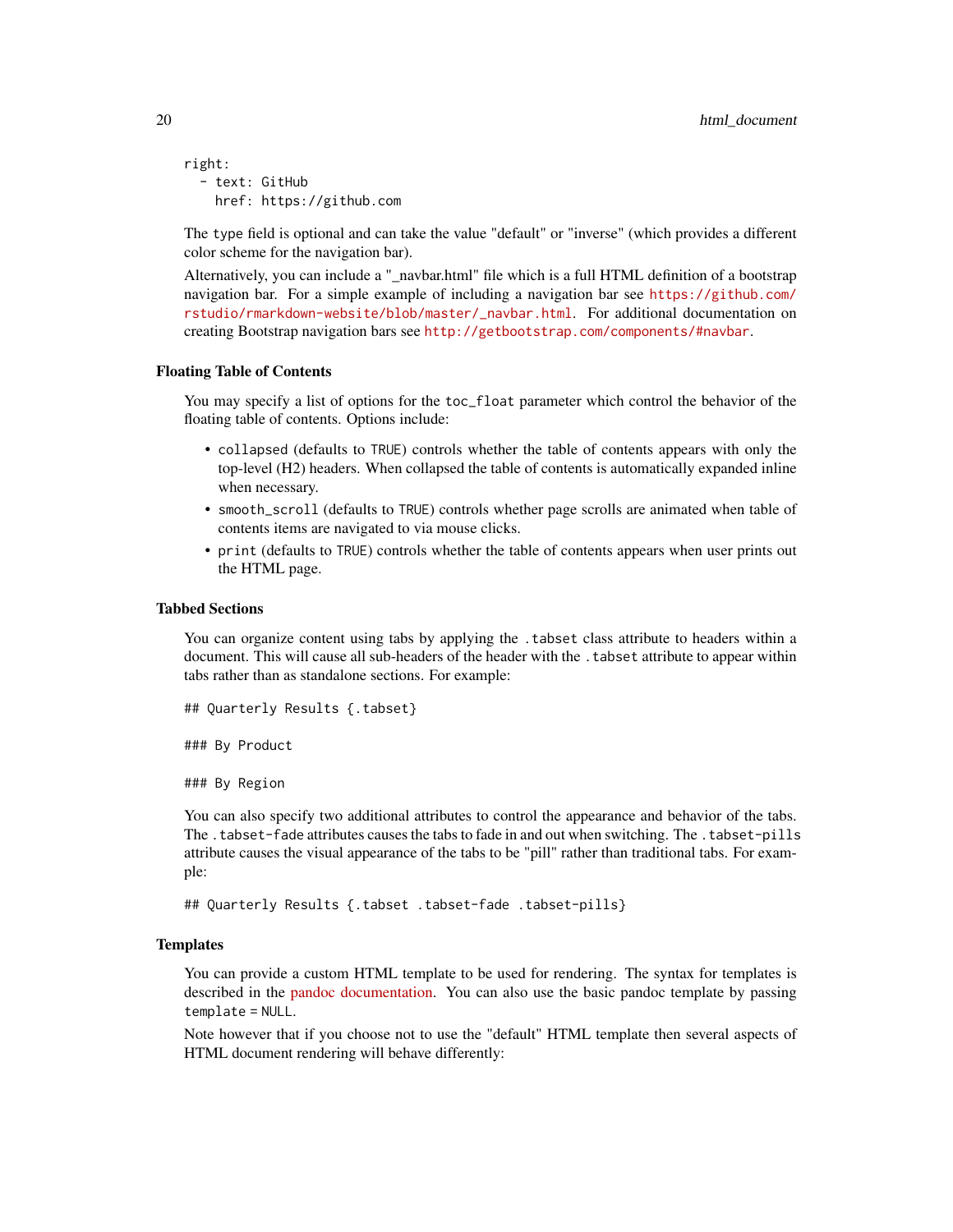```
right:
  - text: GitHub
    href: https://github.com
```

The `type` field is optional and can take the value "default" or "inverse" (which provides a different color scheme for the navigation bar).

Alternatively, you can include a "_navbar.html" file which is a full HTML definition of a bootstrap navigation bar. For a simple example of including a navigation bar see https://github.com/rstudio/rmarkdown-website/blob/master/_navbar.html. For additional documentation on creating Bootstrap navigation bars see http://getbootstrap.com/components/#navbar.

### Floating Table of Contents

You may specify a list of options for the `toc_float` parameter which control the behavior of the floating table of contents. Options include:

- `collapsed` (defaults to `TRUE`) controls whether the table of contents appears with only the top-level (H2) headers. When collapsed the table of contents is automatically expanded inline when necessary.
- `smooth_scroll` (defaults to `TRUE`) controls whether page scrolls are animated when table of contents items are navigated to via mouse clicks.
- `print` (defaults to `TRUE`) controls whether the table of contents appears when user prints out the HTML page.

### Tabbed Sections

You can organize content using tabs by applying the `.tabset` class attribute to headers within a document. This will cause all sub-headers of the header with the `.tabset` attribute to appear within tabs rather than as standalone sections. For example:

```
## Quarterly Results {.tabset}

### By Product

### By Region
```

You can also specify two additional attributes to control the appearance and behavior of the tabs. The `.tabset-fade` attributes causes the tabs to fade in and out when switching. The `.tabset-pills` attribute causes the visual appearance of the tabs to be "pill" rather than traditional tabs. For example:

```
## Quarterly Results {.tabset .tabset-fade .tabset-pills}
```

### Templates

You can provide a custom HTML template to be used for rendering. The syntax for templates is described in the pandoc documentation. You can also use the basic pandoc template by passing `template = NULL`.

Note however that if you choose not to use the "default" HTML template then several aspects of HTML document rendering will behave differently: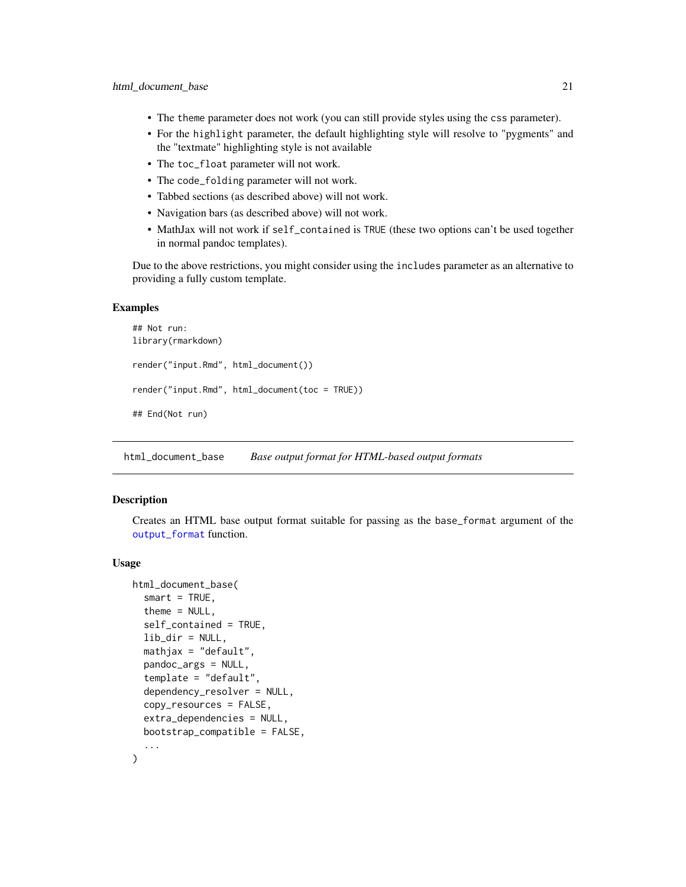- The theme parameter does not work (you can still provide styles using the css parameter).
- For the highlight parameter, the default highlighting style will resolve to "pygments" and the "textmate" highlighting style is not available
- The toc_float parameter will not work.
- The code_folding parameter will not work.
- Tabbed sections (as described above) will not work.
- Navigation bars (as described above) will not work.
- MathJax will not work if self_contained is TRUE (these two options can't be used together in normal pandoc templates).

Due to the above restrictions, you might consider using the includes parameter as an alternative to providing a fully custom template.

### Examples

```
## Not run:
library(rmarkdown)

render("input.Rmd", html_document())

render("input.Rmd", html_document(toc = TRUE))

## End(Not run)
```

---

## html_document_base &nbsp;&nbsp;&nbsp; *Base output format for HTML-based output formats*

---

### Description

Creates an HTML base output format suitable for passing as the base_format argument of the output_format function.

### Usage

```
html_document_base(
  smart = TRUE,
  theme = NULL,
  self_contained = TRUE,
  lib_dir = NULL,
  mathjax = "default",
  pandoc_args = NULL,
  template = "default",
  dependency_resolver = NULL,
  copy_resources = FALSE,
  extra_dependencies = NULL,
  bootstrap_compatible = FALSE,
  ...
)
```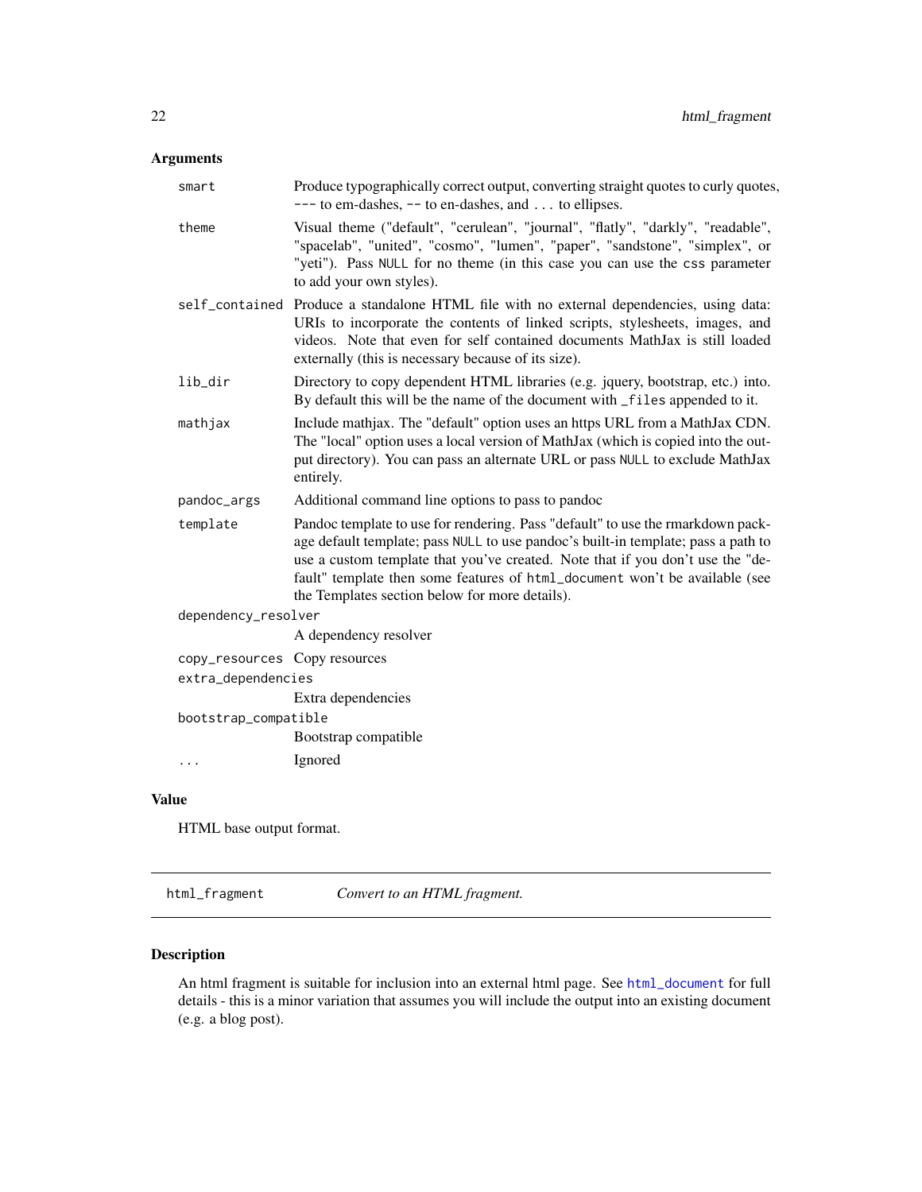### Arguments

| | |
|---|---|
| `smart` | Produce typographically correct output, converting straight quotes to curly quotes, `---` to em-dashes, `--` to en-dashes, and `...` to ellipses. |
| `theme` | Visual theme ("default", "cerulean", "journal", "flatly", "darkly", "readable", "spacelab", "united", "cosmo", "lumen", "paper", "sandstone", "simplex", or "yeti"). Pass `NULL` for no theme (in this case you can use the `css` parameter to add your own styles). |
| `self_contained` | Produce a standalone HTML file with no external dependencies, using data: URIs to incorporate the contents of linked scripts, stylesheets, images, and videos. Note that even for self contained documents MathJax is still loaded externally (this is necessary because of its size). |
| `lib_dir` | Directory to copy dependent HTML libraries (e.g. jquery, bootstrap, etc.) into. By default this will be the name of the document with `_files` appended to it. |
| `mathjax` | Include mathjax. The "default" option uses an https URL from a MathJax CDN. The "local" option uses a local version of MathJax (which is copied into the output directory). You can pass an alternate URL or pass `NULL` to exclude MathJax entirely. |
| `pandoc_args` | Additional command line options to pass to pandoc |
| `template` | Pandoc template to use for rendering. Pass "default" to use the rmarkdown package default template; pass `NULL` to use pandoc's built-in template; pass a path to use a custom template that you've created. Note that if you don't use the "default" template then some features of `html_document` won't be available (see the Templates section below for more details). |
| `dependency_resolver` | A dependency resolver |
| `copy_resources` | Copy resources |
| `extra_dependencies` | Extra dependencies |
| `bootstrap_compatible` | Bootstrap compatible |
| `...` | Ignored |

### Value

HTML base output format.

---

## html_fragment — *Convert to an HTML fragment.*

---

### Description

An html fragment is suitable for inclusion into an external html page. See `html_document` for full details - this is a minor variation that assumes you will include the output into an existing document (e.g. a blog post).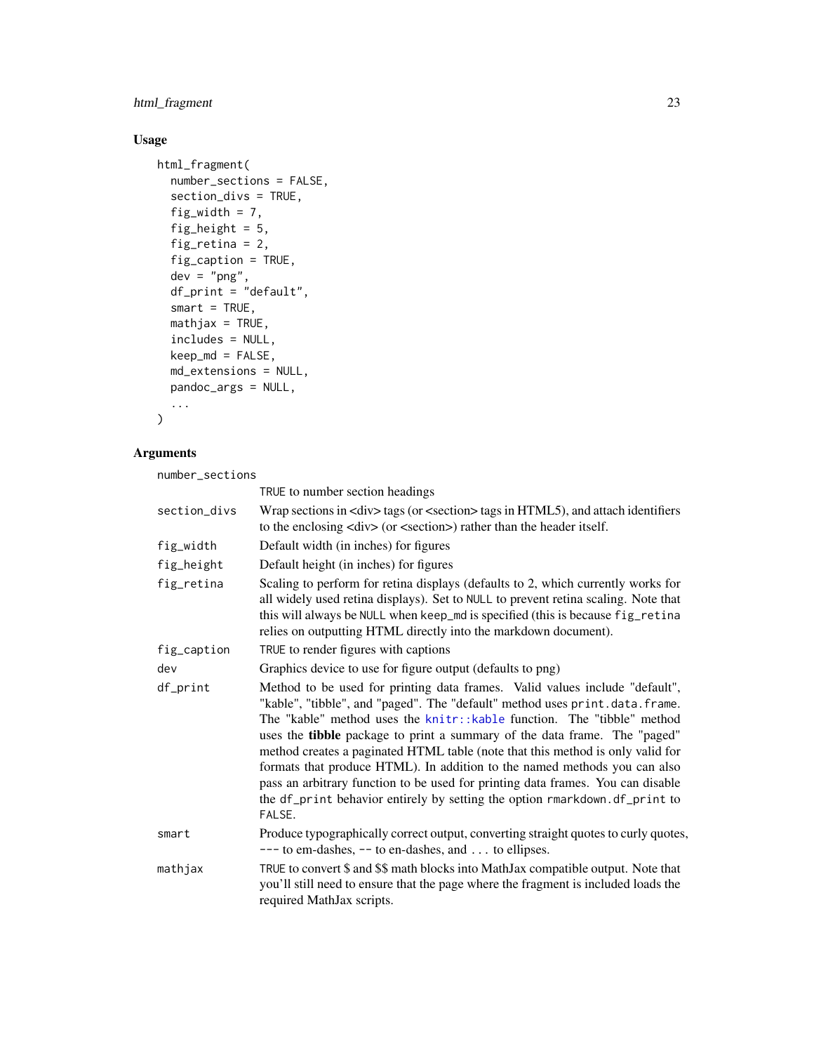### Usage

```
html_fragment(
  number_sections = FALSE,
  section_divs = TRUE,
  fig_width = 7,
  fig_height = 5,
  fig_retina = 2,
  fig_caption = TRUE,
  dev = "png",
  df_print = "default",
  smart = TRUE,
  mathjax = TRUE,
  includes = NULL,
  keep_md = FALSE,
  md_extensions = NULL,
  pandoc_args = NULL,
  ...
)
```

### Arguments

| Argument | Description |
|---|---|
| `number_sections` | `TRUE` to number section headings |
| `section_divs` | Wrap sections in <div> tags (or <section> tags in HTML5), and attach identifiers to the enclosing <div> (or <section>) rather than the header itself. |
| `fig_width` | Default width (in inches) for figures |
| `fig_height` | Default height (in inches) for figures |
| `fig_retina` | Scaling to perform for retina displays (defaults to 2, which currently works for all widely used retina displays). Set to `NULL` to prevent retina scaling. Note that this will always be `NULL` when `keep_md` is specified (this is because `fig_retina` relies on outputting HTML directly into the markdown document). |
| `fig_caption` | `TRUE` to render figures with captions |
| `dev` | Graphics device to use for figure output (defaults to png) |
| `df_print` | Method to be used for printing data frames. Valid values include "default", "kable", "tibble", and "paged". The "default" method uses `print.data.frame`. The "kable" method uses the `knitr::kable` function. The "tibble" method uses the **tibble** package to print a summary of the data frame. The "paged" method creates a paginated HTML table (note that this method is only valid for formats that produce HTML). In addition to the named methods you can also pass an arbitrary function to be used for printing data frames. You can disable the `df_print` behavior entirely by setting the option `rmarkdown.df_print` to `FALSE`. |
| `smart` | Produce typographically correct output, converting straight quotes to curly quotes, `---` to em-dashes, `--` to en-dashes, and `...` to ellipses. |
| `mathjax` | `TRUE` to convert $ and $$ math blocks into MathJax compatible output. Note that you'll still need to ensure that the page where the fragment is included loads the required MathJax scripts. |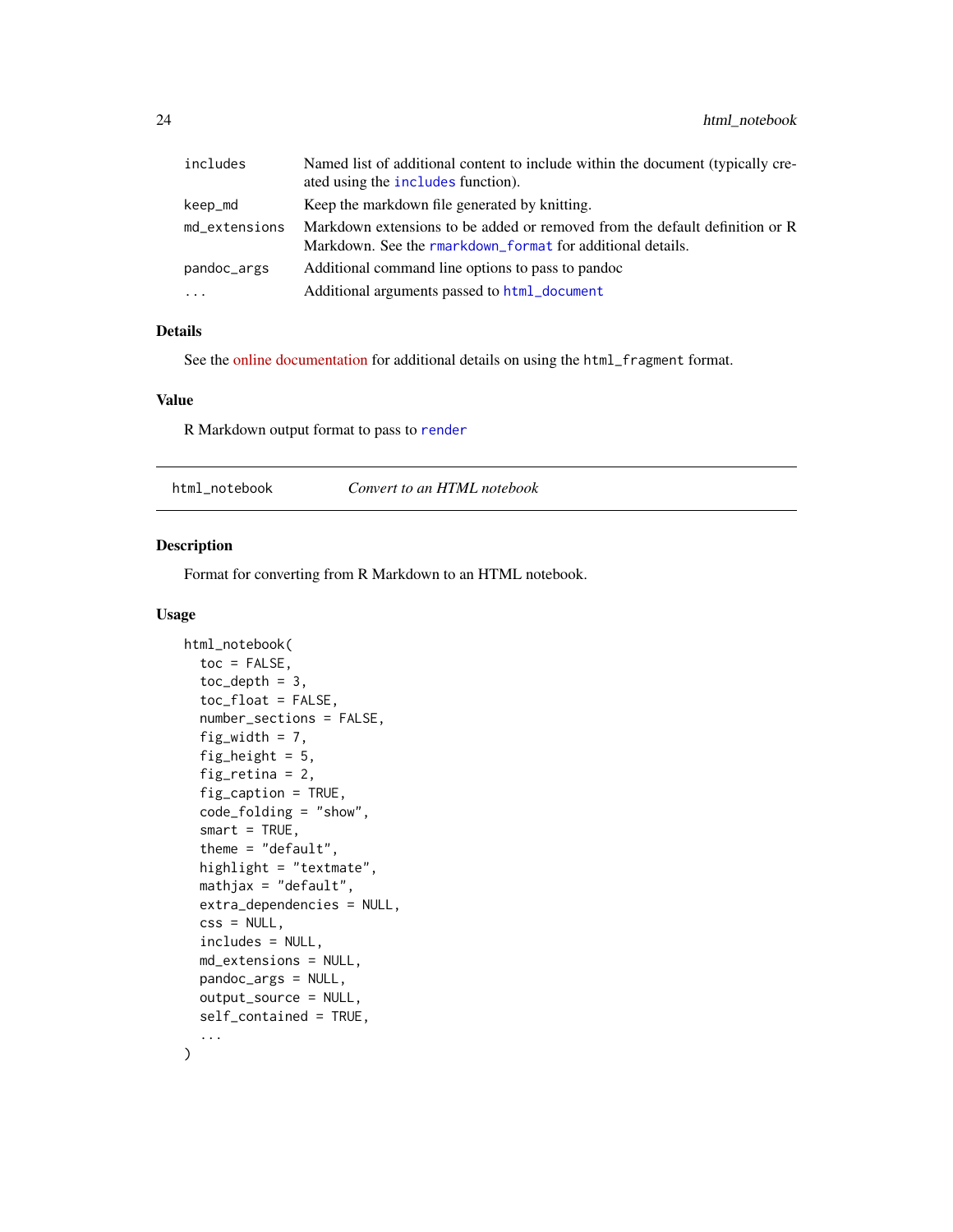| | |
|---|---|
| includes | Named list of additional content to include within the document (typically created using the includes function). |
| keep_md | Keep the markdown file generated by knitting. |
| md_extensions | Markdown extensions to be added or removed from the default definition or R Markdown. See the rmarkdown_format for additional details. |
| pandoc_args | Additional command line options to pass to pandoc |
| ... | Additional arguments passed to html_document |

### Details

See the online documentation for additional details on using the html_fragment format.

### Value

R Markdown output format to pass to render

---

## html_notebook — *Convert to an HTML notebook*

### Description

Format for converting from R Markdown to an HTML notebook.

### Usage

```
html_notebook(
  toc = FALSE,
  toc_depth = 3,
  toc_float = FALSE,
  number_sections = FALSE,
  fig_width = 7,
  fig_height = 5,
  fig_retina = 2,
  fig_caption = TRUE,
  code_folding = "show",
  smart = TRUE,
  theme = "default",
  highlight = "textmate",
  mathjax = "default",
  extra_dependencies = NULL,
  css = NULL,
  includes = NULL,
  md_extensions = NULL,
  pandoc_args = NULL,
  output_source = NULL,
  self_contained = TRUE,
  ...
)
```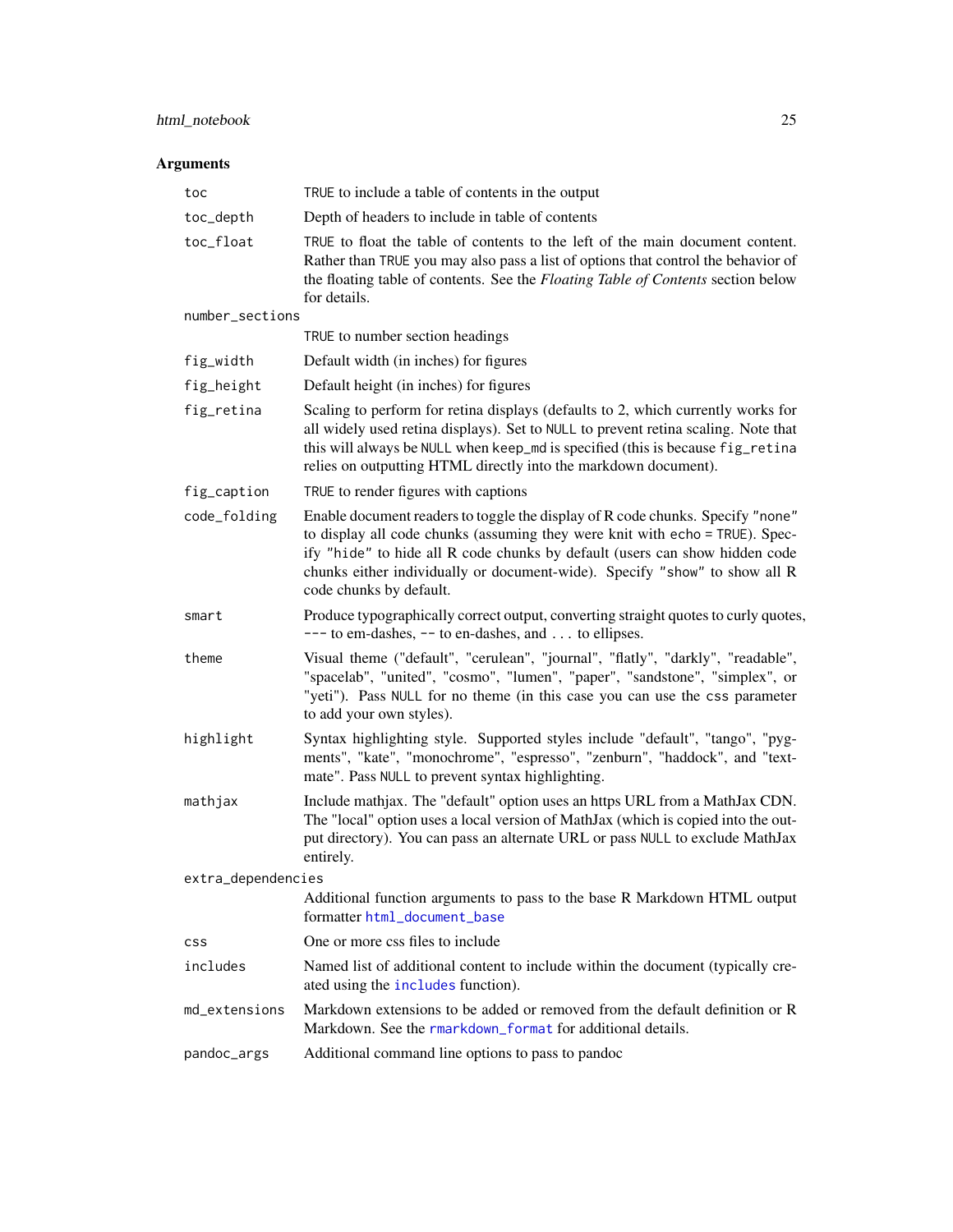## Arguments

| Argument | Description |
| --- | --- |
| toc | TRUE to include a table of contents in the output |
| toc_depth | Depth of headers to include in table of contents |
| toc_float | TRUE to float the table of contents to the left of the main document content. Rather than TRUE you may also pass a list of options that control the behavior of the floating table of contents. See the *Floating Table of Contents* section below for details. |
| number_sections | TRUE to number section headings |
| fig_width | Default width (in inches) for figures |
| fig_height | Default height (in inches) for figures |
| fig_retina | Scaling to perform for retina displays (defaults to 2, which currently works for all widely used retina displays). Set to NULL to prevent retina scaling. Note that this will always be NULL when keep_md is specified (this is because fig_retina relies on outputting HTML directly into the markdown document). |
| fig_caption | TRUE to render figures with captions |
| code_folding | Enable document readers to toggle the display of R code chunks. Specify "none" to display all code chunks (assuming they were knit with echo = TRUE). Specify "hide" to hide all R code chunks by default (users can show hidden code chunks either individually or document-wide). Specify "show" to show all R code chunks by default. |
| smart | Produce typographically correct output, converting straight quotes to curly quotes, --- to em-dashes, -- to en-dashes, and ... to ellipses. |
| theme | Visual theme ("default", "cerulean", "journal", "flatly", "darkly", "readable", "spacelab", "united", "cosmo", "lumen", "paper", "sandstone", "simplex", or "yeti"). Pass NULL for no theme (in this case you can use the css parameter to add your own styles). |
| highlight | Syntax highlighting style. Supported styles include "default", "tango", "pygments", "kate", "monochrome", "espresso", "zenburn", "haddock", and "textmate". Pass NULL to prevent syntax highlighting. |
| mathjax | Include mathjax. The "default" option uses an https URL from a MathJax CDN. The "local" option uses a local version of MathJax (which is copied into the output directory). You can pass an alternate URL or pass NULL to exclude MathJax entirely. |
| extra_dependencies | Additional function arguments to pass to the base R Markdown HTML output formatter html_document_base |
| css | One or more css files to include |
| includes | Named list of additional content to include within the document (typically created using the includes function). |
| md_extensions | Markdown extensions to be added or removed from the default definition or R Markdown. See the rmarkdown_format for additional details. |
| pandoc_args | Additional command line options to pass to pandoc |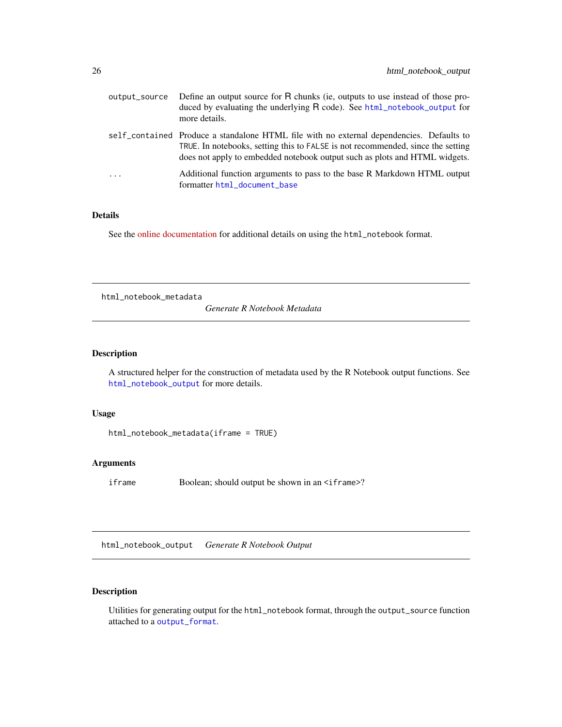| | |
|---|---|
| output_source | Define an output source for R chunks (ie, outputs to use instead of those produced by evaluating the underlying R code). See html_notebook_output for more details. |
| self_contained | Produce a standalone HTML file with no external dependencies. Defaults to TRUE. In notebooks, setting this to FALSE is not recommended, since the setting does not apply to embedded notebook output such as plots and HTML widgets. |
| ... | Additional function arguments to pass to the base R Markdown HTML output formatter html_document_base |

### Details

See the online documentation for additional details on using the html_notebook format.

---

## html_notebook_metadata    *Generate R Notebook Metadata*

---

### Description

A structured helper for the construction of metadata used by the R Notebook output functions. See html_notebook_output for more details.

### Usage

```
html_notebook_metadata(iframe = TRUE)
```

### Arguments

| | |
|---|---|
| iframe | Boolean; should output be shown in an <iframe>? |

---

## html_notebook_output    *Generate R Notebook Output*

---

### Description

Utilities for generating output for the html_notebook format, through the output_source function attached to a output_format.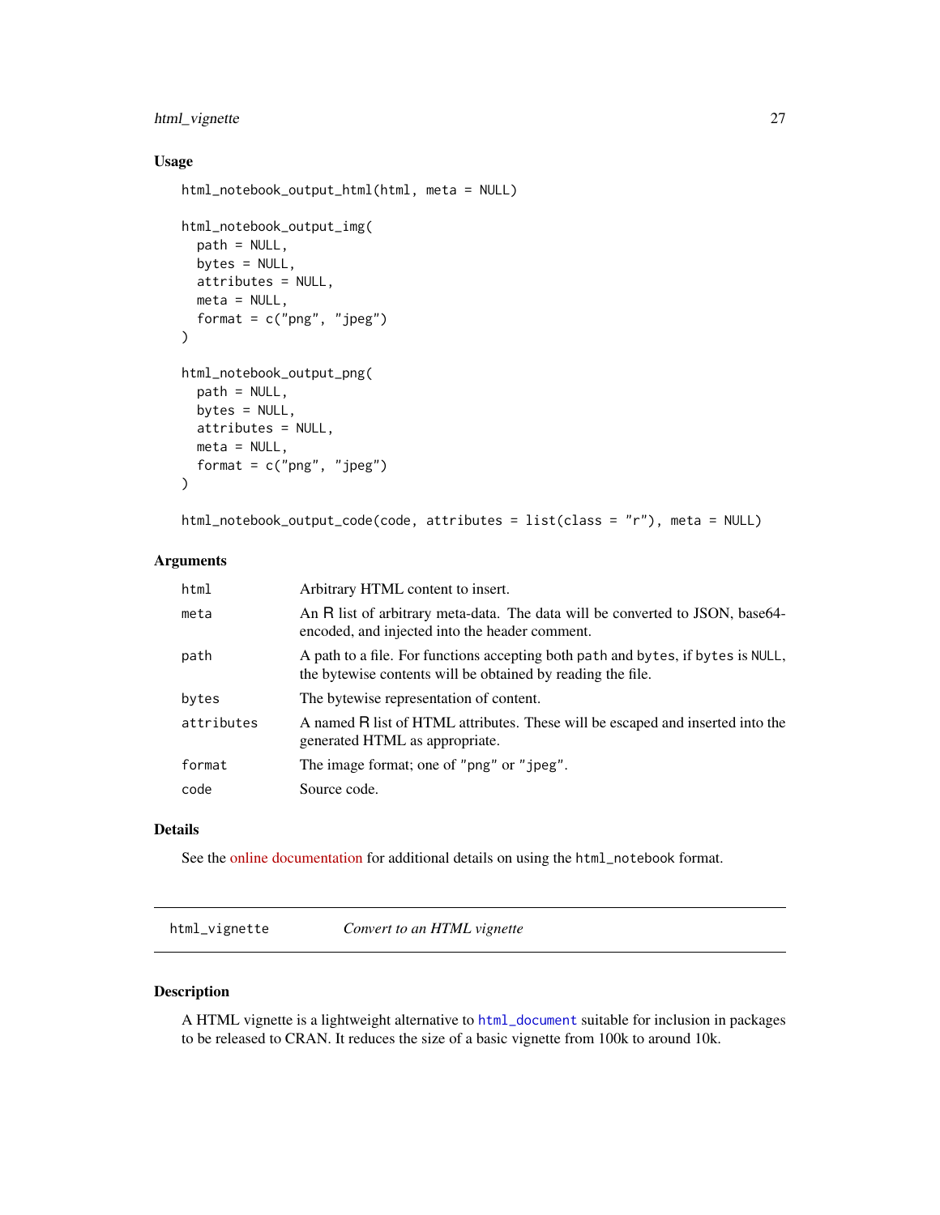### Usage

```
html_notebook_output_html(html, meta = NULL)

html_notebook_output_img(
  path = NULL,
  bytes = NULL,
  attributes = NULL,
  meta = NULL,
  format = c("png", "jpeg")
)

html_notebook_output_png(
  path = NULL,
  bytes = NULL,
  attributes = NULL,
  meta = NULL,
  format = c("png", "jpeg")
)

html_notebook_output_code(code, attributes = list(class = "r"), meta = NULL)
```

### Arguments

| | |
|---|---|
| `html` | Arbitrary HTML content to insert. |
| `meta` | An R list of arbitrary meta-data. The data will be converted to JSON, base64-encoded, and injected into the header comment. |
| `path` | A path to a file. For functions accepting both `path` and `bytes`, if `bytes` is `NULL`, the bytewise contents will be obtained by reading the file. |
| `bytes` | The bytewise representation of content. |
| `attributes` | A named R list of HTML attributes. These will be escaped and inserted into the generated HTML as appropriate. |
| `format` | The image format; one of `"png"` or `"jpeg"`. |
| `code` | Source code. |

### Details

See the online documentation for additional details on using the `html_notebook` format.

---

## html_vignette — *Convert to an HTML vignette*

---

### Description

A HTML vignette is a lightweight alternative to `html_document` suitable for inclusion in packages to be released to CRAN. It reduces the size of a basic vignette from 100k to around 10k.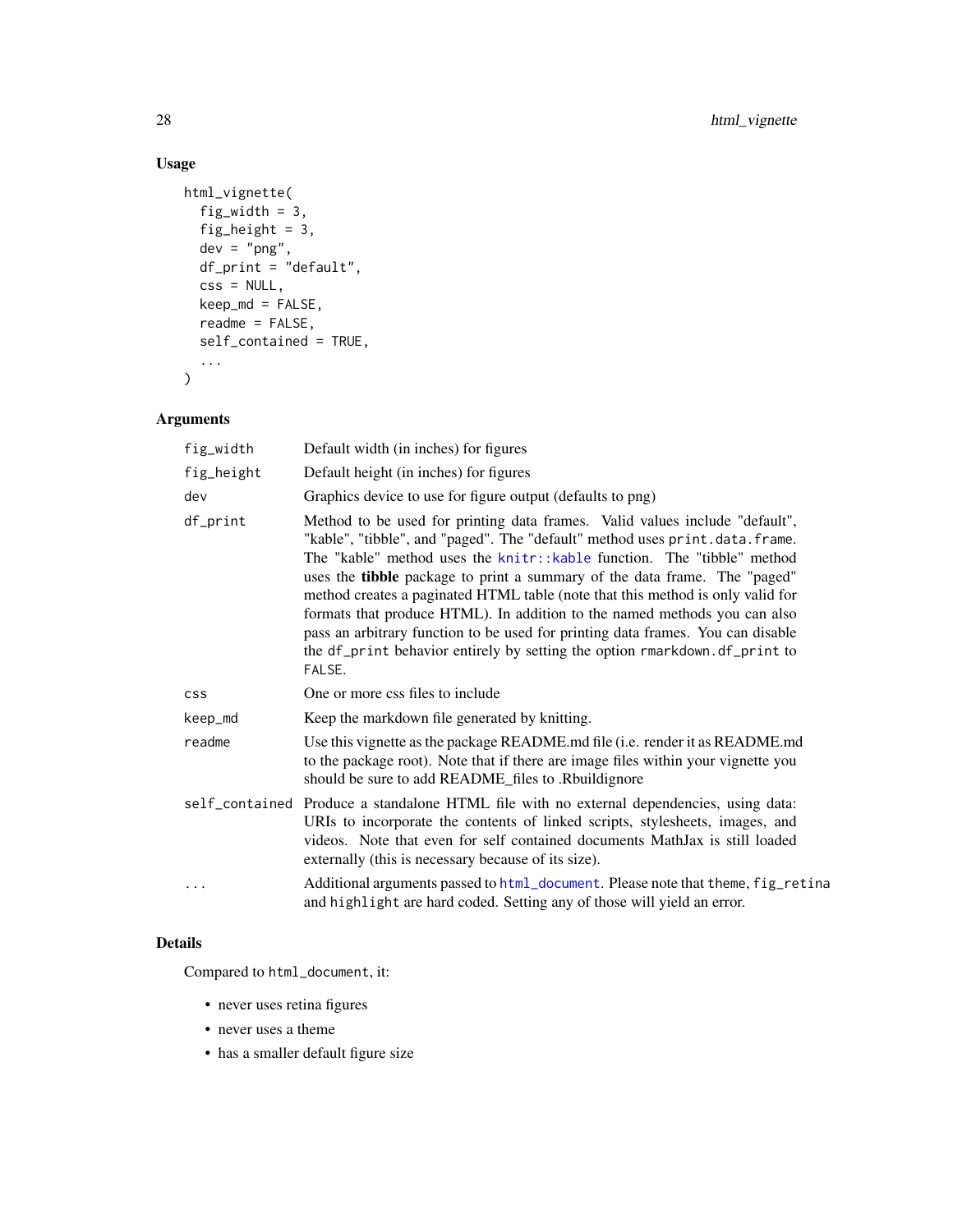### Usage

```
html_vignette(
  fig_width = 3,
  fig_height = 3,
  dev = "png",
  df_print = "default",
  css = NULL,
  keep_md = FALSE,
  readme = FALSE,
  self_contained = TRUE,
  ...
)
```

### Arguments

| | |
|---|---|
| `fig_width` | Default width (in inches) for figures |
| `fig_height` | Default height (in inches) for figures |
| `dev` | Graphics device to use for figure output (defaults to png) |
| `df_print` | Method to be used for printing data frames. Valid values include "default", "kable", "tibble", and "paged". The "default" method uses `print.data.frame`. The "kable" method uses the `knitr::kable` function. The "tibble" method uses the **tibble** package to print a summary of the data frame. The "paged" method creates a paginated HTML table (note that this method is only valid for formats that produce HTML). In addition to the named methods you can also pass an arbitrary function to be used for printing data frames. You can disable the `df_print` behavior entirely by setting the option `rmarkdown.df_print` to `FALSE`. |
| `css` | One or more css files to include |
| `keep_md` | Keep the markdown file generated by knitting. |
| `readme` | Use this vignette as the package README.md file (i.e. render it as README.md to the package root). Note that if there are image files within your vignette you should be sure to add README_files to .Rbuildignore |
| `self_contained` | Produce a standalone HTML file with no external dependencies, using data: URIs to incorporate the contents of linked scripts, stylesheets, images, and videos. Note that even for self contained documents MathJax is still loaded externally (this is necessary because of its size). |
| `...` | Additional arguments passed to `html_document`. Please note that `theme`, `fig_retina` and `highlight` are hard coded. Setting any of those will yield an error. |

### Details

Compared to `html_document`, it:

- never uses retina figures
- never uses a theme
- has a smaller default figure size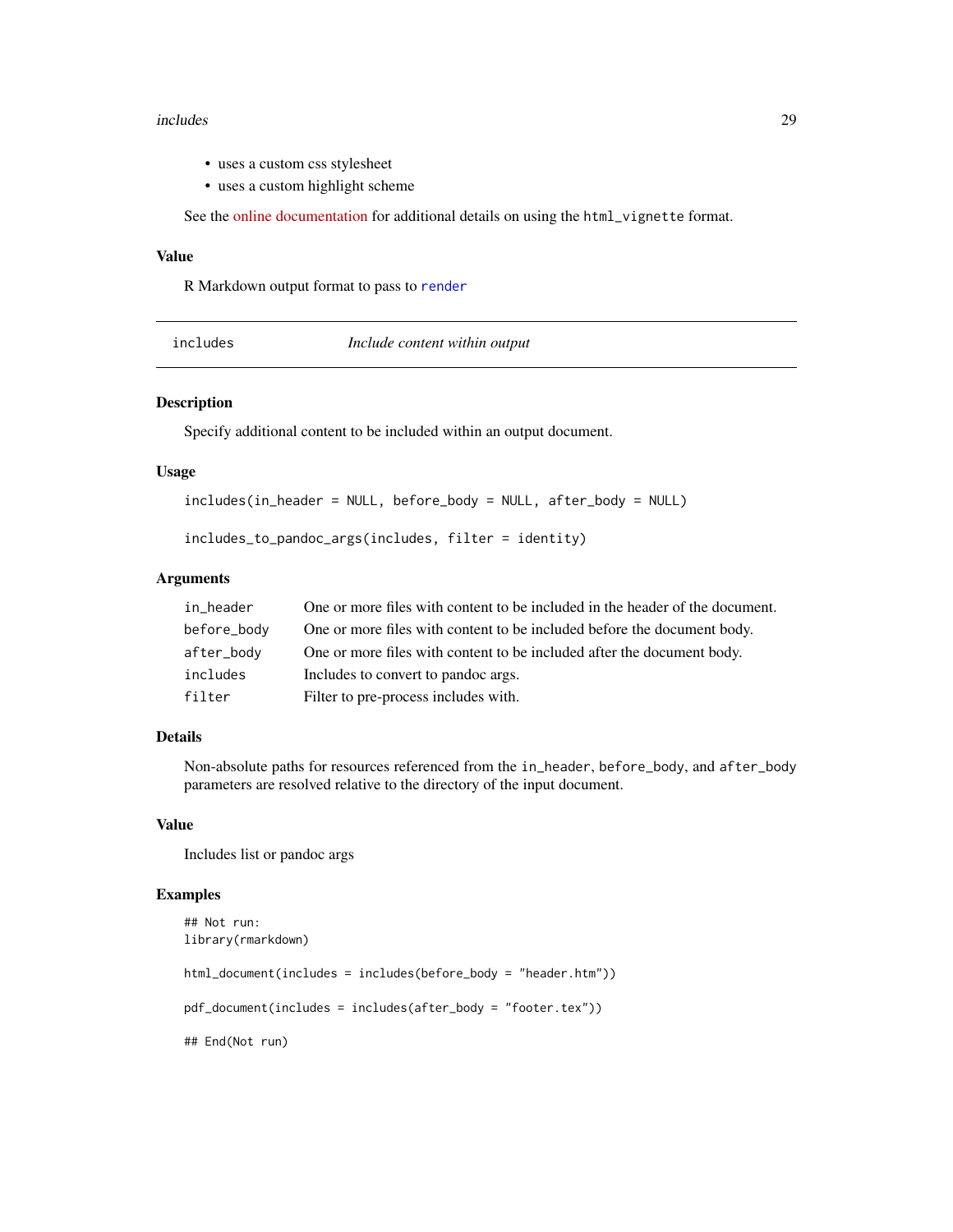- uses a custom css stylesheet
- uses a custom highlight scheme

See the online documentation for additional details on using the `html_vignette` format.

### Value

R Markdown output format to pass to `render`

---

## includes — *Include content within output*

### Description

Specify additional content to be included within an output document.

### Usage

```
includes(in_header = NULL, before_body = NULL, after_body = NULL)

includes_to_pandoc_args(includes, filter = identity)
```

### Arguments

| | |
|---|---|
| `in_header` | One or more files with content to be included in the header of the document. |
| `before_body` | One or more files with content to be included before the document body. |
| `after_body` | One or more files with content to be included after the document body. |
| `includes` | Includes to convert to pandoc args. |
| `filter` | Filter to pre-process includes with. |

### Details

Non-absolute paths for resources referenced from the `in_header`, `before_body`, and `after_body` parameters are resolved relative to the directory of the input document.

### Value

Includes list or pandoc args

### Examples

```
## Not run:
library(rmarkdown)

html_document(includes = includes(before_body = "header.htm"))

pdf_document(includes = includes(after_body = "footer.tex"))

## End(Not run)
```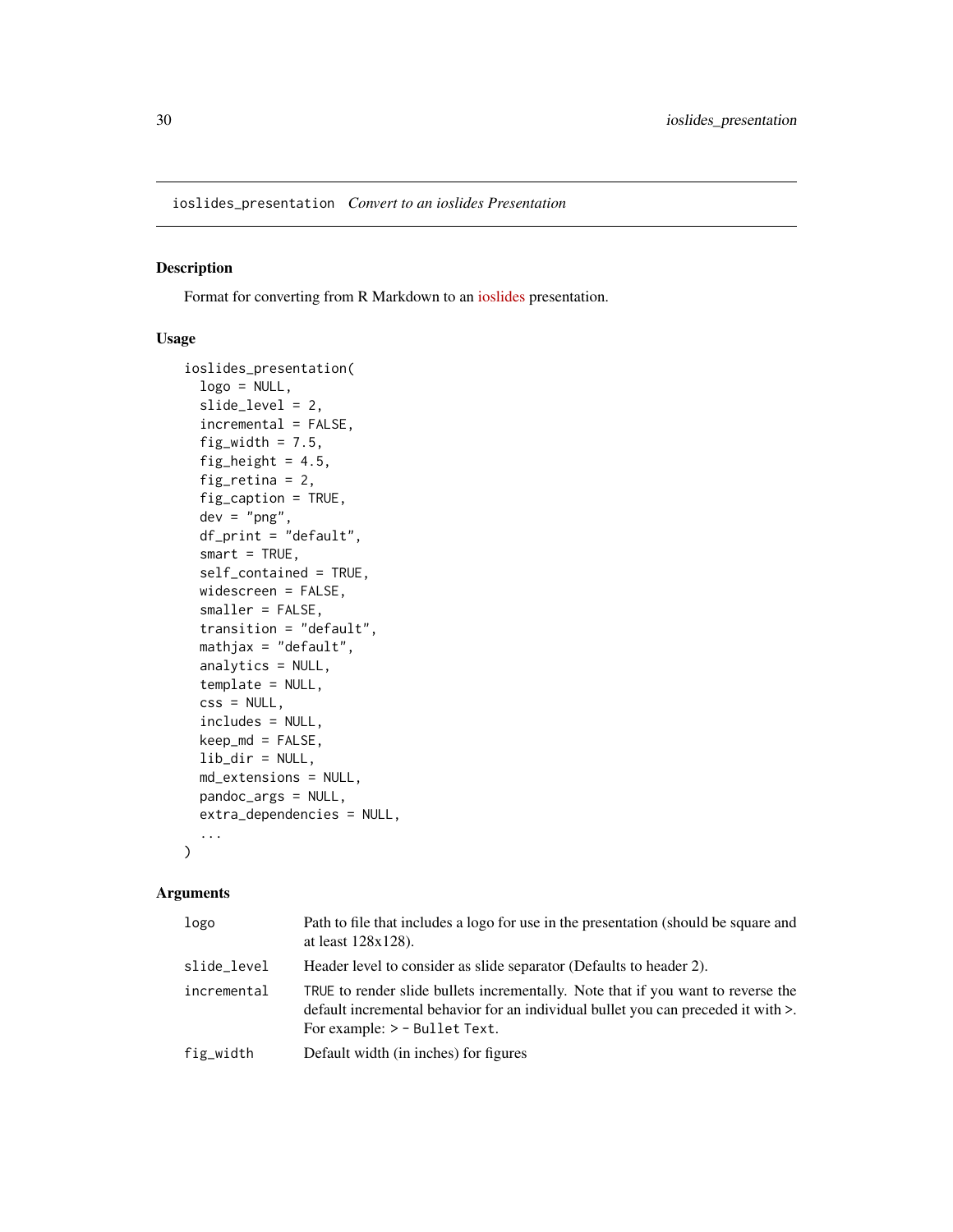ioslides_presentation *Convert to an ioslides Presentation*

## Description

Format for converting from R Markdown to an ioslides presentation.

## Usage

```
ioslides_presentation(
  logo = NULL,
  slide_level = 2,
  incremental = FALSE,
  fig_width = 7.5,
  fig_height = 4.5,
  fig_retina = 2,
  fig_caption = TRUE,
  dev = "png",
  df_print = "default",
  smart = TRUE,
  self_contained = TRUE,
  widescreen = FALSE,
  smaller = FALSE,
  transition = "default",
  mathjax = "default",
  analytics = NULL,
  template = NULL,
  css = NULL,
  includes = NULL,
  keep_md = FALSE,
  lib_dir = NULL,
  md_extensions = NULL,
  pandoc_args = NULL,
  extra_dependencies = NULL,
  ...
)
```

## Arguments

| | |
|---|---|
| logo | Path to file that includes a logo for use in the presentation (should be square and at least 128x128). |
| slide_level | Header level to consider as slide separator (Defaults to header 2). |
| incremental | `TRUE` to render slide bullets incrementally. Note that if you want to reverse the default incremental behavior for an individual bullet you can preceded it with `>`. For example: `> - Bullet Text`. |
| fig_width | Default width (in inches) for figures |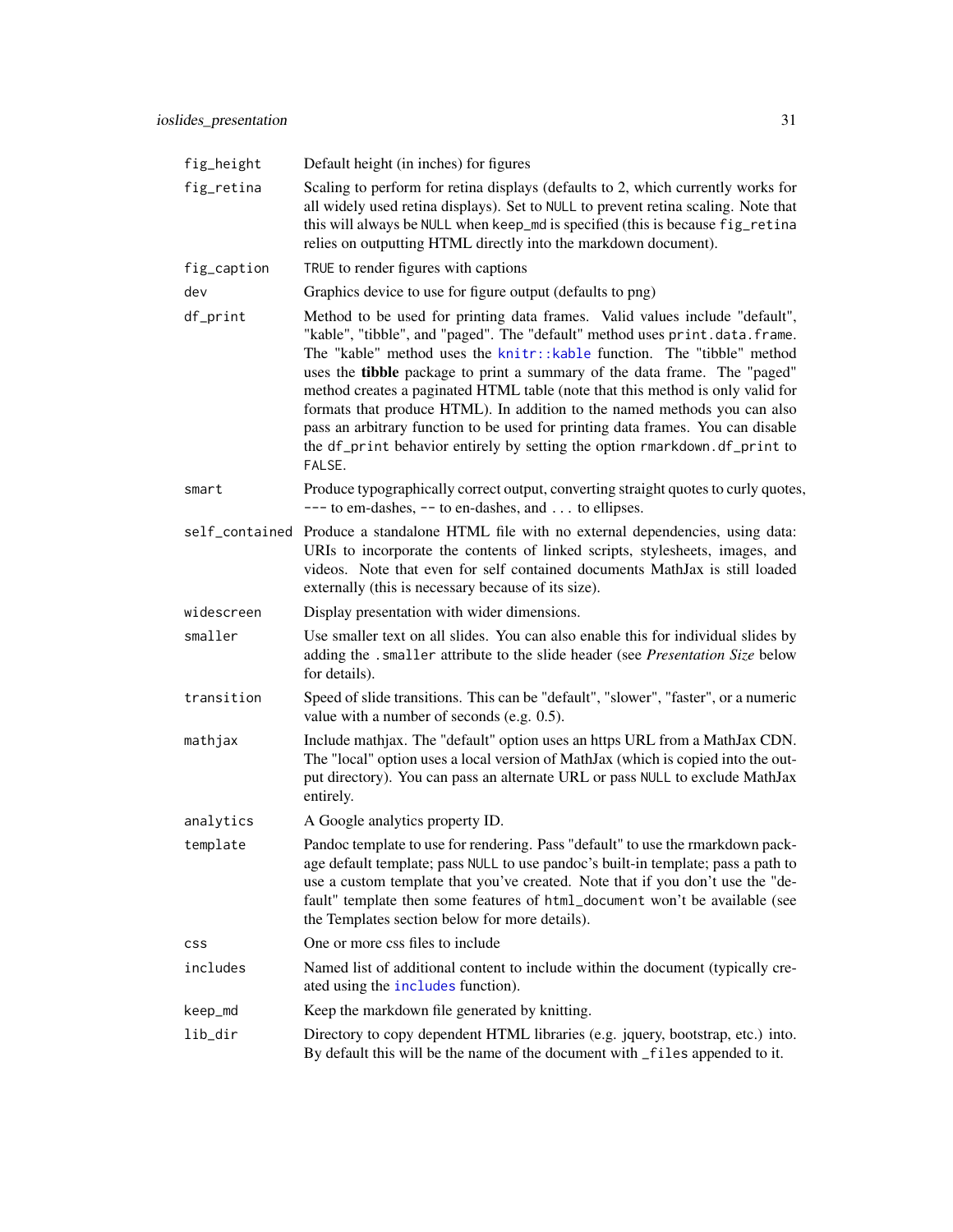| | |
|---|---|
| `fig_height` | Default height (in inches) for figures |
| `fig_retina` | Scaling to perform for retina displays (defaults to 2, which currently works for all widely used retina displays). Set to `NULL` to prevent retina scaling. Note that this will always be `NULL` when `keep_md` is specified (this is because `fig_retina` relies on outputting HTML directly into the markdown document). |
| `fig_caption` | `TRUE` to render figures with captions |
| `dev` | Graphics device to use for figure output (defaults to png) |
| `df_print` | Method to be used for printing data frames. Valid values include "default", "kable", "tibble", and "paged". The "default" method uses `print.data.frame`. The "kable" method uses the `knitr::kable` function. The "tibble" method uses the **tibble** package to print a summary of the data frame. The "paged" method creates a paginated HTML table (note that this method is only valid for formats that produce HTML). In addition to the named methods you can also pass an arbitrary function to be used for printing data frames. You can disable the `df_print` behavior entirely by setting the option `rmarkdown.df_print` to `FALSE`. |
| `smart` | Produce typographically correct output, converting straight quotes to curly quotes, `---` to em-dashes, `--` to en-dashes, and `...` to ellipses. |
| `self_contained` | Produce a standalone HTML file with no external dependencies, using data: URIs to incorporate the contents of linked scripts, stylesheets, images, and videos. Note that even for self contained documents MathJax is still loaded externally (this is necessary because of its size). |
| `widescreen` | Display presentation with wider dimensions. |
| `smaller` | Use smaller text on all slides. You can also enable this for individual slides by adding the `.smaller` attribute to the slide header (see *Presentation Size* below for details). |
| `transition` | Speed of slide transitions. This can be "default", "slower", "faster", or a numeric value with a number of seconds (e.g. 0.5). |
| `mathjax` | Include mathjax. The "default" option uses an https URL from a MathJax CDN. The "local" option uses a local version of MathJax (which is copied into the output directory). You can pass an alternate URL or pass `NULL` to exclude MathJax entirely. |
| `analytics` | A Google analytics property ID. |
| `template` | Pandoc template to use for rendering. Pass "default" to use the rmarkdown package default template; pass `NULL` to use pandoc's built-in template; pass a path to use a custom template that you've created. Note that if you don't use the "default" template then some features of `html_document` won't be available (see the Templates section below for more details). |
| `css` | One or more css files to include |
| `includes` | Named list of additional content to include within the document (typically created using the `includes` function). |
| `keep_md` | Keep the markdown file generated by knitting. |
| `lib_dir` | Directory to copy dependent HTML libraries (e.g. jquery, bootstrap, etc.) into. By default this will be the name of the document with `_files` appended to it. |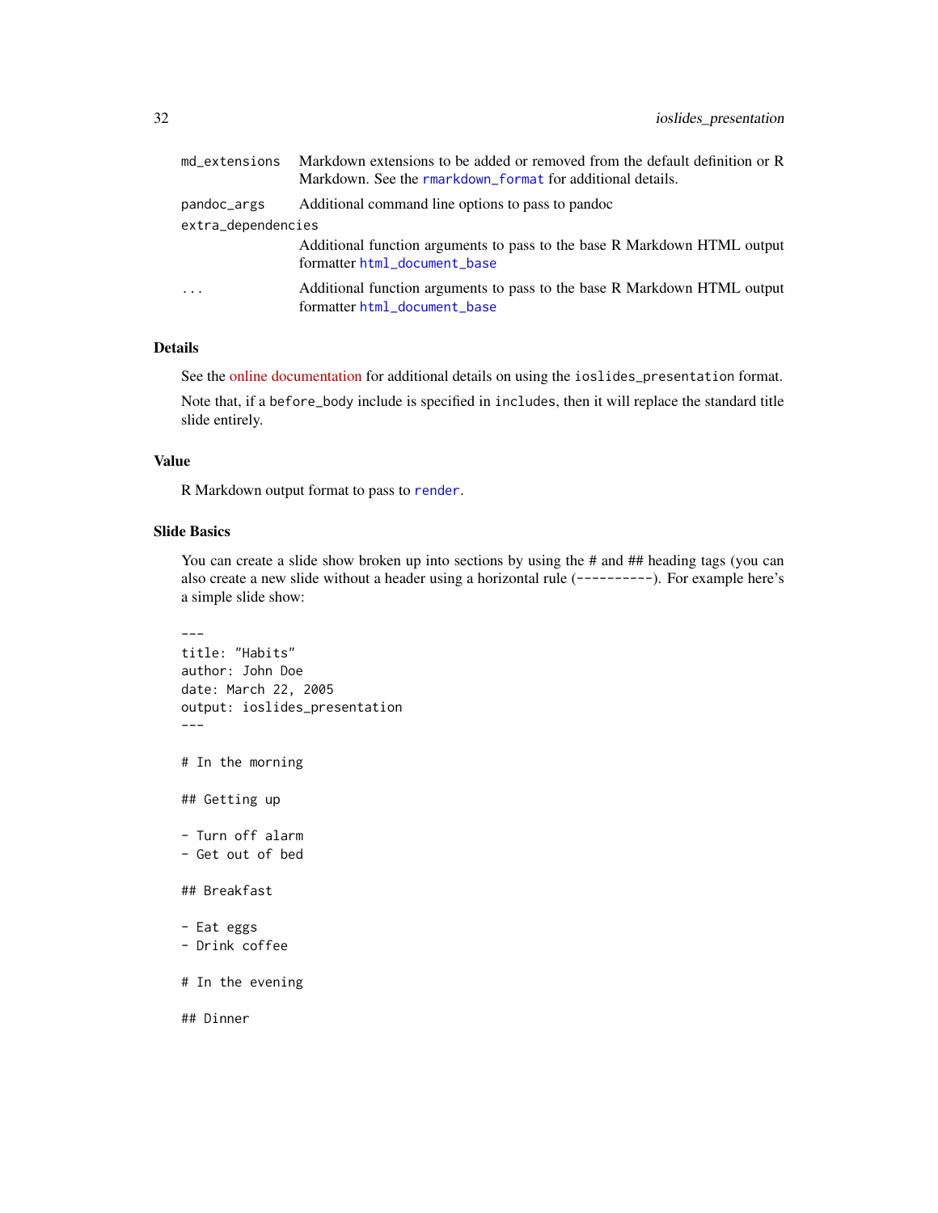| | |
|---|---|
| md_extensions | Markdown extensions to be added or removed from the default definition or R Markdown. See the rmarkdown_format for additional details. |
| pandoc_args | Additional command line options to pass to pandoc |
| extra_dependencies | Additional function arguments to pass to the base R Markdown HTML output formatter html_document_base |
| ... | Additional function arguments to pass to the base R Markdown HTML output formatter html_document_base |

### Details

See the online documentation for additional details on using the ioslides_presentation format.

Note that, if a before_body include is specified in includes, then it will replace the standard title slide entirely.

### Value

R Markdown output format to pass to render.

### Slide Basics

You can create a slide show broken up into sections by using the # and ## heading tags (you can also create a new slide without a header using a horizontal rule (----------). For example here's a simple slide show:

```
---
title: "Habits"
author: John Doe
date: March 22, 2005
output: ioslides_presentation
---

# In the morning

## Getting up

- Turn off alarm
- Get out of bed

## Breakfast

- Eat eggs
- Drink coffee

# In the evening

## Dinner
```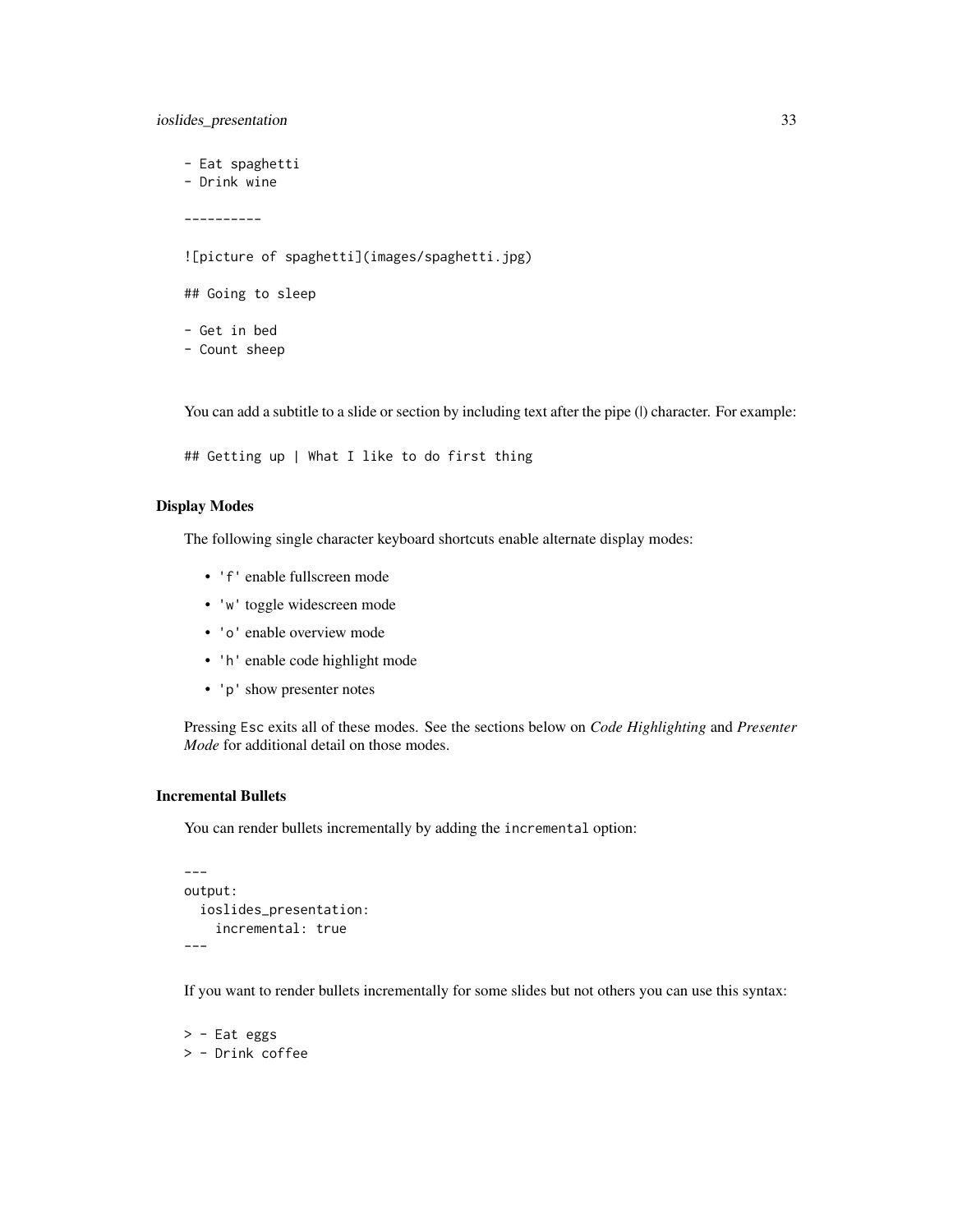```
- Eat spaghetti
- Drink wine

----------

![picture of spaghetti](images/spaghetti.jpg)

## Going to sleep

- Get in bed
- Count sheep
```

You can add a subtitle to a slide or section by including text after the pipe (|) character. For example:

```
## Getting up | What I like to do first thing
```

### Display Modes

The following single character keyboard shortcuts enable alternate display modes:

- `'f'` enable fullscreen mode
- `'w'` toggle widescreen mode
- `'o'` enable overview mode
- `'h'` enable code highlight mode
- `'p'` show presenter notes

Pressing `Esc` exits all of these modes. See the sections below on *Code Highlighting* and *Presenter Mode* for additional detail on those modes.

### Incremental Bullets

You can render bullets incrementally by adding the `incremental` option:

```
---
output:
  ioslides_presentation:
    incremental: true
---
```

If you want to render bullets incrementally for some slides but not others you can use this syntax:

```
> - Eat eggs
> - Drink coffee
```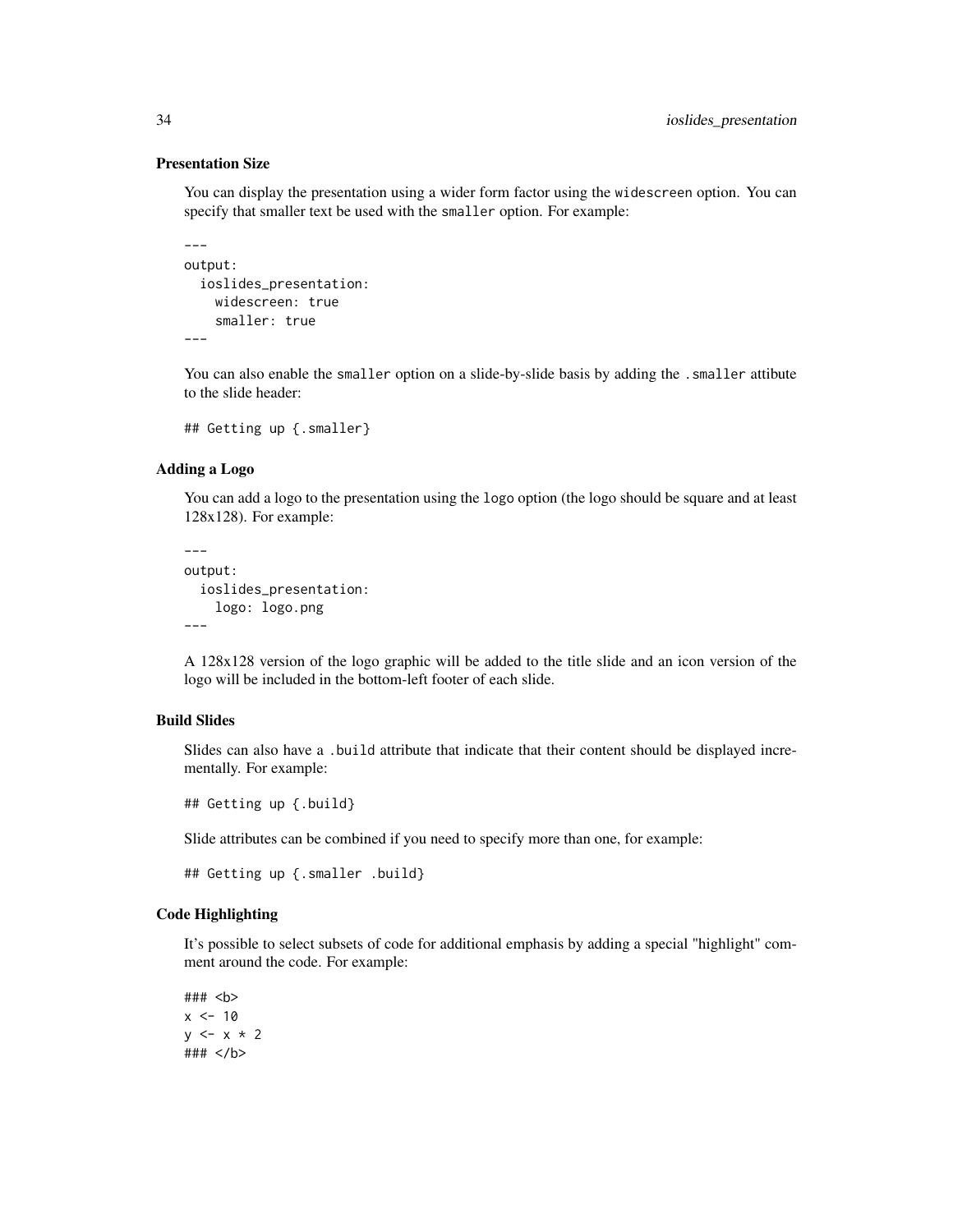### Presentation Size

You can display the presentation using a wider form factor using the `widescreen` option. You can specify that smaller text be used with the `smaller` option. For example:

```
---
output:
  ioslides_presentation:
    widescreen: true
    smaller: true
---
```

You can also enable the `smaller` option on a slide-by-slide basis by adding the `.smaller` attibute to the slide header:

```
## Getting up {.smaller}
```

### Adding a Logo

You can add a logo to the presentation using the `logo` option (the logo should be square and at least 128x128). For example:

```
---
output:
  ioslides_presentation:
    logo: logo.png
---
```

A 128x128 version of the logo graphic will be added to the title slide and an icon version of the logo will be included in the bottom-left footer of each slide.

### Build Slides

Slides can also have a `.build` attribute that indicate that their content should be displayed incrementally. For example:

```
## Getting up {.build}
```

Slide attributes can be combined if you need to specify more than one, for example:

```
## Getting up {.smaller .build}
```

### Code Highlighting

It's possible to select subsets of code for additional emphasis by adding a special "highlight" comment around the code. For example:

```
### <b>
x <- 10
y <- x * 2
### </b>
```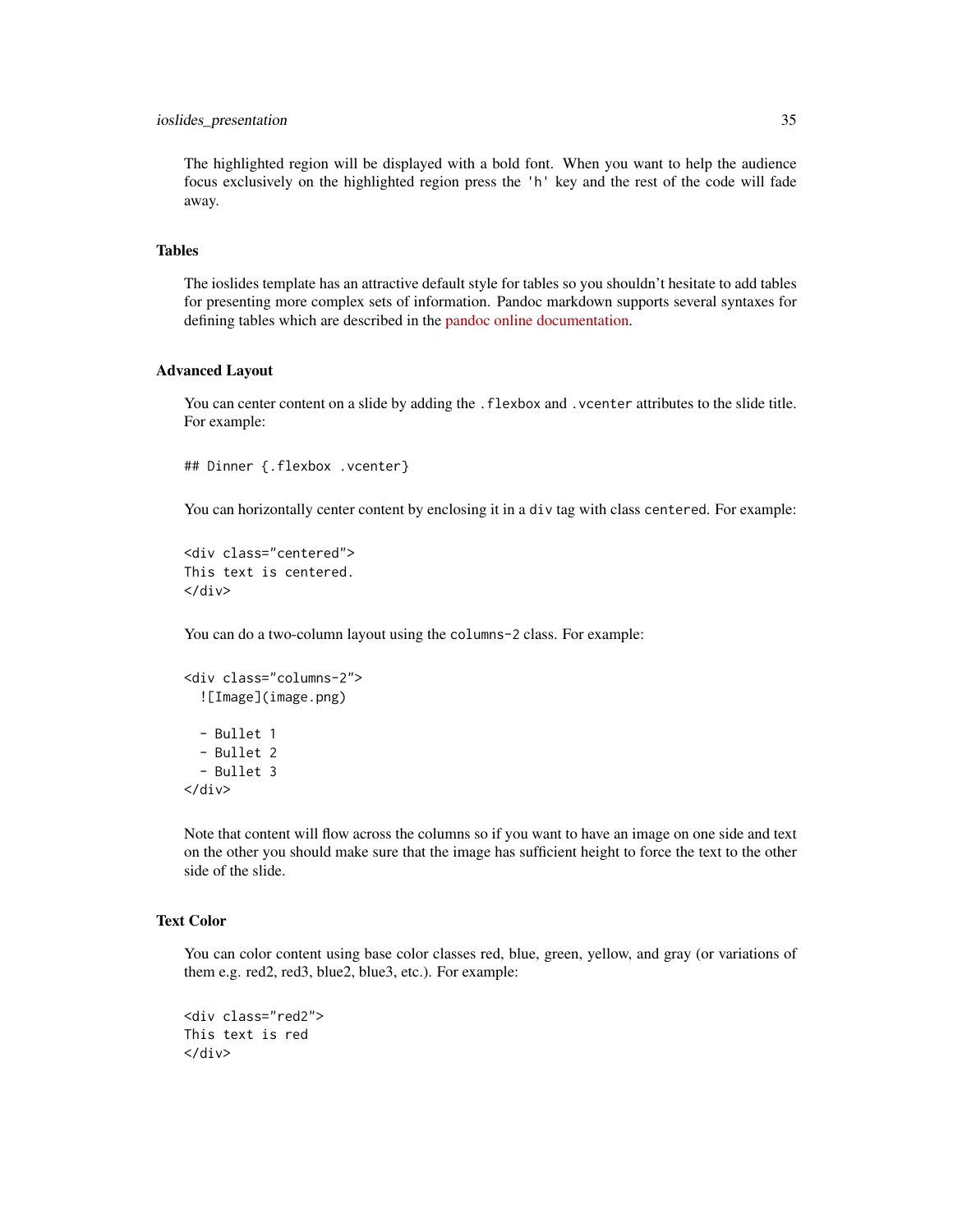The highlighted region will be displayed with a bold font. When you want to help the audience focus exclusively on the highlighted region press the 'h' key and the rest of the code will fade away.

### Tables

The ioslides template has an attractive default style for tables so you shouldn't hesitate to add tables for presenting more complex sets of information. Pandoc markdown supports several syntaxes for defining tables which are described in the pandoc online documentation.

### Advanced Layout

You can center content on a slide by adding the `.flexbox` and `.vcenter` attributes to the slide title. For example:

```
## Dinner {.flexbox .vcenter}
```

You can horizontally center content by enclosing it in a `div` tag with class `centered`. For example:

```
<div class="centered">
This text is centered.
</div>
```

You can do a two-column layout using the `columns-2` class. For example:

```
<div class="columns-2">
  ![Image](image.png)

  - Bullet 1
  - Bullet 2
  - Bullet 3
</div>
```

Note that content will flow across the columns so if you want to have an image on one side and text on the other you should make sure that the image has sufficient height to force the text to the other side of the slide.

### Text Color

You can color content using base color classes red, blue, green, yellow, and gray (or variations of them e.g. red2, red3, blue2, blue3, etc.). For example:

```
<div class="red2">
This text is red
</div>
```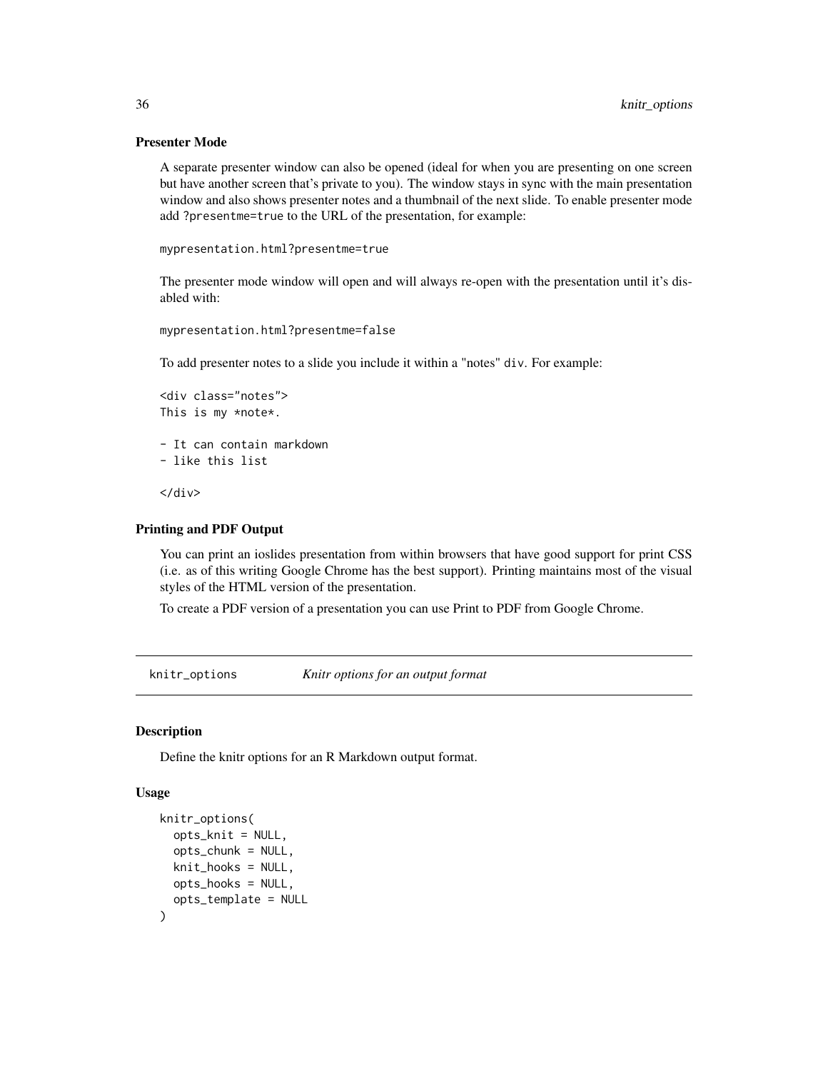### Presenter Mode

A separate presenter window can also be opened (ideal for when you are presenting on one screen but have another screen that's private to you). The window stays in sync with the main presentation window and also shows presenter notes and a thumbnail of the next slide. To enable presenter mode add `?presentme=true` to the URL of the presentation, for example:

```
mypresentation.html?presentme=true
```

The presenter mode window will open and will always re-open with the presentation until it's disabled with:

```
mypresentation.html?presentme=false
```

To add presenter notes to a slide you include it within a "notes" `div`. For example:

```
<div class="notes">
This is my *note*.

- It can contain markdown
- like this list

</div>
```

### Printing and PDF Output

You can print an ioslides presentation from within browsers that have good support for print CSS (i.e. as of this writing Google Chrome has the best support). Printing maintains most of the visual styles of the HTML version of the presentation.

To create a PDF version of a presentation you can use Print to PDF from Google Chrome.

---

## knitr_options    *Knitr options for an output format*

---

### Description

Define the knitr options for an R Markdown output format.

### Usage

```
knitr_options(
  opts_knit = NULL,
  opts_chunk = NULL,
  knit_hooks = NULL,
  opts_hooks = NULL,
  opts_template = NULL
)
```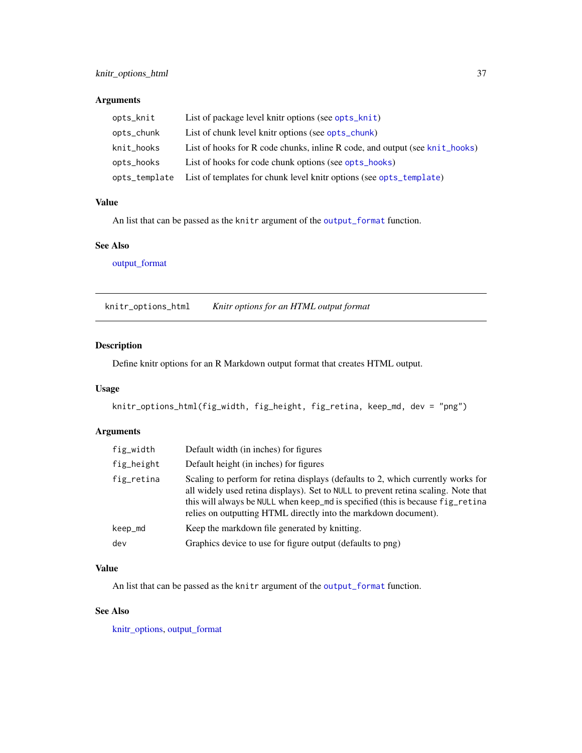### Arguments

| | |
|---|---|
| `opts_knit` | List of package level knitr options (see `opts_knit`) |
| `opts_chunk` | List of chunk level knitr options (see `opts_chunk`) |
| `knit_hooks` | List of hooks for R code chunks, inline R code, and output (see `knit_hooks`) |
| `opts_hooks` | List of hooks for code chunk options (see `opts_hooks`) |
| `opts_template` | List of templates for chunk level knitr options (see `opts_template`) |

### Value

An list that can be passed as the `knitr` argument of the `output_format` function.

### See Also

output_format

---

## knitr_options_html — *Knitr options for an HTML output format*

### Description

Define knitr options for an R Markdown output format that creates HTML output.

### Usage

```
knitr_options_html(fig_width, fig_height, fig_retina, keep_md, dev = "png")
```

### Arguments

| | |
|---|---|
| `fig_width` | Default width (in inches) for figures |
| `fig_height` | Default height (in inches) for figures |
| `fig_retina` | Scaling to perform for retina displays (defaults to 2, which currently works for all widely used retina displays). Set to `NULL` to prevent retina scaling. Note that this will always be `NULL` when `keep_md` is specified (this is because `fig_retina` relies on outputting HTML directly into the markdown document). |
| `keep_md` | Keep the markdown file generated by knitting. |
| `dev` | Graphics device to use for figure output (defaults to png) |

### Value

An list that can be passed as the `knitr` argument of the `output_format` function.

### See Also

knitr_options, output_format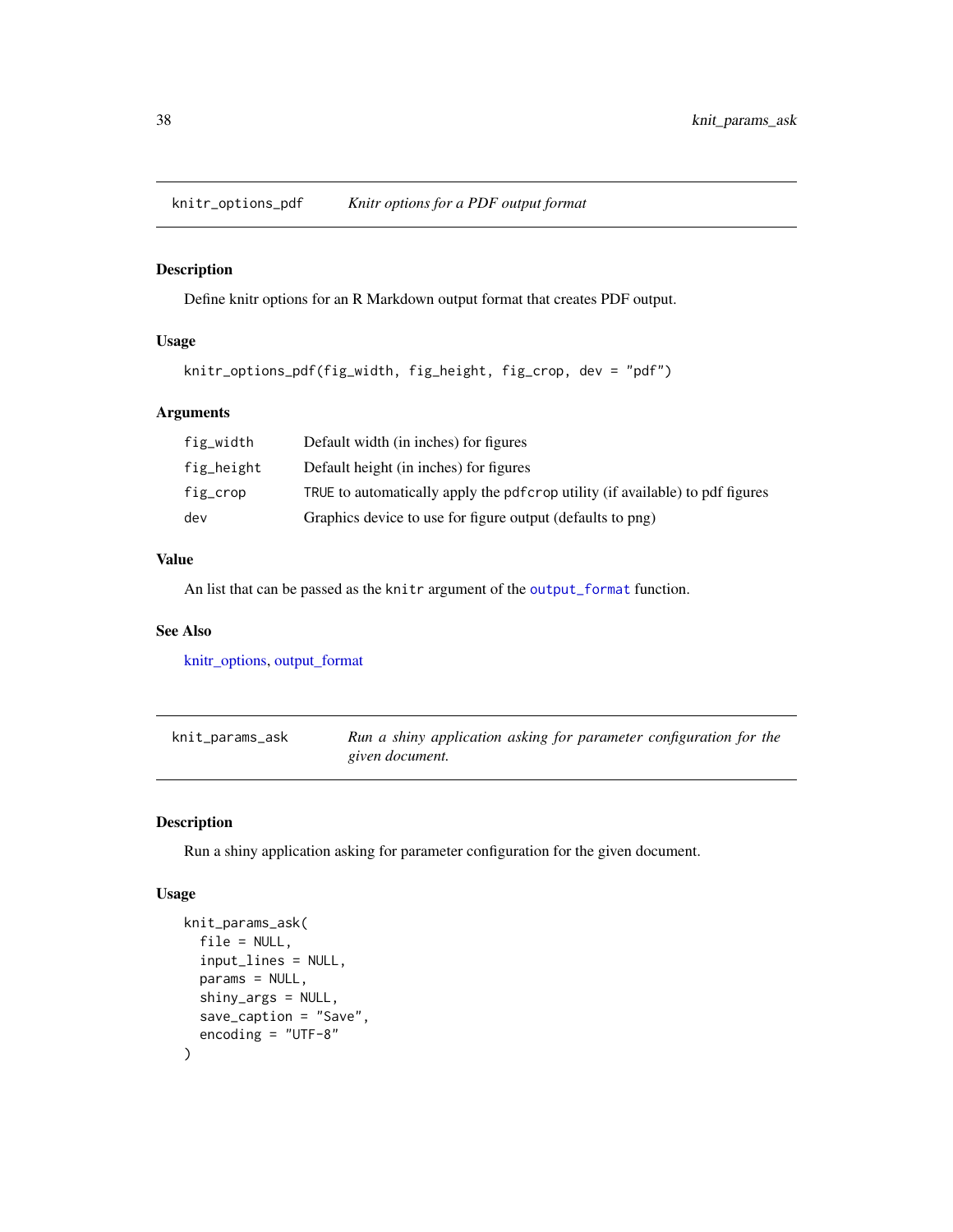## knitr_options_pdf — *Knitr options for a PDF output format*

### Description

Define knitr options for an R Markdown output format that creates PDF output.

### Usage

```
knitr_options_pdf(fig_width, fig_height, fig_crop, dev = "pdf")
```

### Arguments

| | |
|---|---|
| `fig_width` | Default width (in inches) for figures |
| `fig_height` | Default height (in inches) for figures |
| `fig_crop` | `TRUE` to automatically apply the `pdfcrop` utility (if available) to pdf figures |
| `dev` | Graphics device to use for figure output (defaults to png) |

### Value

An list that can be passed as the `knitr` argument of the `output_format` function.

### See Also

knitr_options, output_format

## knit_params_ask — *Run a shiny application asking for parameter configuration for the given document.*

### Description

Run a shiny application asking for parameter configuration for the given document.

### Usage

```
knit_params_ask(
  file = NULL,
  input_lines = NULL,
  params = NULL,
  shiny_args = NULL,
  save_caption = "Save",
  encoding = "UTF-8"
)
```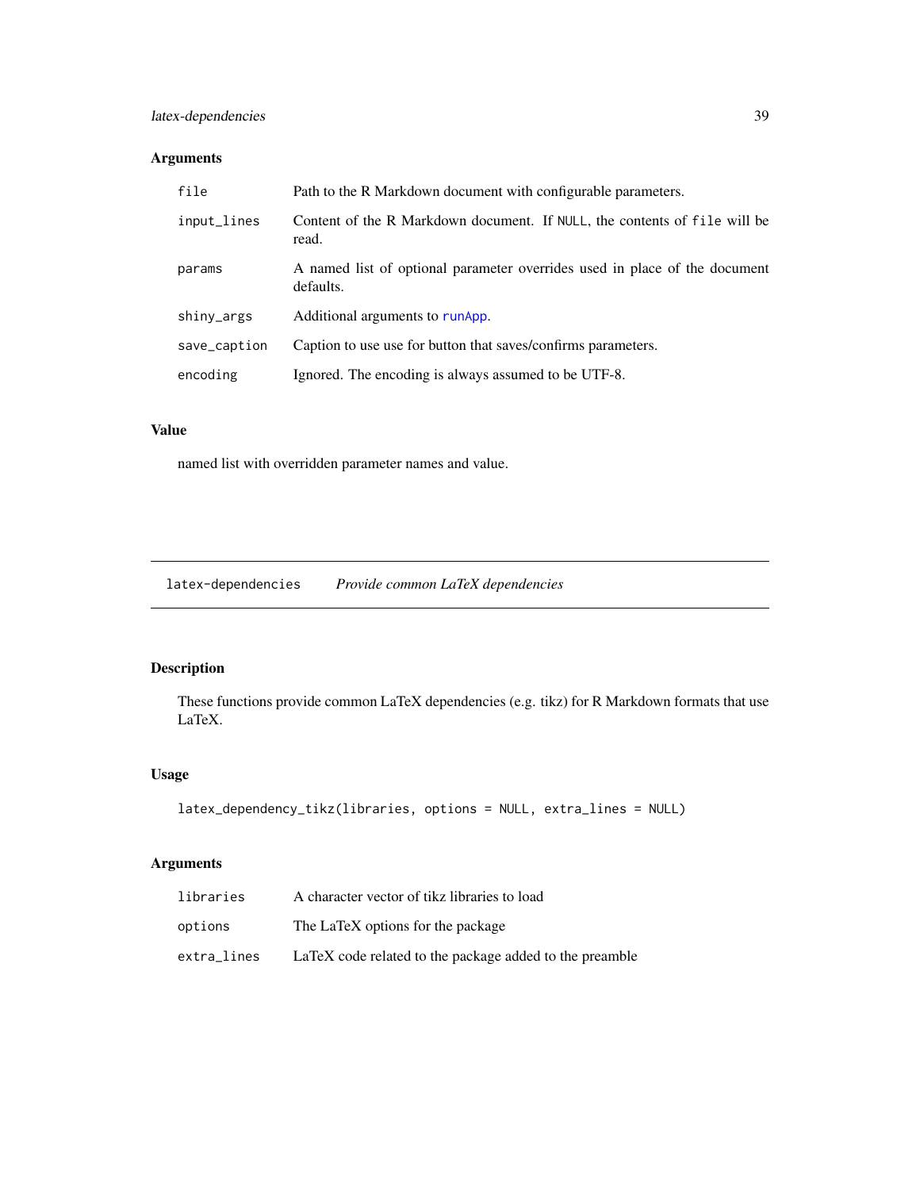### Arguments

| | |
|---|---|
| `file` | Path to the R Markdown document with configurable parameters. |
| `input_lines` | Content of the R Markdown document. If `NULL`, the contents of `file` will be read. |
| `params` | A named list of optional parameter overrides used in place of the document defaults. |
| `shiny_args` | Additional arguments to `runApp`. |
| `save_caption` | Caption to use use for button that saves/confirms parameters. |
| `encoding` | Ignored. The encoding is always assumed to be UTF-8. |

### Value

named list with overridden parameter names and value.

---

## `latex-dependencies` *Provide common LaTeX dependencies*

---

### Description

These functions provide common LaTeX dependencies (e.g. tikz) for R Markdown formats that use LaTeX.

### Usage

```
latex_dependency_tikz(libraries, options = NULL, extra_lines = NULL)
```

### Arguments

| | |
|---|---|
| `libraries` | A character vector of tikz libraries to load |
| `options` | The LaTeX options for the package |
| `extra_lines` | LaTeX code related to the package added to the preamble |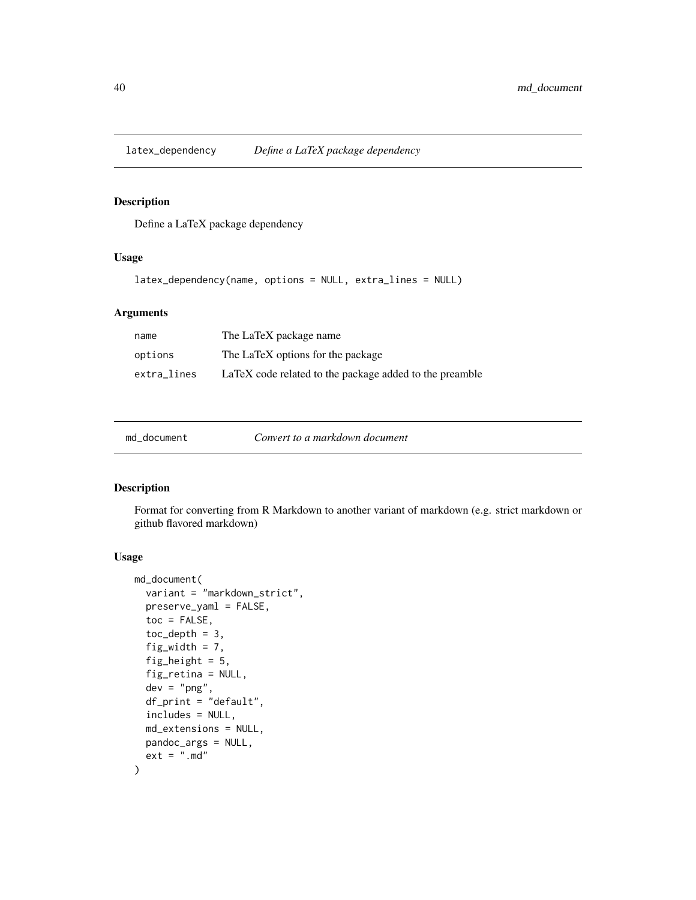## latex_dependency *Define a LaTeX package dependency*

### Description

Define a LaTeX package dependency

### Usage

```
latex_dependency(name, options = NULL, extra_lines = NULL)
```

### Arguments

| | |
|---|---|
| name | The LaTeX package name |
| options | The LaTeX options for the package |
| extra_lines | LaTeX code related to the package added to the preamble |

## md_document *Convert to a markdown document*

### Description

Format for converting from R Markdown to another variant of markdown (e.g. strict markdown or github flavored markdown)

### Usage

```
md_document(
  variant = "markdown_strict",
  preserve_yaml = FALSE,
  toc = FALSE,
  toc_depth = 3,
  fig_width = 7,
  fig_height = 5,
  fig_retina = NULL,
  dev = "png",
  df_print = "default",
  includes = NULL,
  md_extensions = NULL,
  pandoc_args = NULL,
  ext = ".md"
)
```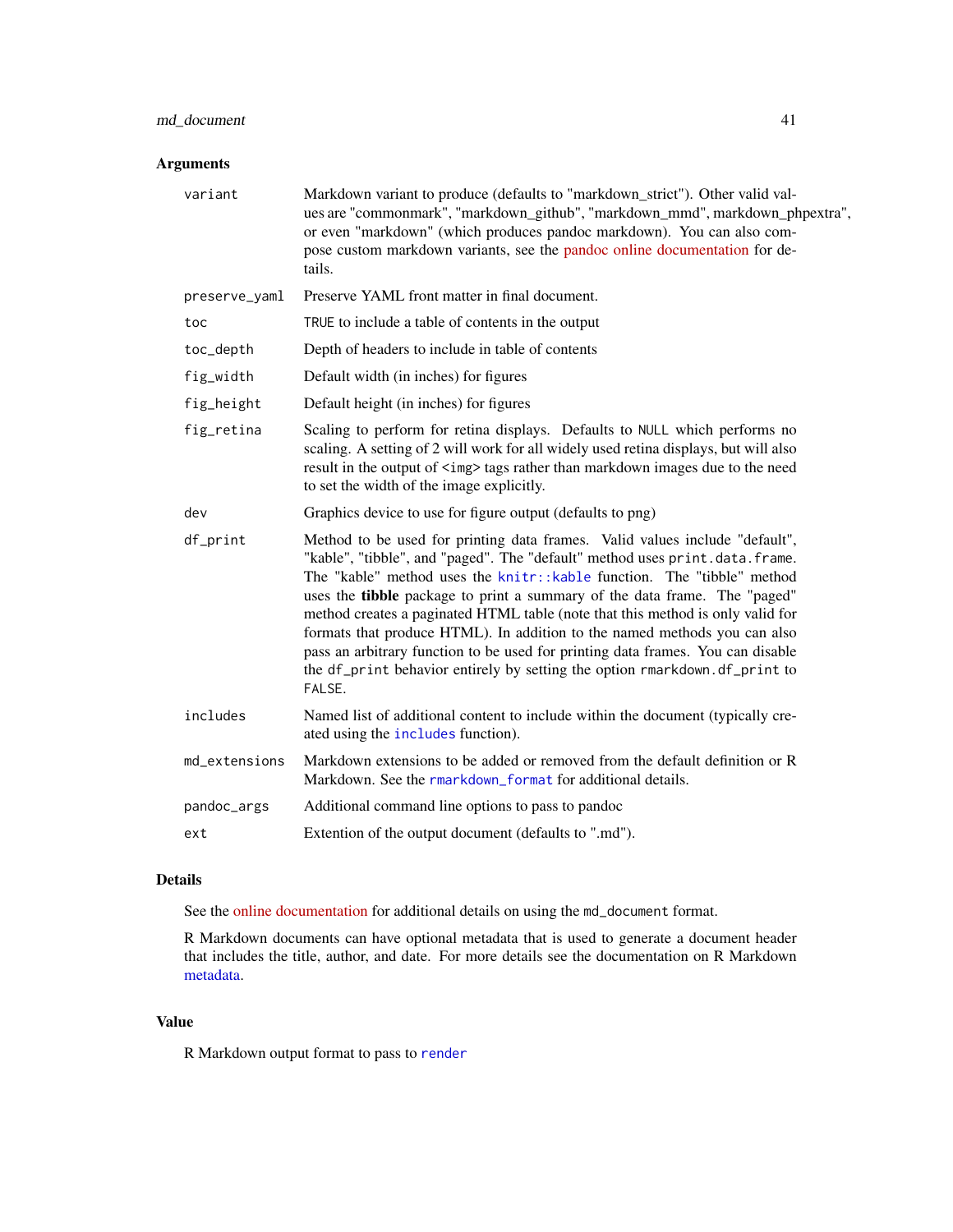## Arguments

| | |
|---|---|
| `variant` | Markdown variant to produce (defaults to "markdown_strict"). Other valid values are "commonmark", "markdown_github", "markdown_mmd", markdown_phpextra", or even "markdown" (which produces pandoc markdown). You can also compose custom markdown variants, see the pandoc online documentation for details. |
| `preserve_yaml` | Preserve YAML front matter in final document. |
| `toc` | `TRUE` to include a table of contents in the output |
| `toc_depth` | Depth of headers to include in table of contents |
| `fig_width` | Default width (in inches) for figures |
| `fig_height` | Default height (in inches) for figures |
| `fig_retina` | Scaling to perform for retina displays. Defaults to `NULL` which performs no scaling. A setting of 2 will work for all widely used retina displays, but will also result in the output of <img> tags rather than markdown images due to the need to set the width of the image explicitly. |
| `dev` | Graphics device to use for figure output (defaults to png) |
| `df_print` | Method to be used for printing data frames. Valid values include "default", "kable", "tibble", and "paged". The "default" method uses `print.data.frame`. The "kable" method uses the `knitr::kable` function. The "tibble" method uses the **tibble** package to print a summary of the data frame. The "paged" method creates a paginated HTML table (note that this method is only valid for formats that produce HTML). In addition to the named methods you can also pass an arbitrary function to be used for printing data frames. You can disable the `df_print` behavior entirely by setting the option `rmarkdown.df_print` to `FALSE`. |
| `includes` | Named list of additional content to include within the document (typically created using the `includes` function). |
| `md_extensions` | Markdown extensions to be added or removed from the default definition or R Markdown. See the `rmarkdown_format` for additional details. |
| `pandoc_args` | Additional command line options to pass to pandoc |
| `ext` | Extention of the output document (defaults to ".md"). |

## Details

See the online documentation for additional details on using the `md_document` format.

R Markdown documents can have optional metadata that is used to generate a document header that includes the title, author, and date. For more details see the documentation on R Markdown metadata.

## Value

R Markdown output format to pass to `render`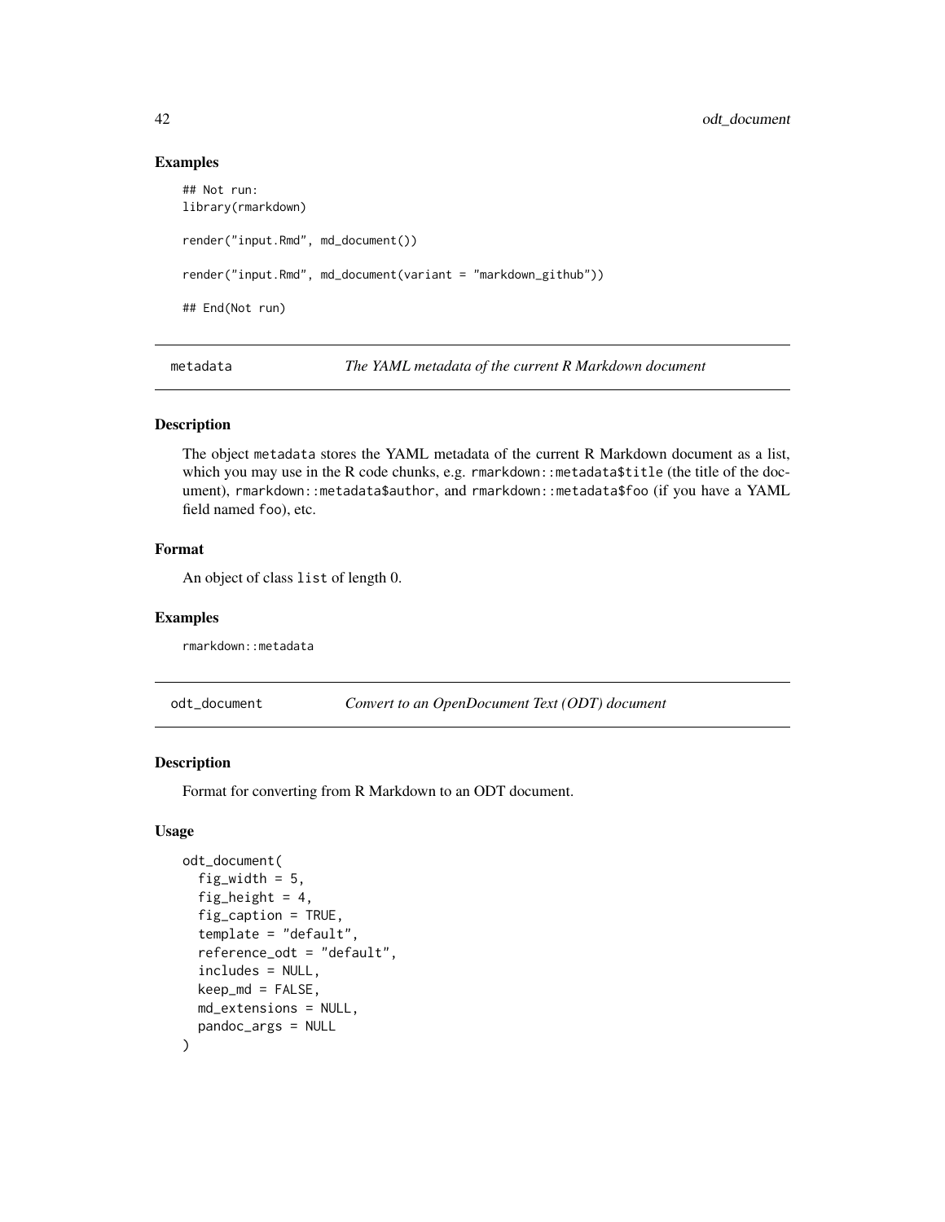### Examples

```
## Not run:
library(rmarkdown)

render("input.Rmd", md_document())

render("input.Rmd", md_document(variant = "markdown_github"))

## End(Not run)
```

---

## metadata — *The YAML metadata of the current R Markdown document*

### Description

The object metadata stores the YAML metadata of the current R Markdown document as a list, which you may use in the R code chunks, e.g. rmarkdown::metadata$title (the title of the document), rmarkdown::metadata$author, and rmarkdown::metadata$foo (if you have a YAML field named foo), etc.

### Format

An object of class list of length 0.

### Examples

```
rmarkdown::metadata
```

---

## odt_document — *Convert to an OpenDocument Text (ODT) document*

### Description

Format for converting from R Markdown to an ODT document.

### Usage

```
odt_document(
  fig_width = 5,
  fig_height = 4,
  fig_caption = TRUE,
  template = "default",
  reference_odt = "default",
  includes = NULL,
  keep_md = FALSE,
  md_extensions = NULL,
  pandoc_args = NULL
)
```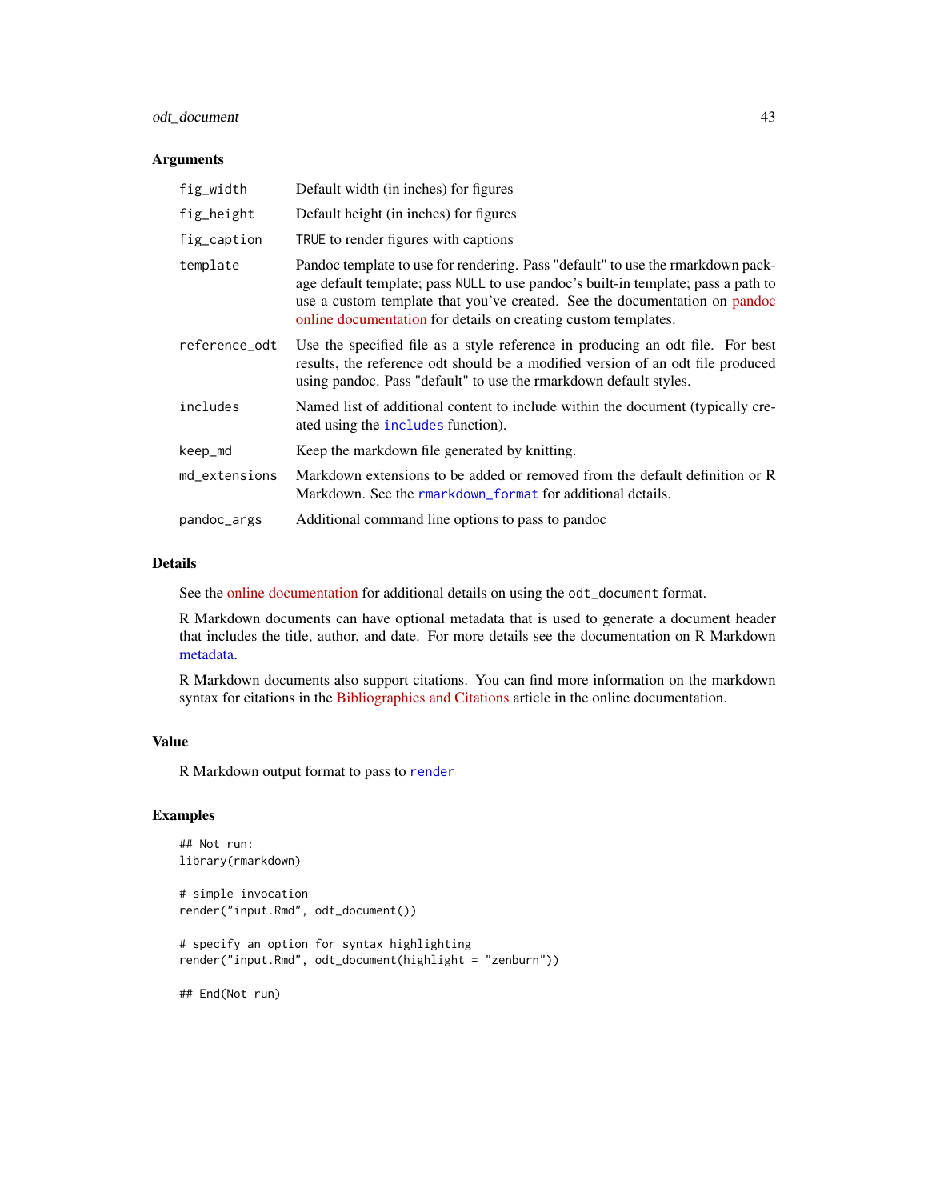### Arguments

| | |
|---|---|
| `fig_width` | Default width (in inches) for figures |
| `fig_height` | Default height (in inches) for figures |
| `fig_caption` | `TRUE` to render figures with captions |
| `template` | Pandoc template to use for rendering. Pass "default" to use the rmarkdown package default template; pass `NULL` to use pandoc's built-in template; pass a path to use a custom template that you've created. See the documentation on pandoc online documentation for details on creating custom templates. |
| `reference_odt` | Use the specified file as a style reference in producing an odt file. For best results, the reference odt should be a modified version of an odt file produced using pandoc. Pass "default" to use the rmarkdown default styles. |
| `includes` | Named list of additional content to include within the document (typically created using the `includes` function). |
| `keep_md` | Keep the markdown file generated by knitting. |
| `md_extensions` | Markdown extensions to be added or removed from the default definition or R Markdown. See the `rmarkdown_format` for additional details. |
| `pandoc_args` | Additional command line options to pass to pandoc |

### Details

See the online documentation for additional details on using the `odt_document` format.

R Markdown documents can have optional metadata that is used to generate a document header that includes the title, author, and date. For more details see the documentation on R Markdown metadata.

R Markdown documents also support citations. You can find more information on the markdown syntax for citations in the Bibliographies and Citations article in the online documentation.

### Value

R Markdown output format to pass to `render`

### Examples

```
## Not run:
library(rmarkdown)

# simple invocation
render("input.Rmd", odt_document())

# specify an option for syntax highlighting
render("input.Rmd", odt_document(highlight = "zenburn"))

## End(Not run)
```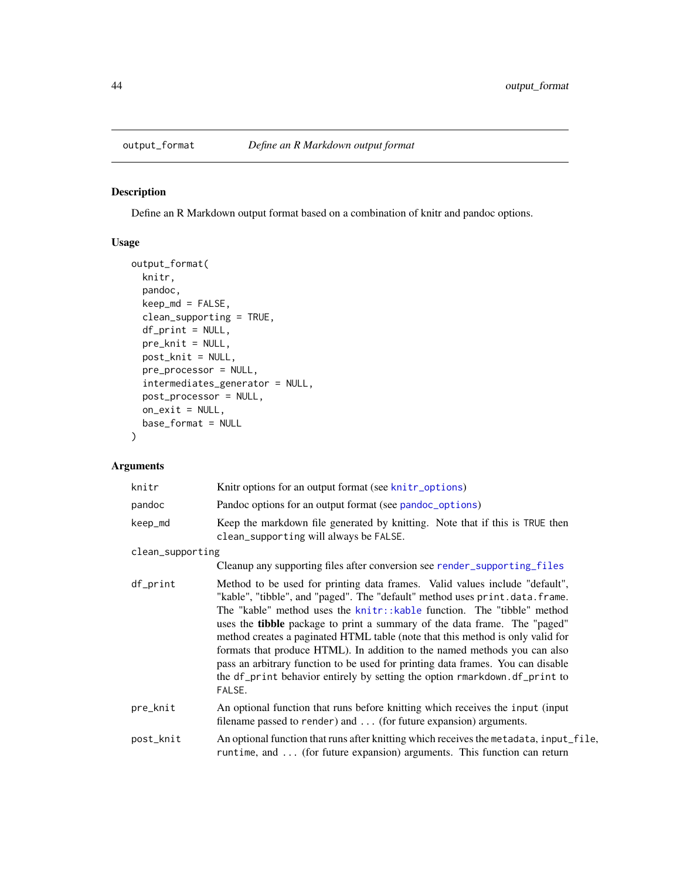output_format *Define an R Markdown output format*

## Description

Define an R Markdown output format based on a combination of knitr and pandoc options.

## Usage

```
output_format(
  knitr,
  pandoc,
  keep_md = FALSE,
  clean_supporting = TRUE,
  df_print = NULL,
  pre_knit = NULL,
  post_knit = NULL,
  pre_processor = NULL,
  intermediates_generator = NULL,
  post_processor = NULL,
  on_exit = NULL,
  base_format = NULL
)
```

## Arguments

`knitr` Knitr options for an output format (see `knitr_options`)

`pandoc` Pandoc options for an output format (see `pandoc_options`)

`keep_md` Keep the markdown file generated by knitting. Note that if this is `TRUE` then `clean_supporting` will always be `FALSE`.

`clean_supporting` Cleanup any supporting files after conversion see `render_supporting_files`

`df_print` Method to be used for printing data frames. Valid values include "default", "kable", "tibble", and "paged". The "default" method uses `print.data.frame`. The "kable" method uses the `knitr::kable` function. The "tibble" method uses the **tibble** package to print a summary of the data frame. The "paged" method creates a paginated HTML table (note that this method is only valid for formats that produce HTML). In addition to the named methods you can also pass an arbitrary function to be used for printing data frames. You can disable the `df_print` behavior entirely by setting the option `rmarkdown.df_print` to `FALSE`.

`pre_knit` An optional function that runs before knitting which receives the `input` (input filename passed to `render`) and `...` (for future expansion) arguments.

`post_knit` An optional function that runs after knitting which receives the `metadata`, `input_file`, `runtime`, and `...` (for future expansion) arguments. This function can return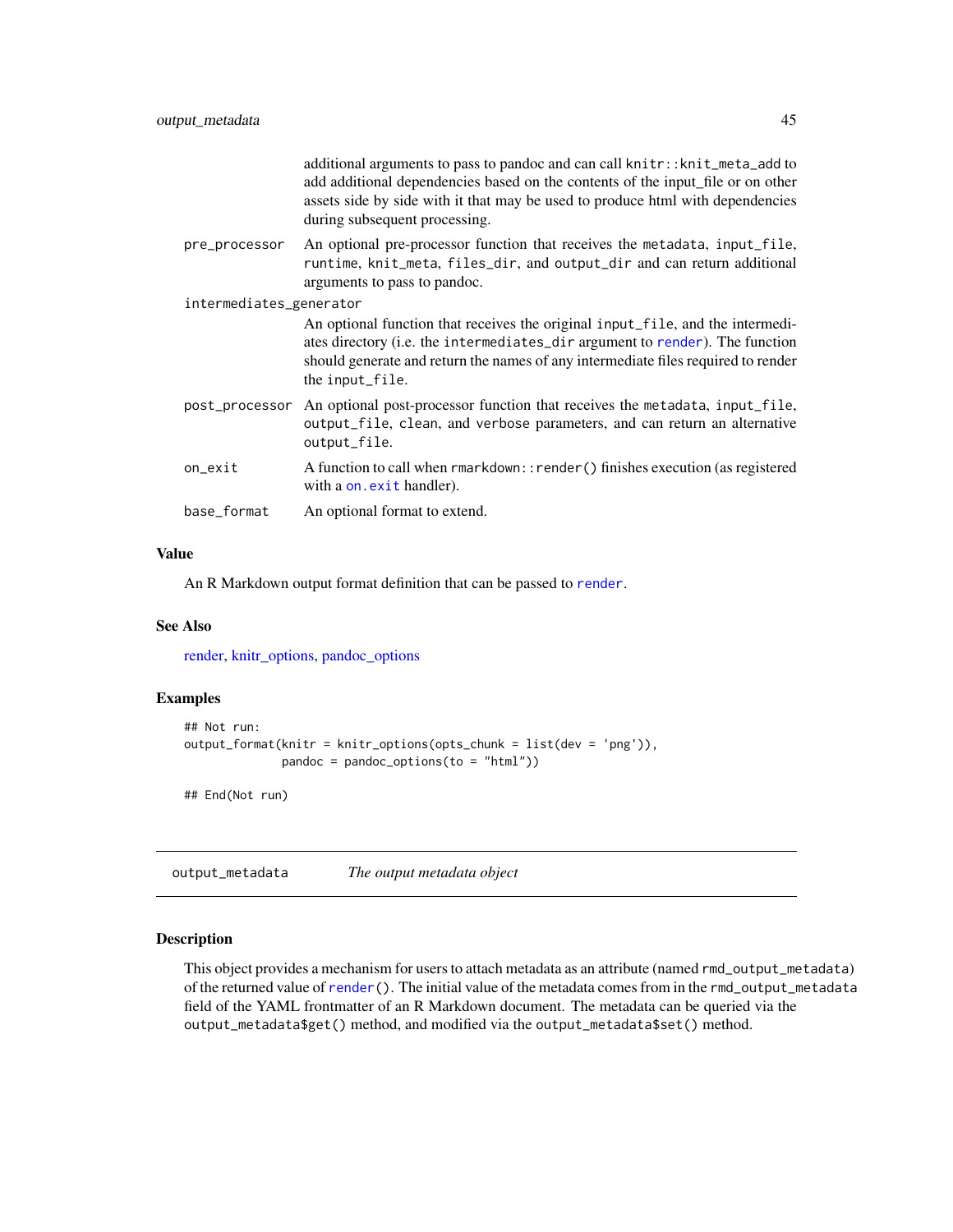| | |
|---|---|
| | additional arguments to pass to pandoc and can call `knitr::knit_meta_add` to add additional dependencies based on the contents of the input_file or on other assets side by side with it that may be used to produce html with dependencies during subsequent processing. |
| `pre_processor` | An optional pre-processor function that receives the `metadata`, `input_file`, `runtime`, `knit_meta`, `files_dir`, and `output_dir` and can return additional arguments to pass to pandoc. |
| `intermediates_generator` | An optional function that receives the original `input_file`, and the intermediates directory (i.e. the `intermediates_dir` argument to `render`). The function should generate and return the names of any intermediate files required to render the `input_file`. |
| `post_processor` | An optional post-processor function that receives the `metadata`, `input_file`, `output_file`, `clean`, and `verbose` parameters, and can return an alternative `output_file`. |
| `on_exit` | A function to call when `rmarkdown::render()` finishes execution (as registered with a `on.exit` handler). |
| `base_format` | An optional format to extend. |

### Value

An R Markdown output format definition that can be passed to `render`.

### See Also

render, knitr_options, pandoc_options

### Examples

```
## Not run:
output_format(knitr = knitr_options(opts_chunk = list(dev = 'png')),
              pandoc = pandoc_options(to = "html"))

## End(Not run)
```

---

## `output_metadata` *The output metadata object*

### Description

This object provides a mechanism for users to attach metadata as an attribute (named `rmd_output_metadata`) of the returned value of `render()`. The initial value of the metadata comes from in the `rmd_output_metadata` field of the YAML frontmatter of an R Markdown document. The metadata can be queried via the `output_metadata$get()` method, and modified via the `output_metadata$set()` method.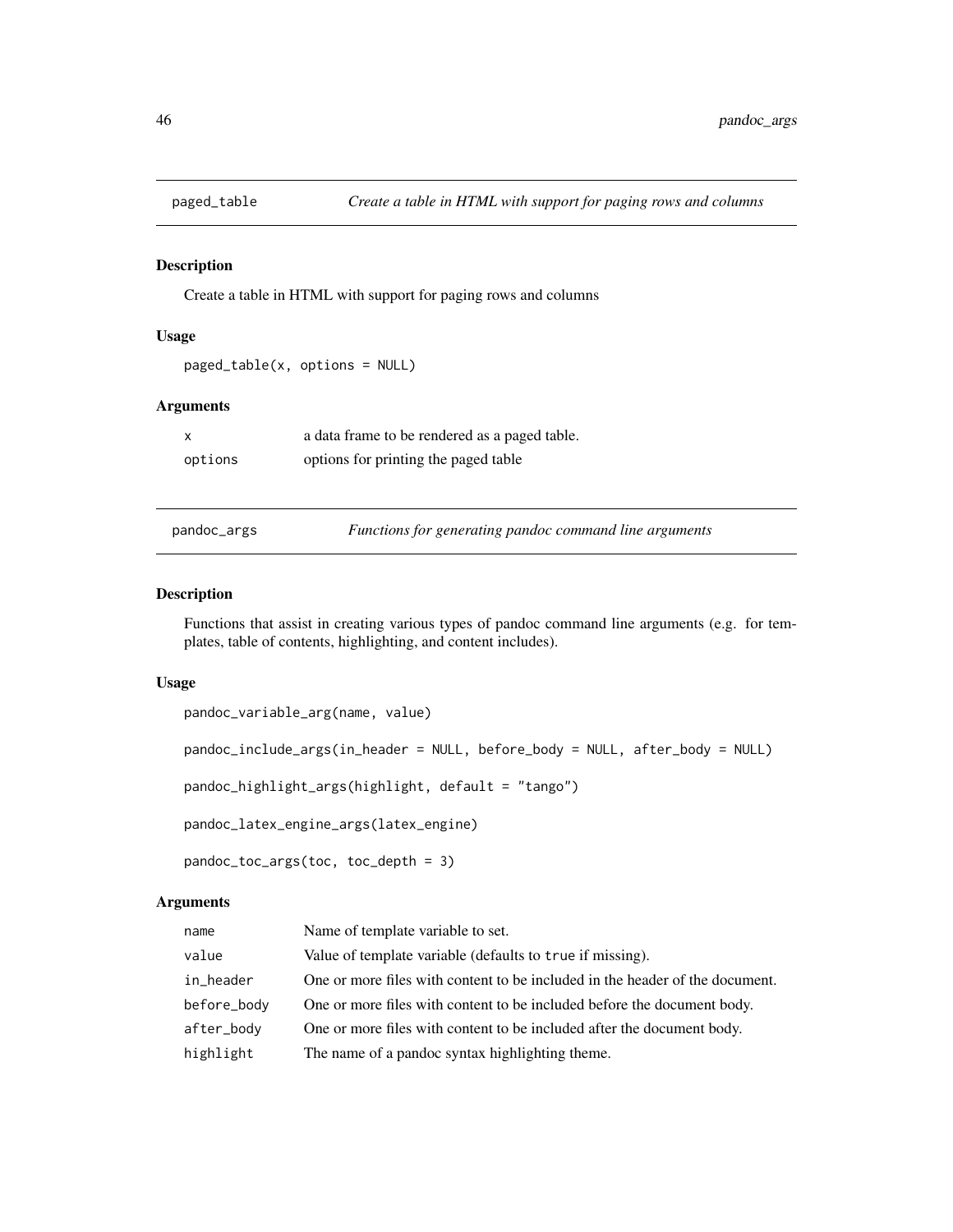## paged_table — *Create a table in HTML with support for paging rows and columns*

### Description

Create a table in HTML with support for paging rows and columns

### Usage

```
paged_table(x, options = NULL)
```

### Arguments

| | |
|---|---|
| x | a data frame to be rendered as a paged table. |
| options | options for printing the paged table |

## pandoc_args — *Functions for generating pandoc command line arguments*

### Description

Functions that assist in creating various types of pandoc command line arguments (e.g. for templates, table of contents, highlighting, and content includes).

### Usage

```
pandoc_variable_arg(name, value)

pandoc_include_args(in_header = NULL, before_body = NULL, after_body = NULL)

pandoc_highlight_args(highlight, default = "tango")

pandoc_latex_engine_args(latex_engine)

pandoc_toc_args(toc, toc_depth = 3)
```

### Arguments

| | |
|---|---|
| name | Name of template variable to set. |
| value | Value of template variable (defaults to `true` if missing). |
| in_header | One or more files with content to be included in the header of the document. |
| before_body | One or more files with content to be included before the document body. |
| after_body | One or more files with content to be included after the document body. |
| highlight | The name of a pandoc syntax highlighting theme. |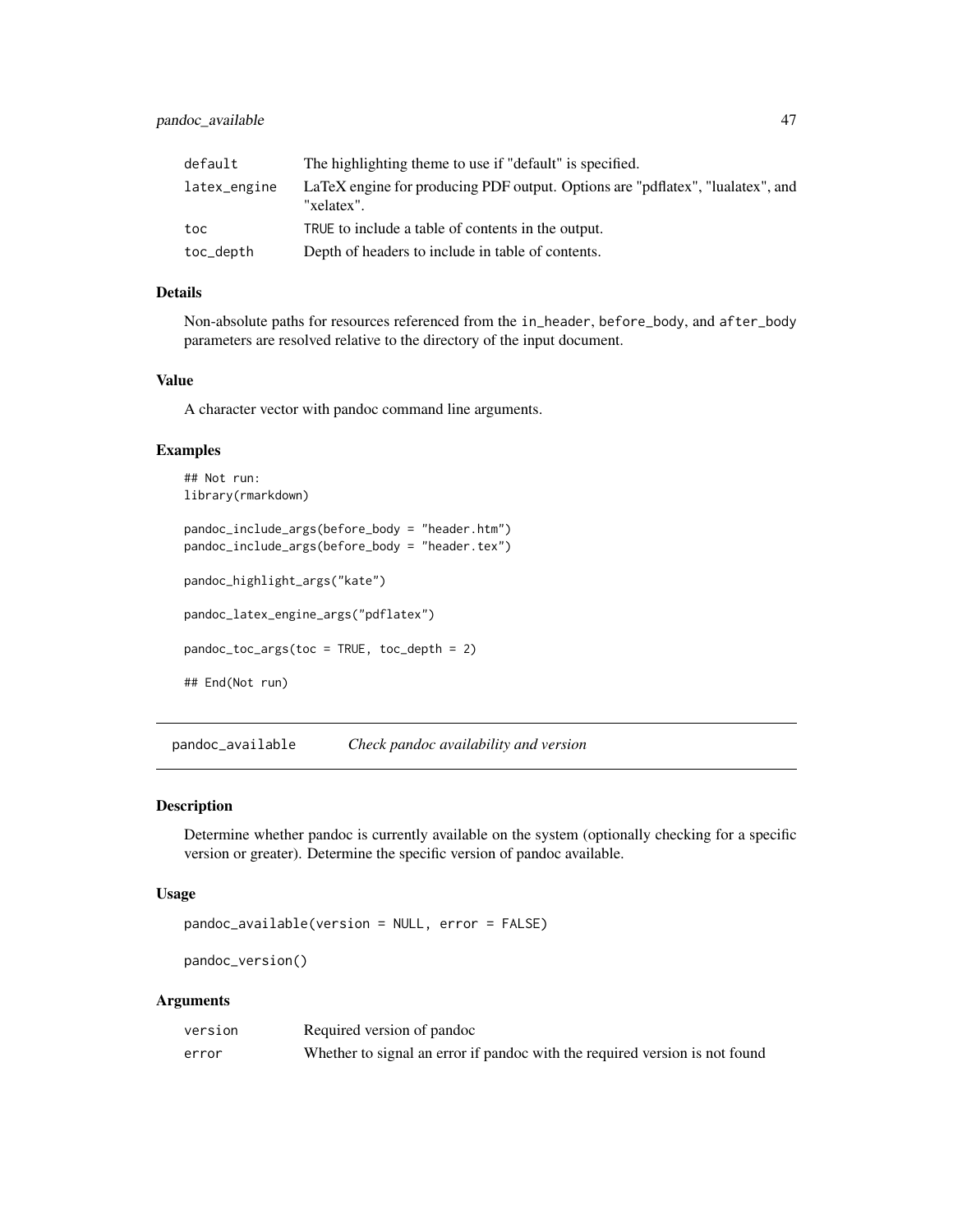| | |
|---|---|
| `default` | The highlighting theme to use if "default" is specified. |
| `latex_engine` | LaTeX engine for producing PDF output. Options are "pdflatex", "lualatex", and "xelatex". |
| `toc` | `TRUE` to include a table of contents in the output. |
| `toc_depth` | Depth of headers to include in table of contents. |

### Details

Non-absolute paths for resources referenced from the `in_header`, `before_body`, and `after_body` parameters are resolved relative to the directory of the input document.

### Value

A character vector with pandoc command line arguments.

### Examples

```
## Not run:
library(rmarkdown)

pandoc_include_args(before_body = "header.htm")
pandoc_include_args(before_body = "header.tex")

pandoc_highlight_args("kate")

pandoc_latex_engine_args("pdflatex")

pandoc_toc_args(toc = TRUE, toc_depth = 2)

## End(Not run)
```

---

## `pandoc_available` *Check pandoc availability and version*

---

### Description

Determine whether pandoc is currently available on the system (optionally checking for a specific version or greater). Determine the specific version of pandoc available.

### Usage

```
pandoc_available(version = NULL, error = FALSE)

pandoc_version()
```

### Arguments

| | |
|---|---|
| `version` | Required version of pandoc |
| `error` | Whether to signal an error if pandoc with the required version is not found |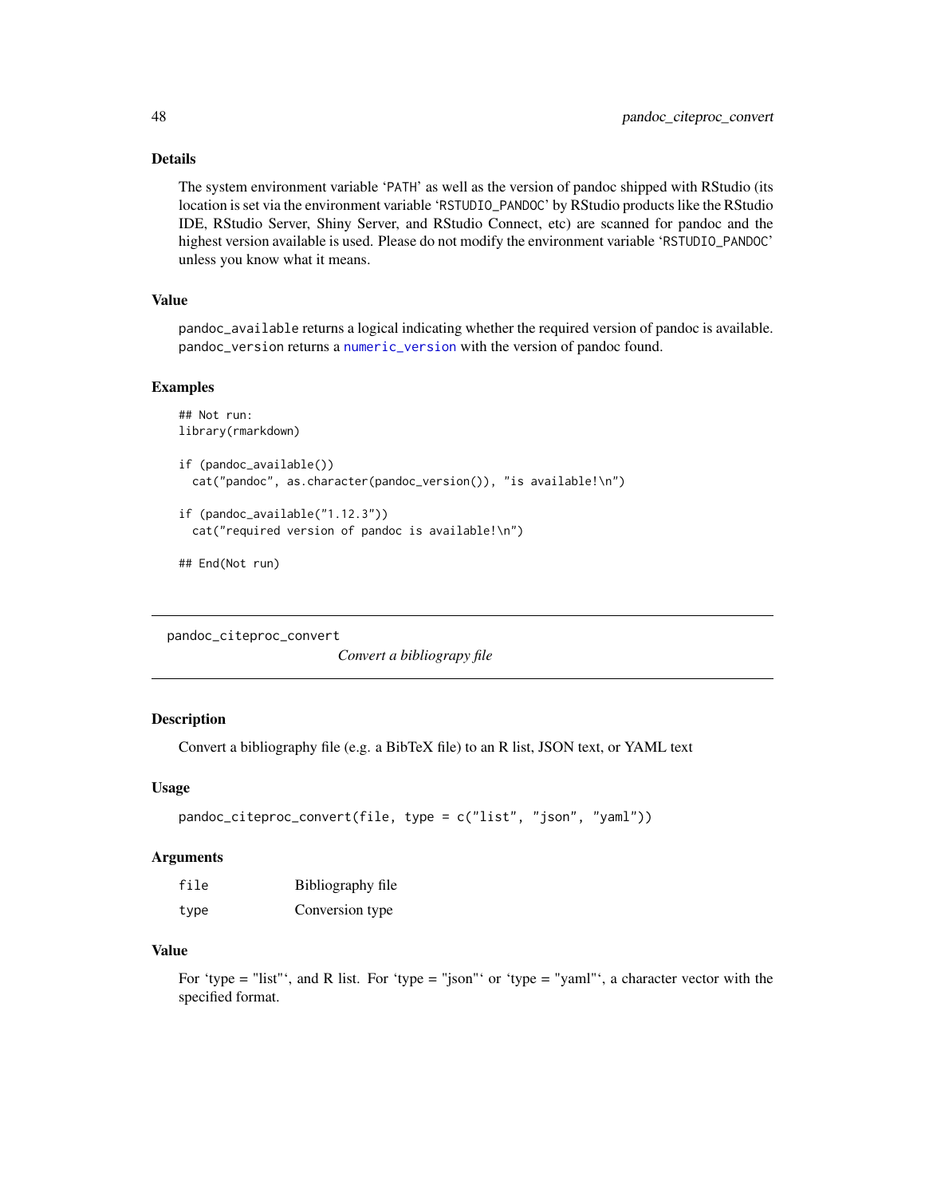### Details

The system environment variable 'PATH' as well as the version of pandoc shipped with RStudio (its location is set via the environment variable 'RSTUDIO_PANDOC' by RStudio products like the RStudio IDE, RStudio Server, Shiny Server, and RStudio Connect, etc) are scanned for pandoc and the highest version available is used. Please do not modify the environment variable 'RSTUDIO_PANDOC' unless you know what it means.

### Value

`pandoc_available` returns a logical indicating whether the required version of pandoc is available. `pandoc_version` returns a `numeric_version` with the version of pandoc found.

### Examples

```
## Not run:
library(rmarkdown)

if (pandoc_available())
  cat("pandoc", as.character(pandoc_version()), "is available!\n")

if (pandoc_available("1.12.3"))
  cat("required version of pandoc is available!\n")

## End(Not run)
```

---

## pandoc_citeproc_convert

*Convert a bibliograpy file*

---

### Description

Convert a bibliography file (e.g. a BibTeX file) to an R list, JSON text, or YAML text

### Usage

```
pandoc_citeproc_convert(file, type = c("list", "json", "yaml"))
```

### Arguments

| | |
|---|---|
| `file` | Bibliography file |
| `type` | Conversion type |

### Value

For 'type = "list"', and R list. For 'type = "json"' or 'type = "yaml"', a character vector with the specified format.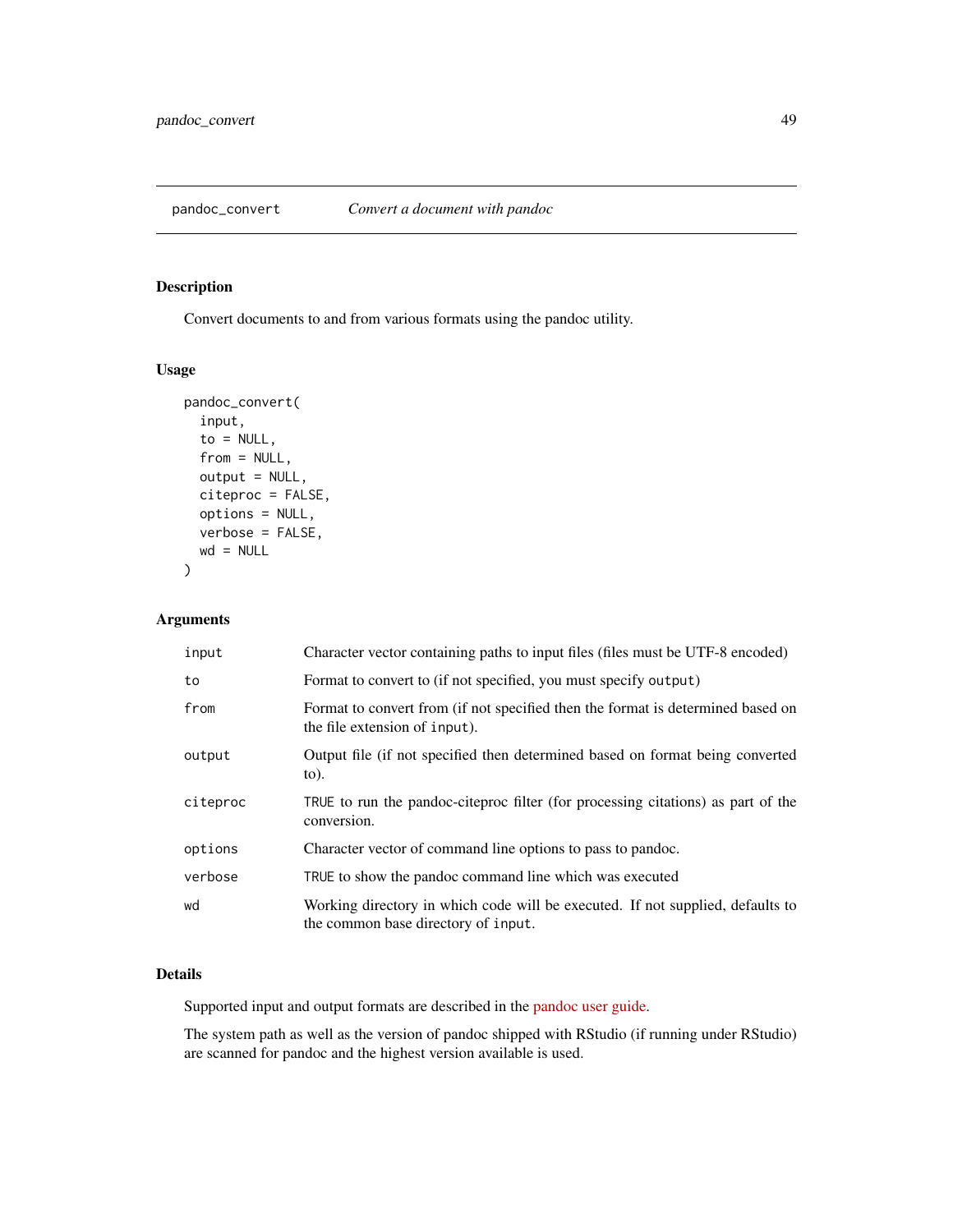## pandoc_convert    *Convert a document with pandoc*

### Description

Convert documents to and from various formats using the pandoc utility.

### Usage

```
pandoc_convert(
  input,
  to = NULL,
  from = NULL,
  output = NULL,
  citeproc = FALSE,
  options = NULL,
  verbose = FALSE,
  wd = NULL
)
```

### Arguments

| | |
|---|---|
| `input` | Character vector containing paths to input files (files must be UTF-8 encoded) |
| `to` | Format to convert to (if not specified, you must specify `output`) |
| `from` | Format to convert from (if not specified then the format is determined based on the file extension of `input`). |
| `output` | Output file (if not specified then determined based on format being converted to). |
| `citeproc` | `TRUE` to run the pandoc-citeproc filter (for processing citations) as part of the conversion. |
| `options` | Character vector of command line options to pass to pandoc. |
| `verbose` | `TRUE` to show the pandoc command line which was executed |
| `wd` | Working directory in which code will be executed. If not supplied, defaults to the common base directory of `input`. |

### Details

Supported input and output formats are described in the pandoc user guide.

The system path as well as the version of pandoc shipped with RStudio (if running under RStudio) are scanned for pandoc and the highest version available is used.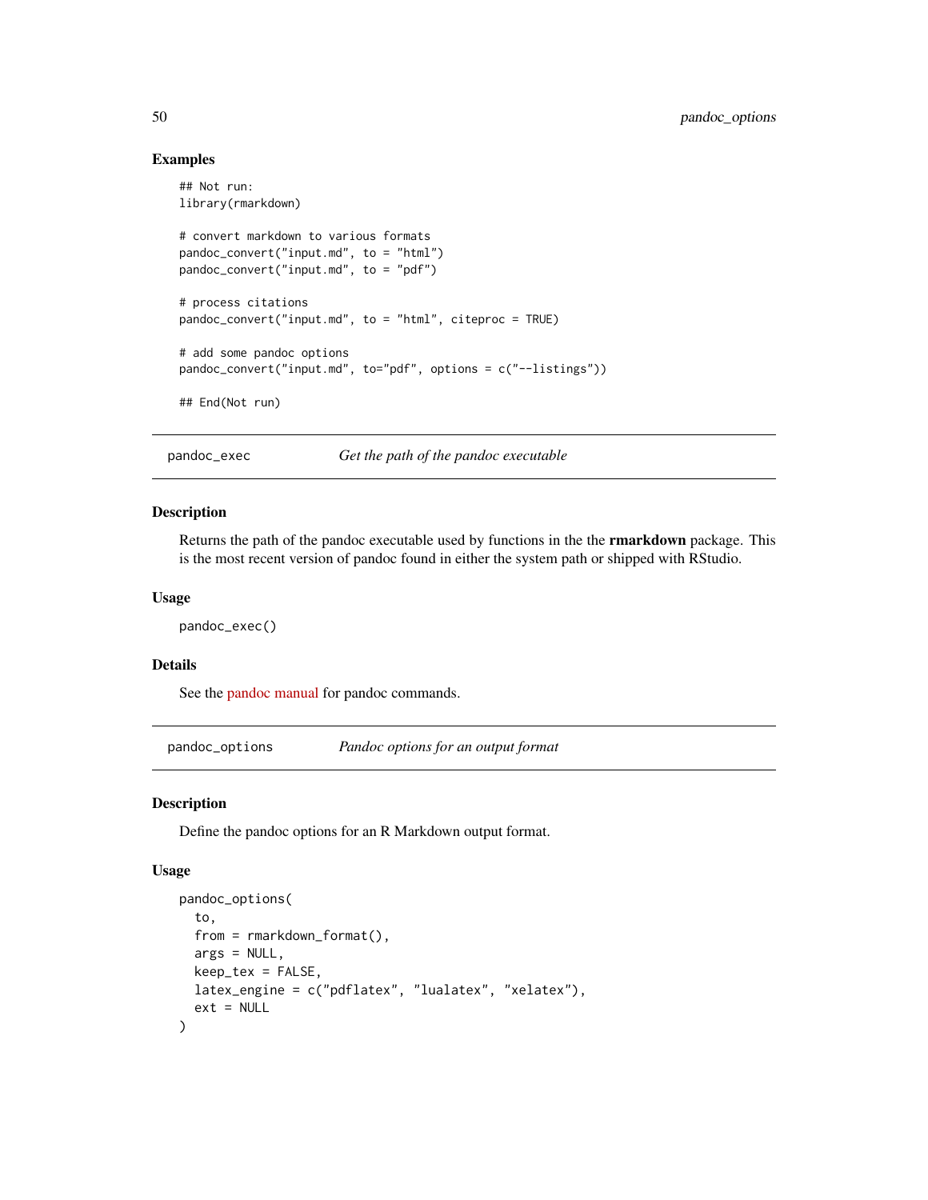### Examples

```
## Not run:
library(rmarkdown)

# convert markdown to various formats
pandoc_convert("input.md", to = "html")
pandoc_convert("input.md", to = "pdf")

# process citations
pandoc_convert("input.md", to = "html", citeproc = TRUE)

# add some pandoc options
pandoc_convert("input.md", to="pdf", options = c("--listings"))

## End(Not run)
```

---

## pandoc_exec — *Get the path of the pandoc executable*

---

### Description

Returns the path of the pandoc executable used by functions in the the **rmarkdown** package. This is the most recent version of pandoc found in either the system path or shipped with RStudio.

### Usage

```
pandoc_exec()
```

### Details

See the pandoc manual for pandoc commands.

---

## pandoc_options — *Pandoc options for an output format*

---

### Description

Define the pandoc options for an R Markdown output format.

### Usage

```
pandoc_options(
  to,
  from = rmarkdown_format(),
  args = NULL,
  keep_tex = FALSE,
  latex_engine = c("pdflatex", "lualatex", "xelatex"),
  ext = NULL
)
```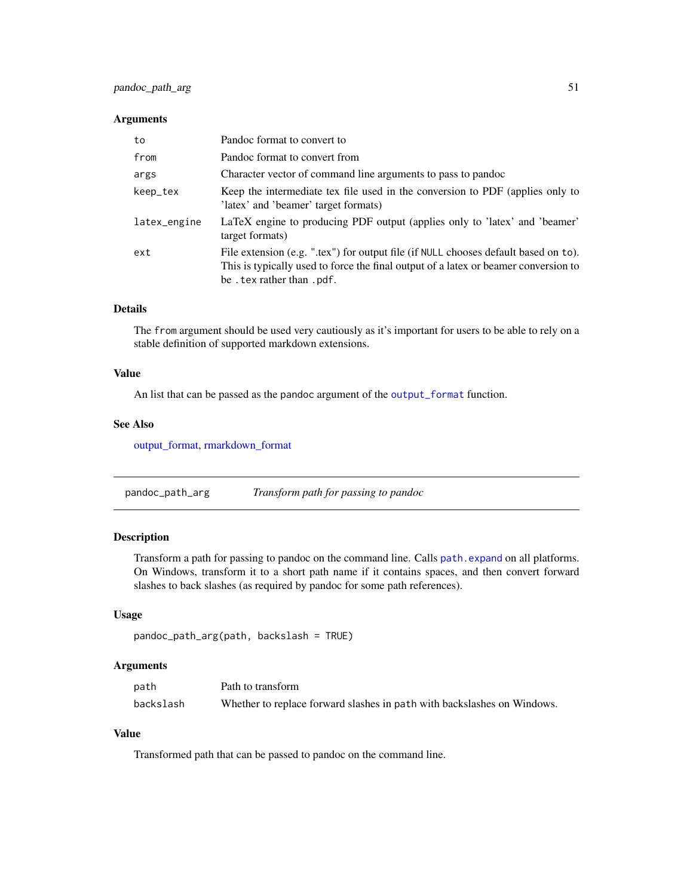### Arguments

| | |
|---|---|
| `to` | Pandoc format to convert to |
| `from` | Pandoc format to convert from |
| `args` | Character vector of command line arguments to pass to pandoc |
| `keep_tex` | Keep the intermediate tex file used in the conversion to PDF (applies only to 'latex' and 'beamer' target formats) |
| `latex_engine` | LaTeX engine to producing PDF output (applies only to 'latex' and 'beamer' target formats) |
| `ext` | File extension (e.g. ".tex") for output file (if `NULL` chooses default based on `to`). This is typically used to force the final output of a latex or beamer conversion to be `.tex` rather than `.pdf`. |

### Details

The `from` argument should be used very cautiously as it's important for users to be able to rely on a stable definition of supported markdown extensions.

### Value

An list that can be passed as the `pandoc` argument of the `output_format` function.

### See Also

output_format, rmarkdown_format

---

## `pandoc_path_arg` *Transform path for passing to pandoc*

### Description

Transform a path for passing to pandoc on the command line. Calls `path.expand` on all platforms. On Windows, transform it to a short path name if it contains spaces, and then convert forward slashes to back slashes (as required by pandoc for some path references).

### Usage

```
pandoc_path_arg(path, backslash = TRUE)
```

### Arguments

| | |
|---|---|
| `path` | Path to transform |
| `backslash` | Whether to replace forward slashes in `path` with backslashes on Windows. |

### Value

Transformed path that can be passed to pandoc on the command line.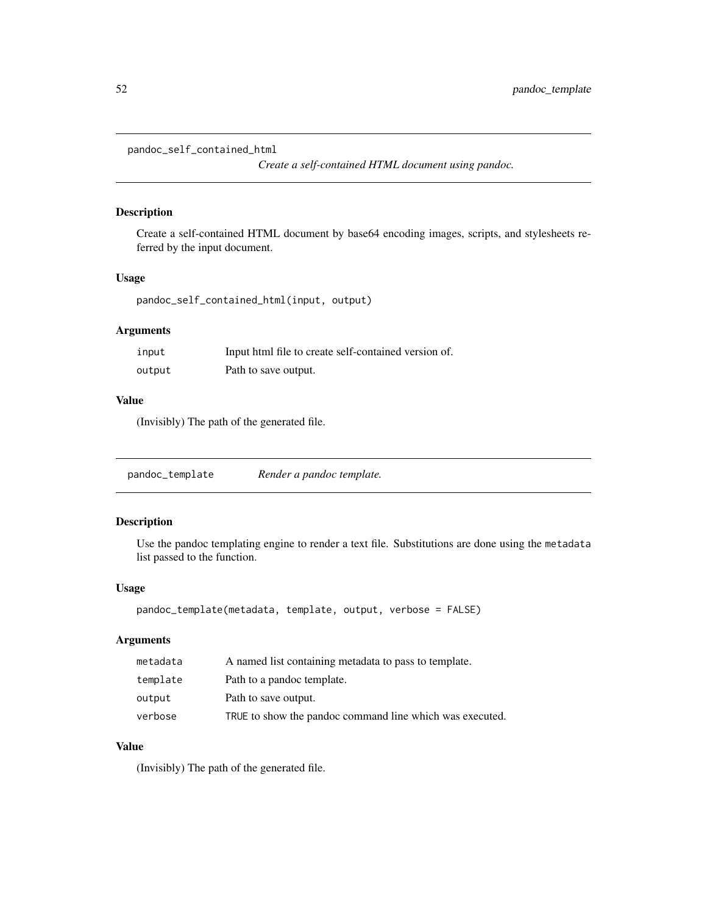## pandoc_self_contained_html

*Create a self-contained HTML document using pandoc.*

### Description

Create a self-contained HTML document by base64 encoding images, scripts, and stylesheets referred by the input document.

### Usage

```
pandoc_self_contained_html(input, output)
```

### Arguments

| | |
|---|---|
| `input` | Input html file to create self-contained version of. |
| `output` | Path to save output. |

### Value

(Invisibly) The path of the generated file.

## pandoc_template

*Render a pandoc template.*

### Description

Use the pandoc templating engine to render a text file. Substitutions are done using the `metadata` list passed to the function.

### Usage

```
pandoc_template(metadata, template, output, verbose = FALSE)
```

### Arguments

| | |
|---|---|
| `metadata` | A named list containing metadata to pass to template. |
| `template` | Path to a pandoc template. |
| `output` | Path to save output. |
| `verbose` | `TRUE` to show the pandoc command line which was executed. |

### Value

(Invisibly) The path of the generated file.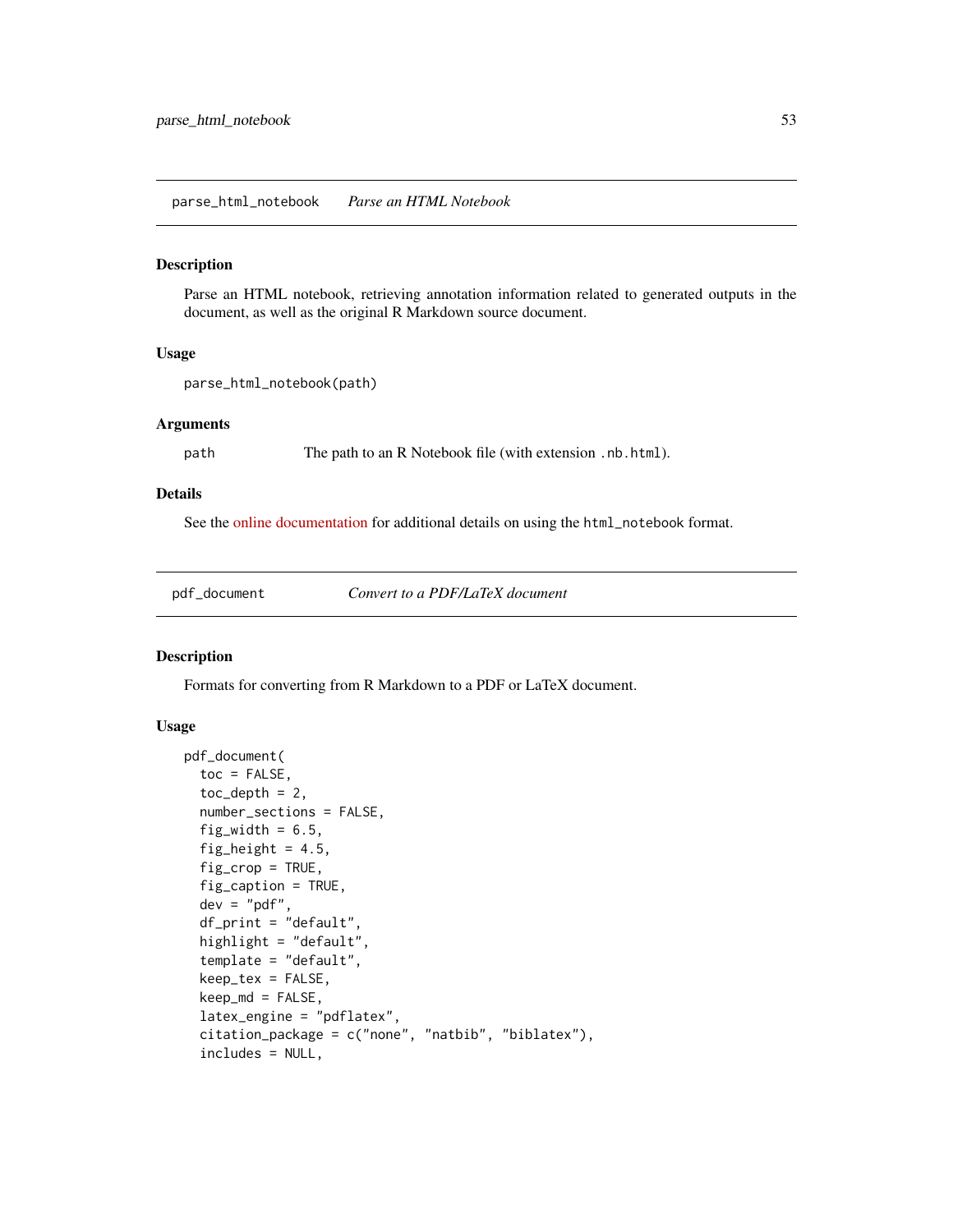## parse_html_notebook    *Parse an HTML Notebook*

### Description

Parse an HTML notebook, retrieving annotation information related to generated outputs in the document, as well as the original R Markdown source document.

### Usage

```
parse_html_notebook(path)
```

### Arguments

| | |
|---|---|
| `path` | The path to an R Notebook file (with extension `.nb.html`). |

### Details

See the online documentation for additional details on using the `html_notebook` format.

## pdf_document    *Convert to a PDF/LaTeX document*

### Description

Formats for converting from R Markdown to a PDF or LaTeX document.

### Usage

```
pdf_document(
  toc = FALSE,
  toc_depth = 2,
  number_sections = FALSE,
  fig_width = 6.5,
  fig_height = 4.5,
  fig_crop = TRUE,
  fig_caption = TRUE,
  dev = "pdf",
  df_print = "default",
  highlight = "default",
  template = "default",
  keep_tex = FALSE,
  keep_md = FALSE,
  latex_engine = "pdflatex",
  citation_package = c("none", "natbib", "biblatex"),
  includes = NULL,
```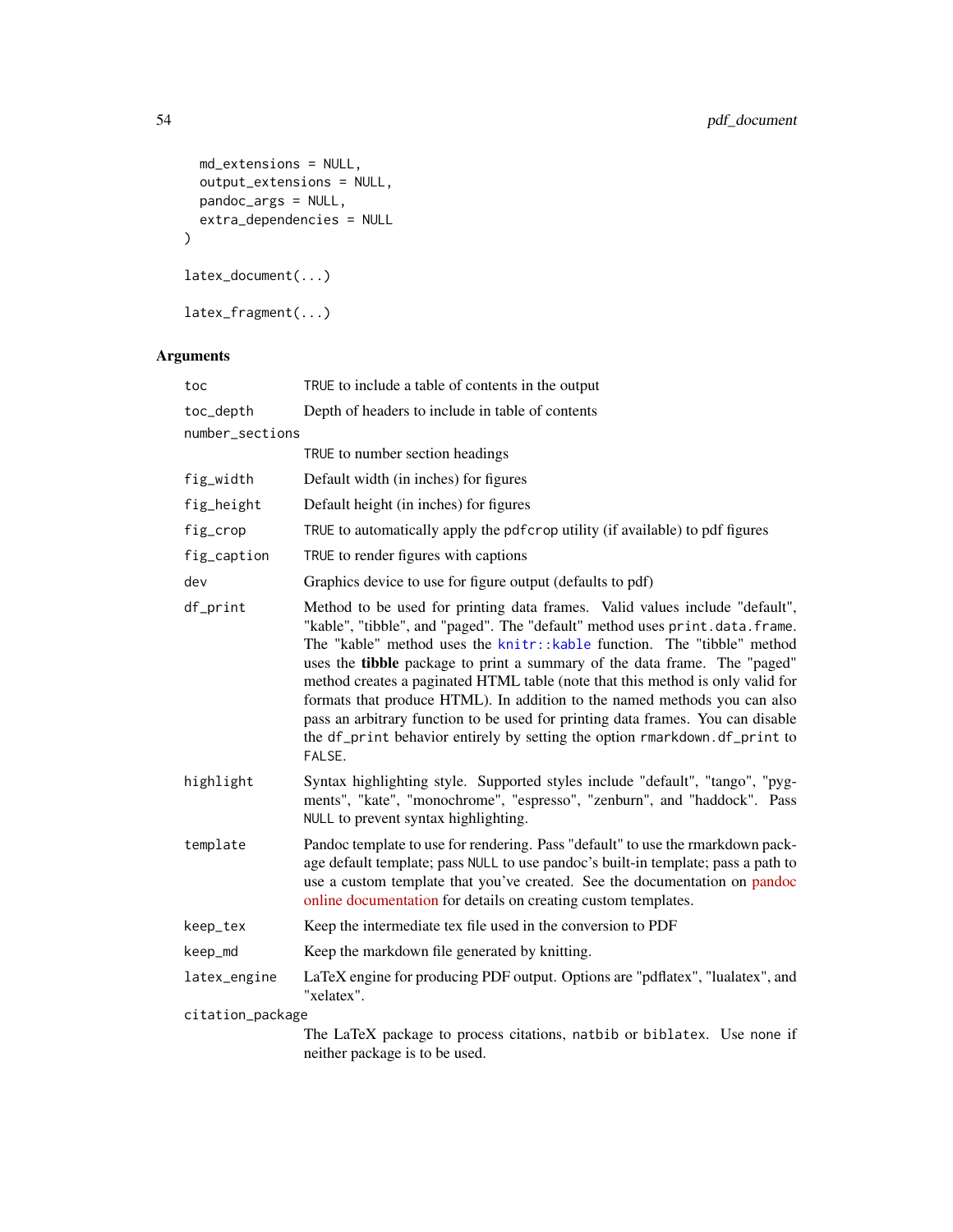```
  md_extensions = NULL,
  output_extensions = NULL,
  pandoc_args = NULL,
  extra_dependencies = NULL
)

latex_document(...)

latex_fragment(...)
```

## Arguments

| | |
|---|---|
| toc | TRUE to include a table of contents in the output |
| toc_depth | Depth of headers to include in table of contents |
| number_sections | TRUE to number section headings |
| fig_width | Default width (in inches) for figures |
| fig_height | Default height (in inches) for figures |
| fig_crop | TRUE to automatically apply the pdfcrop utility (if available) to pdf figures |
| fig_caption | TRUE to render figures with captions |
| dev | Graphics device to use for figure output (defaults to pdf) |
| df_print | Method to be used for printing data frames. Valid values include "default", "kable", "tibble", and "paged". The "default" method uses print.data.frame. The "kable" method uses the knitr::kable function. The "tibble" method uses the **tibble** package to print a summary of the data frame. The "paged" method creates a paginated HTML table (note that this method is only valid for formats that produce HTML). In addition to the named methods you can also pass an arbitrary function to be used for printing data frames. You can disable the df_print behavior entirely by setting the option rmarkdown.df_print to FALSE. |
| highlight | Syntax highlighting style. Supported styles include "default", "tango", "pygments", "kate", "monochrome", "espresso", "zenburn", and "haddock". Pass NULL to prevent syntax highlighting. |
| template | Pandoc template to use for rendering. Pass "default" to use the rmarkdown package default template; pass NULL to use pandoc's built-in template; pass a path to use a custom template that you've created. See the documentation on pandoc online documentation for details on creating custom templates. |
| keep_tex | Keep the intermediate tex file used in the conversion to PDF |
| keep_md | Keep the markdown file generated by knitting. |
| latex_engine | LaTeX engine for producing PDF output. Options are "pdflatex", "lualatex", and "xelatex". |
| citation_package | The LaTeX package to process citations, natbib or biblatex. Use none if neither package is to be used. |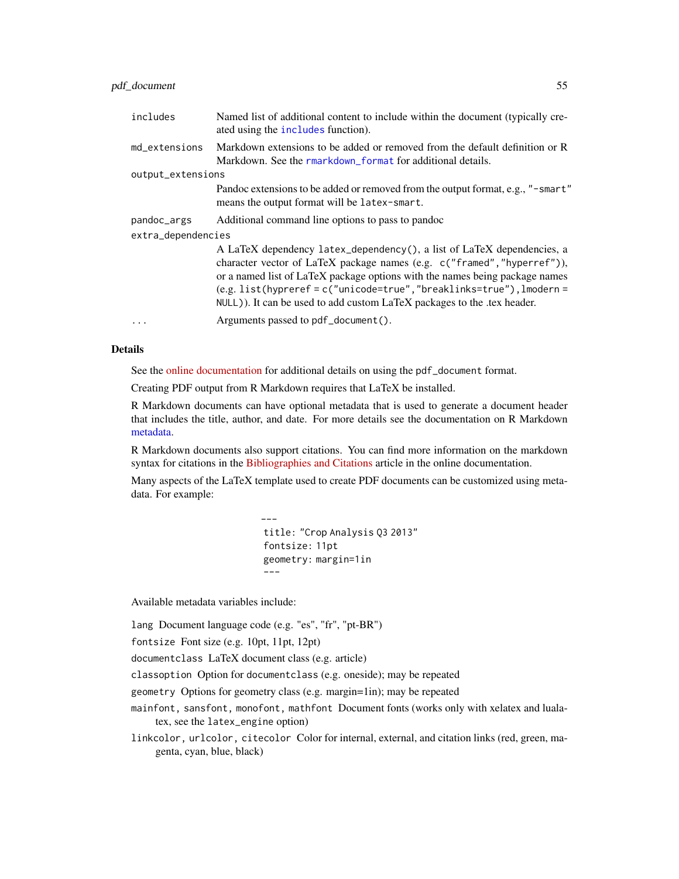| | |
|---|---|
| `includes` | Named list of additional content to include within the document (typically created using the `includes` function). |
| `md_extensions` | Markdown extensions to be added or removed from the default definition or R Markdown. See the `rmarkdown_format` for additional details. |
| `output_extensions` | Pandoc extensions to be added or removed from the output format, e.g., `"-smart"` means the output format will be `latex-smart`. |
| `pandoc_args` | Additional command line options to pass to pandoc |
| `extra_dependencies` | A LaTeX dependency `latex_dependency()`, a list of LaTeX dependencies, a character vector of LaTeX package names (e.g. `c("framed","hyperref")`), or a named list of LaTeX package options with the names being package names (e.g. `list(hypreref = c("unicode=true","breaklinks=true"),lmodern = NULL)`). It can be used to add custom LaTeX packages to the .tex header. |
| `...` | Arguments passed to `pdf_document()`. |

## Details

See the online documentation for additional details on using the `pdf_document` format.

Creating PDF output from R Markdown requires that LaTeX be installed.

R Markdown documents can have optional metadata that is used to generate a document header that includes the title, author, and date. For more details see the documentation on R Markdown metadata.

R Markdown documents also support citations. You can find more information on the markdown syntax for citations in the Bibliographies and Citations article in the online documentation.

Many aspects of the LaTeX template used to create PDF documents can be customized using metadata. For example:

```
---
title: "Crop Analysis Q3 2013"
fontsize: 11pt
geometry: margin=1in
---
```

Available metadata variables include:

`lang` Document language code (e.g. "es", "fr", "pt-BR")

`fontsize` Font size (e.g. 10pt, 11pt, 12pt)

`documentclass` LaTeX document class (e.g. article)

`classoption` Option for `documentclass` (e.g. oneside); may be repeated

`geometry` Options for geometry class (e.g. margin=1in); may be repeated

`mainfont, sansfont, monofont, mathfont` Document fonts (works only with xelatex and lualatex, see the `latex_engine` option)

`linkcolor, urlcolor, citecolor` Color for internal, external, and citation links (red, green, magenta, cyan, blue, black)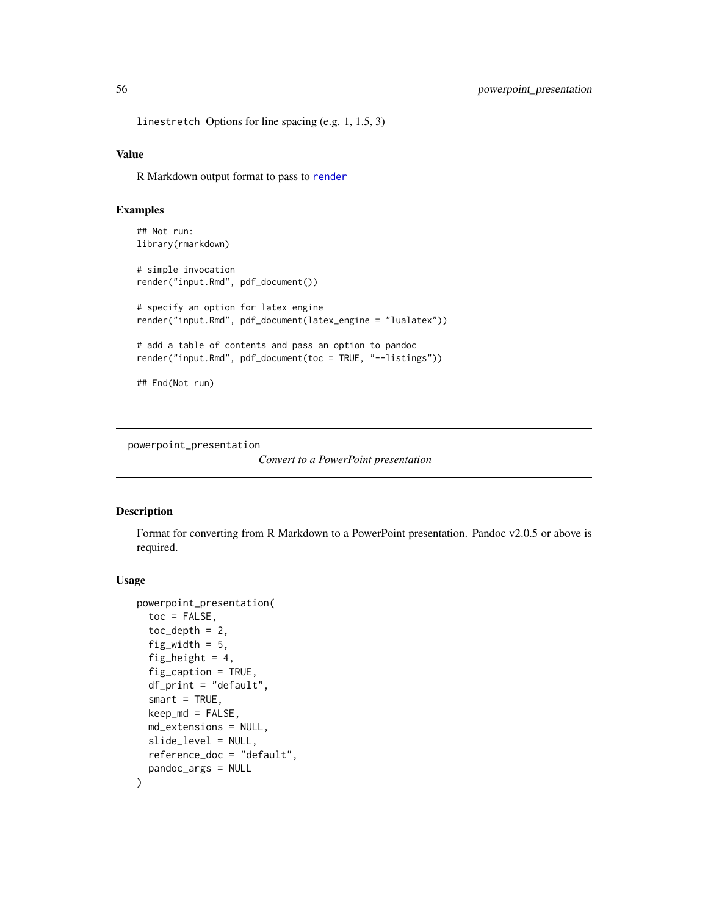`linestretch` Options for line spacing (e.g. 1, 1.5, 3)

### Value

R Markdown output format to pass to `render`

### Examples

```
## Not run:
library(rmarkdown)

# simple invocation
render("input.Rmd", pdf_document())

# specify an option for latex engine
render("input.Rmd", pdf_document(latex_engine = "lualatex"))

# add a table of contents and pass an option to pandoc
render("input.Rmd", pdf_document(toc = TRUE, "--listings"))

## End(Not run)
```

---

## powerpoint_presentation

*Convert to a PowerPoint presentation*

---

### Description

Format for converting from R Markdown to a PowerPoint presentation. Pandoc v2.0.5 or above is required.

### Usage

```
powerpoint_presentation(
  toc = FALSE,
  toc_depth = 2,
  fig_width = 5,
  fig_height = 4,
  fig_caption = TRUE,
  df_print = "default",
  smart = TRUE,
  keep_md = FALSE,
  md_extensions = NULL,
  slide_level = NULL,
  reference_doc = "default",
  pandoc_args = NULL
)
```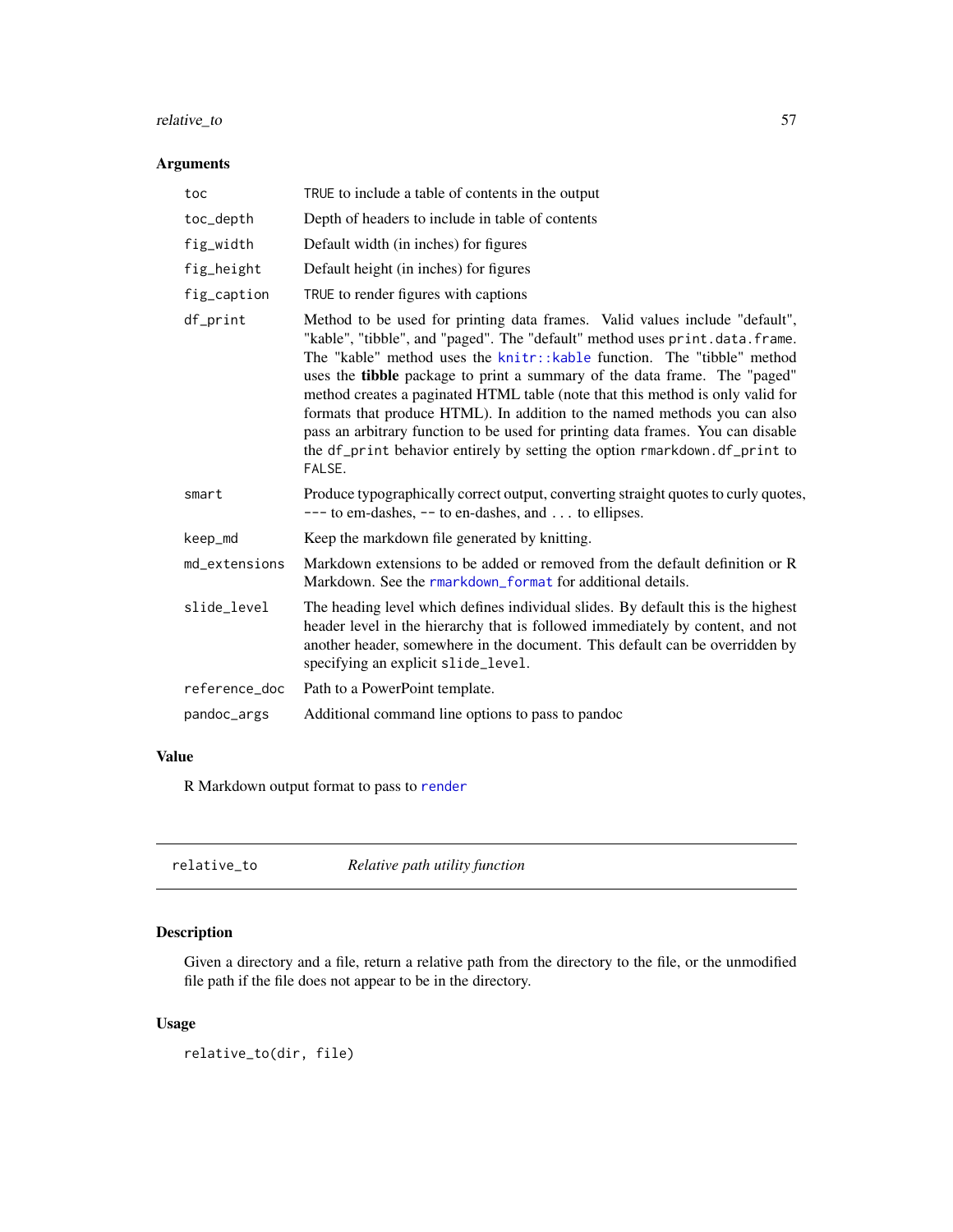### Arguments

| | |
|---|---|
| `toc` | `TRUE` to include a table of contents in the output |
| `toc_depth` | Depth of headers to include in table of contents |
| `fig_width` | Default width (in inches) for figures |
| `fig_height` | Default height (in inches) for figures |
| `fig_caption` | `TRUE` to render figures with captions |
| `df_print` | Method to be used for printing data frames. Valid values include "default", "kable", "tibble", and "paged". The "default" method uses `print.data.frame`. The "kable" method uses the `knitr::kable` function. The "tibble" method uses the **tibble** package to print a summary of the data frame. The "paged" method creates a paginated HTML table (note that this method is only valid for formats that produce HTML). In addition to the named methods you can also pass an arbitrary function to be used for printing data frames. You can disable the `df_print` behavior entirely by setting the option `rmarkdown.df_print` to `FALSE`. |
| `smart` | Produce typographically correct output, converting straight quotes to curly quotes, `---` to em-dashes, `--` to en-dashes, and `...` to ellipses. |
| `keep_md` | Keep the markdown file generated by knitting. |
| `md_extensions` | Markdown extensions to be added or removed from the default definition or R Markdown. See the `rmarkdown_format` for additional details. |
| `slide_level` | The heading level which defines individual slides. By default this is the highest header level in the hierarchy that is followed immediately by content, and not another header, somewhere in the document. This default can be overridden by specifying an explicit `slide_level`. |
| `reference_doc` | Path to a PowerPoint template. |
| `pandoc_args` | Additional command line options to pass to pandoc |

### Value

R Markdown output format to pass to `render`

---

## `relative_to` — *Relative path utility function*

---

### Description

Given a directory and a file, return a relative path from the directory to the file, or the unmodified file path if the file does not appear to be in the directory.

### Usage

```
relative_to(dir, file)
```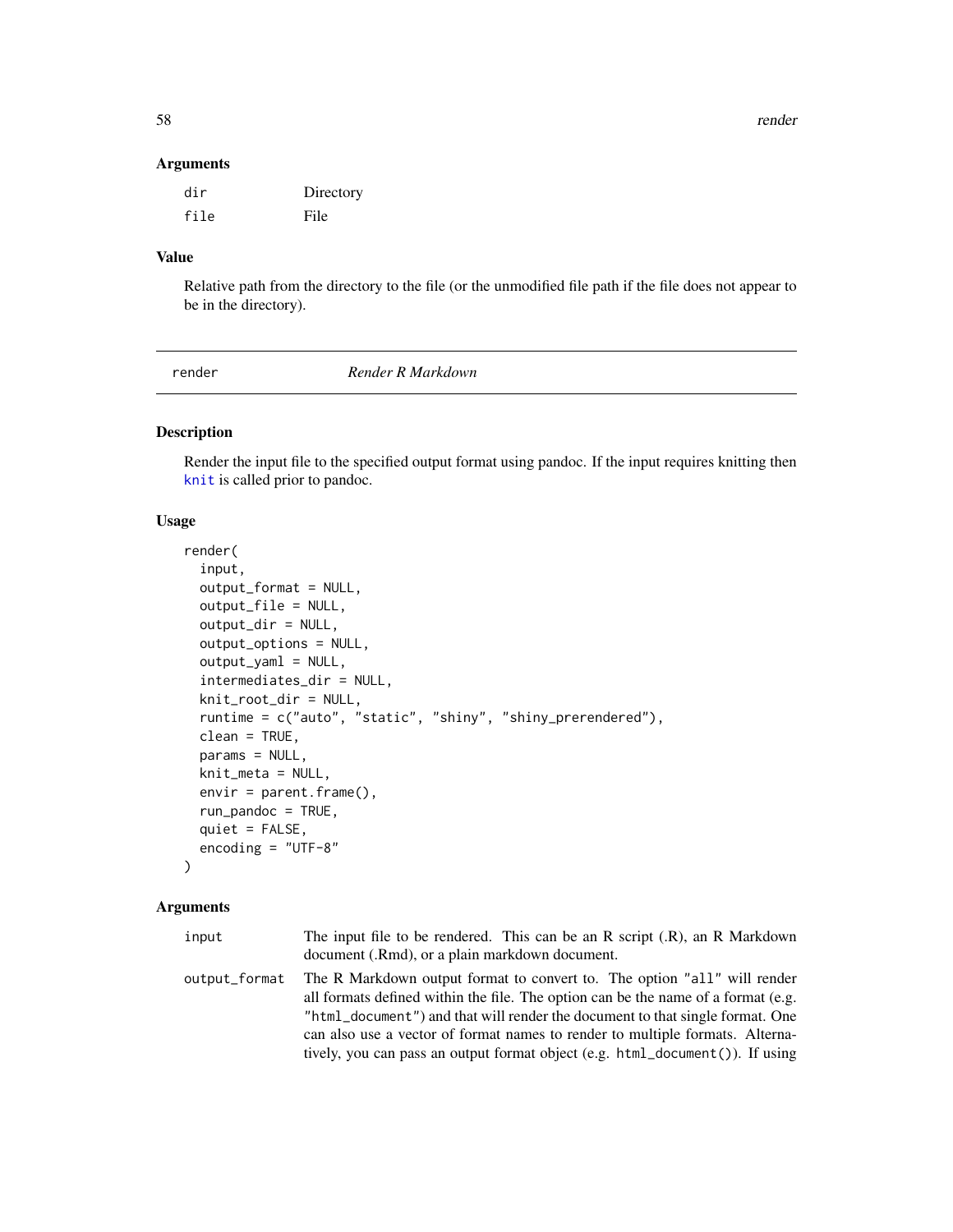### Arguments

| | |
|---|---|
| `dir` | Directory |
| `file` | File |

### Value

Relative path from the directory to the file (or the unmodified file path if the file does not appear to be in the directory).

---

## `render` — *Render R Markdown*

### Description

Render the input file to the specified output format using pandoc. If the input requires knitting then `knit` is called prior to pandoc.

### Usage

```
render(
  input,
  output_format = NULL,
  output_file = NULL,
  output_dir = NULL,
  output_options = NULL,
  output_yaml = NULL,
  intermediates_dir = NULL,
  knit_root_dir = NULL,
  runtime = c("auto", "static", "shiny", "shiny_prerendered"),
  clean = TRUE,
  params = NULL,
  knit_meta = NULL,
  envir = parent.frame(),
  run_pandoc = TRUE,
  quiet = FALSE,
  encoding = "UTF-8"
)
```

### Arguments

| | |
|---|---|
| `input` | The input file to be rendered. This can be an R script (.R), an R Markdown document (.Rmd), or a plain markdown document. |
| `output_format` | The R Markdown output format to convert to. The option `"all"` will render all formats defined within the file. The option can be the name of a format (e.g. `"html_document"`) and that will render the document to that single format. One can also use a vector of format names to render to multiple formats. Alternatively, you can pass an output format object (e.g. `html_document()`). If using |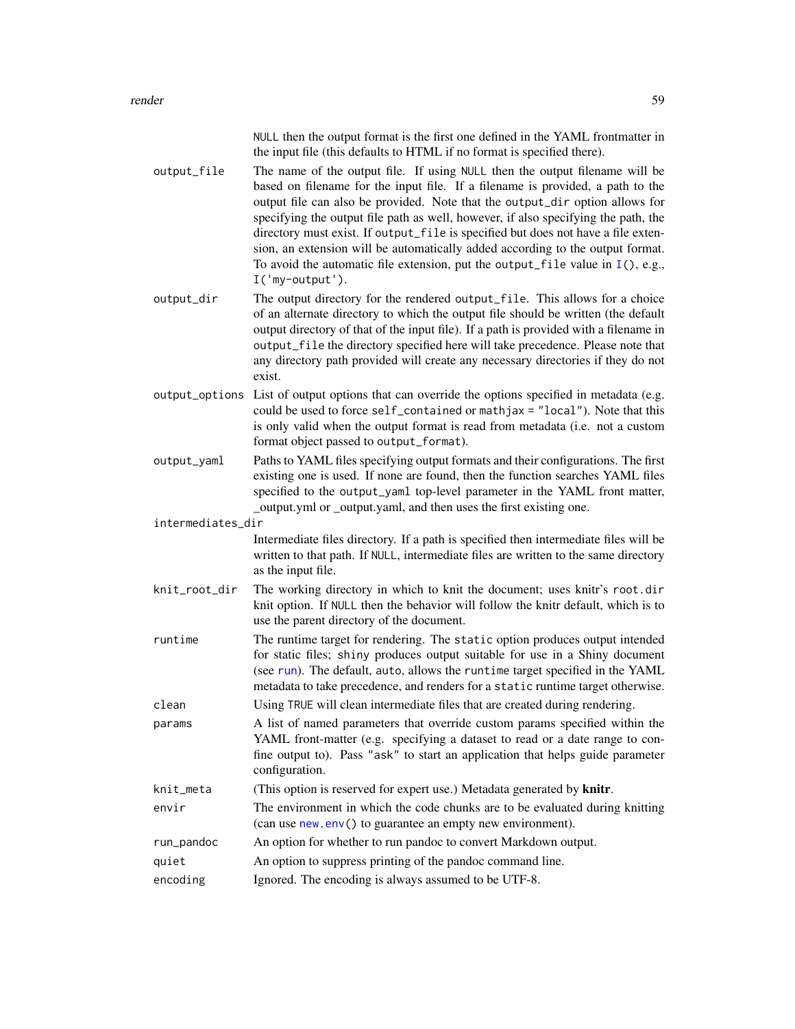NULL then the output format is the first one defined in the YAML frontmatter in the input file (this defaults to HTML if no format is specified there).

| | |
|---|---|
| `output_file` | The name of the output file. If using NULL then the output filename will be based on filename for the input file. If a filename is provided, a path to the output file can also be provided. Note that the `output_dir` option allows for specifying the output file path as well, however, if also specifying the path, the directory must exist. If `output_file` is specified but does not have a file extension, an extension will be automatically added according to the output format. To avoid the automatic file extension, put the `output_file` value in `I()`, e.g., `I('my-output')`. |
| `output_dir` | The output directory for the rendered `output_file`. This allows for a choice of an alternate directory to which the output file should be written (the default output directory of that of the input file). If a path is provided with a filename in `output_file` the directory specified here will take precedence. Please note that any directory path provided will create any necessary directories if they do not exist. |
| `output_options` | List of output options that can override the options specified in metadata (e.g. could be used to force `self_contained` or `mathjax = "local"`). Note that this is only valid when the output format is read from metadata (i.e. not a custom format object passed to `output_format`). |
| `output_yaml` | Paths to YAML files specifying output formats and their configurations. The first existing one is used. If none are found, then the function searches YAML files specified to the `output_yaml` top-level parameter in the YAML front matter, _output.yml or _output.yaml, and then uses the first existing one. |
| `intermediates_dir` | Intermediate files directory. If a path is specified then intermediate files will be written to that path. If NULL, intermediate files are written to the same directory as the input file. |
| `knit_root_dir` | The working directory in which to knit the document; uses knitr's `root.dir` knit option. If NULL then the behavior will follow the knitr default, which is to use the parent directory of the document. |
| `runtime` | The runtime target for rendering. The `static` option produces output intended for static files; `shiny` produces output suitable for use in a Shiny document (see `run`). The default, `auto`, allows the `runtime` target specified in the YAML metadata to take precedence, and renders for a `static` runtime target otherwise. |
| `clean` | Using TRUE will clean intermediate files that are created during rendering. |
| `params` | A list of named parameters that override custom params specified within the YAML front-matter (e.g. specifying a dataset to read or a date range to confine output to). Pass `"ask"` to start an application that helps guide parameter configuration. |
| `knit_meta` | (This option is reserved for expert use.) Metadata generated by **knitr**. |
| `envir` | The environment in which the code chunks are to be evaluated during knitting (can use `new.env()` to guarantee an empty new environment). |
| `run_pandoc` | An option for whether to run pandoc to convert Markdown output. |
| `quiet` | An option to suppress printing of the pandoc command line. |
| `encoding` | Ignored. The encoding is always assumed to be UTF-8. |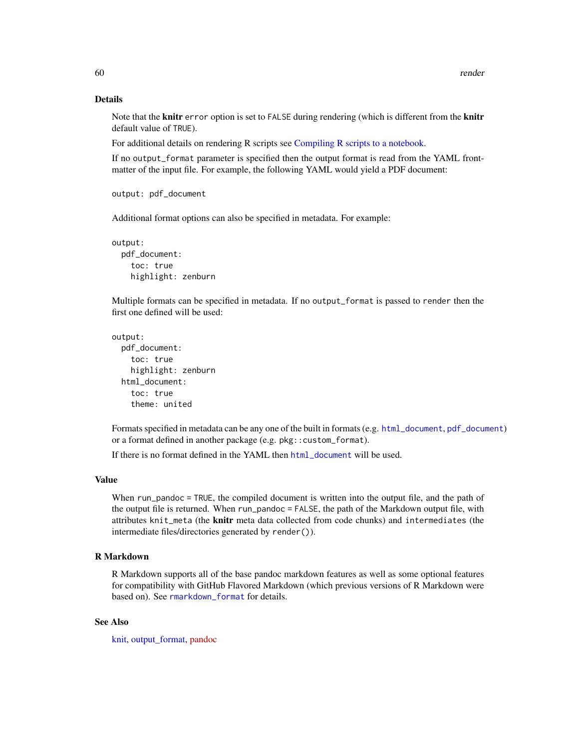## Details

Note that the **knitr** `error` option is set to `FALSE` during rendering (which is different from the **knitr** default value of `TRUE`).

For additional details on rendering R scripts see Compiling R scripts to a notebook.

If no `output_format` parameter is specified then the output format is read from the YAML front-matter of the input file. For example, the following YAML would yield a PDF document:

```
output: pdf_document
```

Additional format options can also be specified in metadata. For example:

```
output:
  pdf_document:
    toc: true
    highlight: zenburn
```

Multiple formats can be specified in metadata. If no `output_format` is passed to `render` then the first one defined will be used:

```
output:
  pdf_document:
    toc: true
    highlight: zenburn
  html_document:
    toc: true
    theme: united
```

Formats specified in metadata can be any one of the built in formats (e.g. `html_document`, `pdf_document`) or a format defined in another package (e.g. `pkg::custom_format`).

If there is no format defined in the YAML then `html_document` will be used.

## Value

When `run_pandoc = TRUE`, the compiled document is written into the output file, and the path of the output file is returned. When `run_pandoc = FALSE`, the path of the Markdown output file, with attributes `knit_meta` (the **knitr** meta data collected from code chunks) and `intermediates` (the intermediate files/directories generated by `render()`).

## R Markdown

R Markdown supports all of the base pandoc markdown features as well as some optional features for compatibility with GitHub Flavored Markdown (which previous versions of R Markdown were based on). See `rmarkdown_format` for details.

## See Also

knit, output_format, pandoc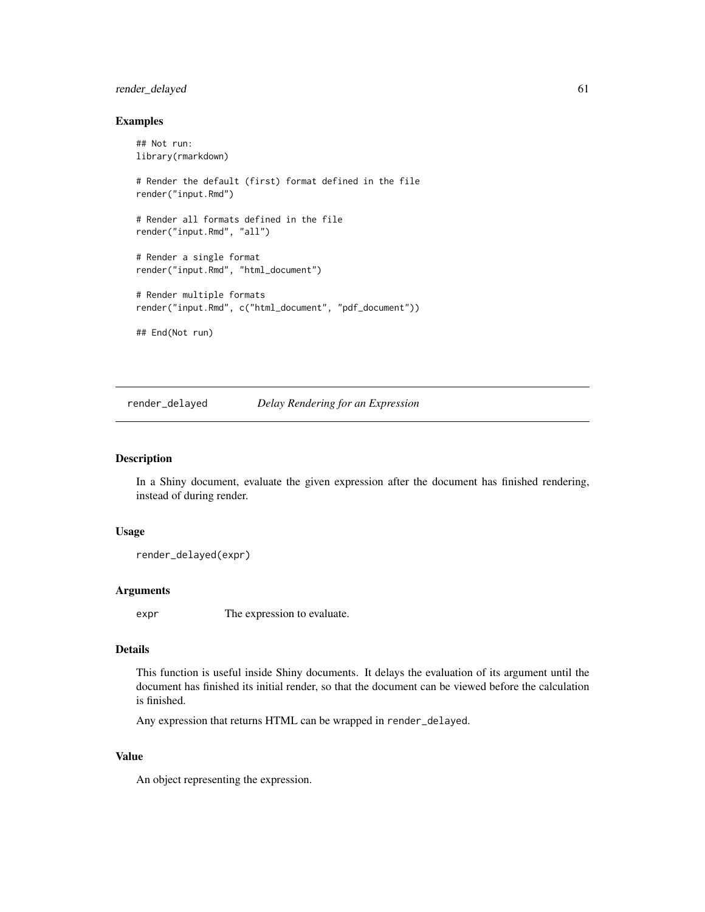## Examples

```
## Not run:
library(rmarkdown)

# Render the default (first) format defined in the file
render("input.Rmd")

# Render all formats defined in the file
render("input.Rmd", "all")

# Render a single format
render("input.Rmd", "html_document")

# Render multiple formats
render("input.Rmd", c("html_document", "pdf_document"))

## End(Not run)
```

---

# render_delayed *Delay Rendering for an Expression*

---

## Description

In a Shiny document, evaluate the given expression after the document has finished rendering, instead of during render.

## Usage

```
render_delayed(expr)
```

## Arguments

| | |
|---|---|
| `expr` | The expression to evaluate. |

## Details

This function is useful inside Shiny documents. It delays the evaluation of its argument until the document has finished its initial render, so that the document can be viewed before the calculation is finished.

Any expression that returns HTML can be wrapped in `render_delayed`.

## Value

An object representing the expression.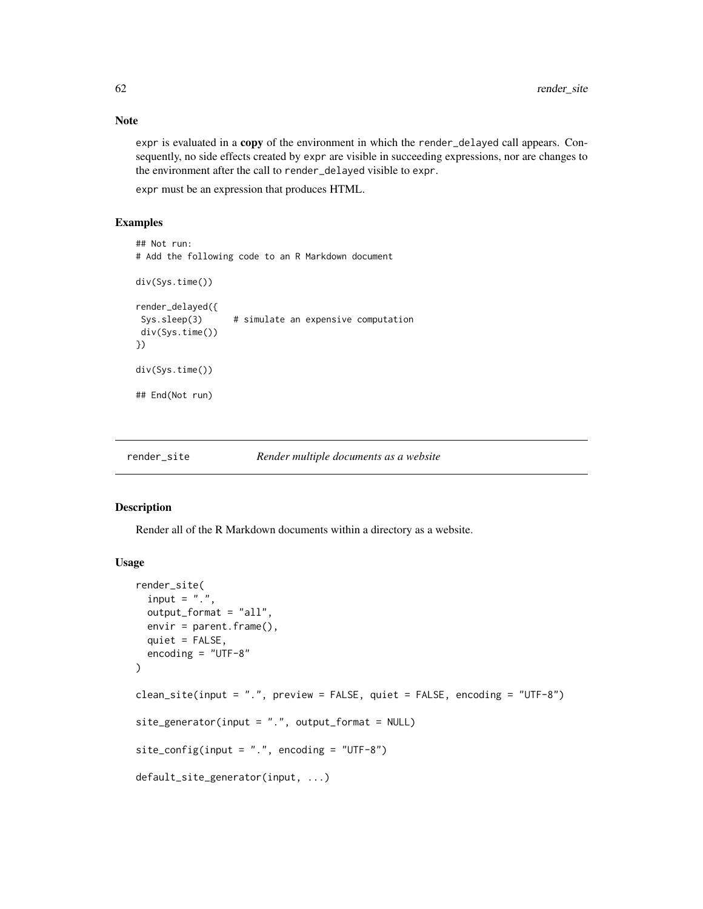## Note

expr is evaluated in a **copy** of the environment in which the render_delayed call appears. Consequently, no side effects created by expr are visible in succeeding expressions, nor are changes to the environment after the call to render_delayed visible to expr.

expr must be an expression that produces HTML.

## Examples

```
## Not run:
# Add the following code to an R Markdown document

div(Sys.time())

render_delayed({
 Sys.sleep(3)      # simulate an expensive computation
 div(Sys.time())
})

div(Sys.time())

## End(Not run)
```

---

# render_site    *Render multiple documents as a website*

---

## Description

Render all of the R Markdown documents within a directory as a website.

## Usage

```
render_site(
  input = ".",
  output_format = "all",
  envir = parent.frame(),
  quiet = FALSE,
  encoding = "UTF-8"
)

clean_site(input = ".", preview = FALSE, quiet = FALSE, encoding = "UTF-8")

site_generator(input = ".", output_format = NULL)

site_config(input = ".", encoding = "UTF-8")

default_site_generator(input, ...)
```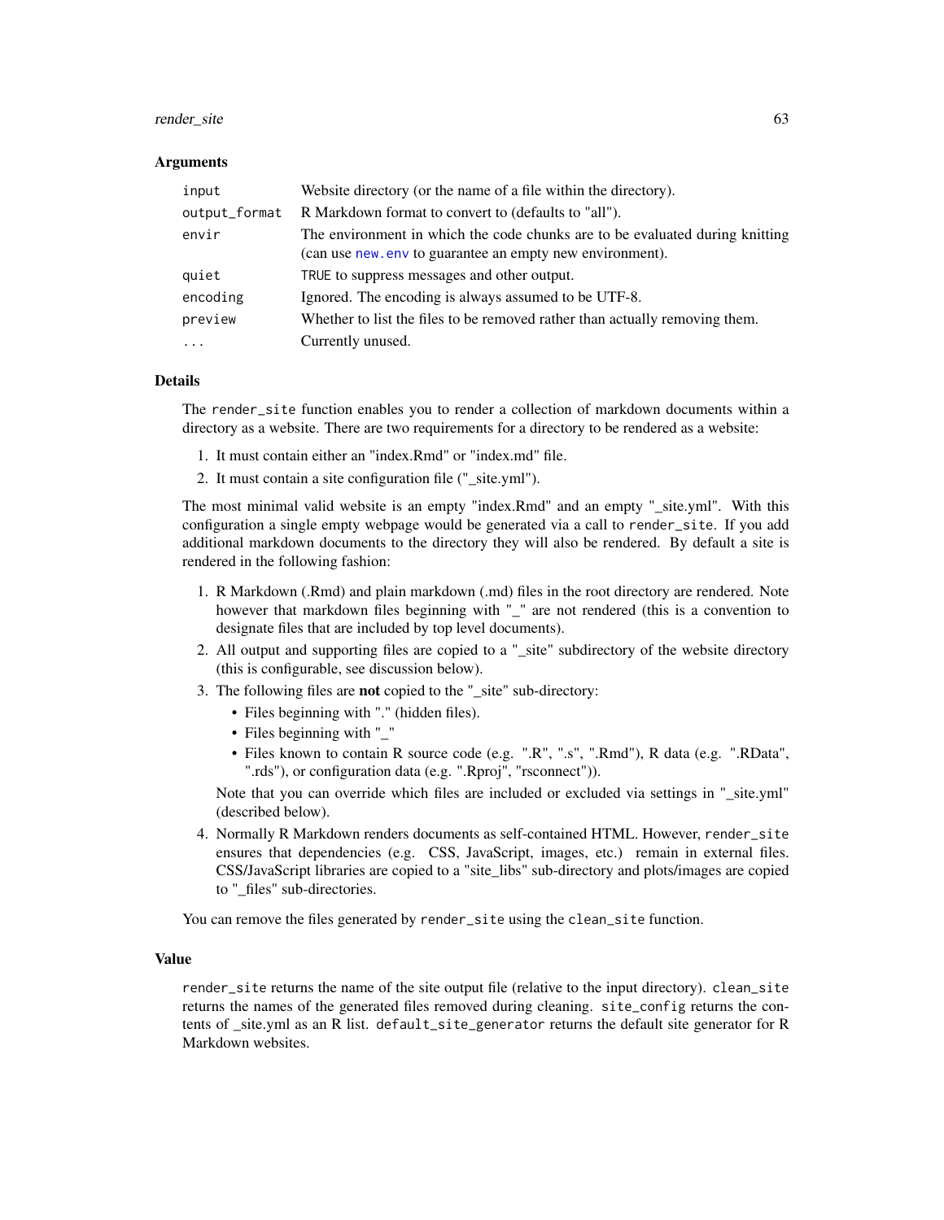### Arguments

| | |
|---|---|
| `input` | Website directory (or the name of a file within the directory). |
| `output_format` | R Markdown format to convert to (defaults to "all"). |
| `envir` | The environment in which the code chunks are to be evaluated during knitting (can use `new.env` to guarantee an empty new environment). |
| `quiet` | `TRUE` to suppress messages and other output. |
| `encoding` | Ignored. The encoding is always assumed to be UTF-8. |
| `preview` | Whether to list the files to be removed rather than actually removing them. |
| `...` | Currently unused. |

### Details

The `render_site` function enables you to render a collection of markdown documents within a directory as a website. There are two requirements for a directory to be rendered as a website:

1. It must contain either an "index.Rmd" or "index.md" file.
2. It must contain a site configuration file ("_site.yml").

The most minimal valid website is an empty "index.Rmd" and an empty "_site.yml". With this configuration a single empty webpage would be generated via a call to `render_site`. If you add additional markdown documents to the directory they will also be rendered. By default a site is rendered in the following fashion:

1. R Markdown (.Rmd) and plain markdown (.md) files in the root directory are rendered. Note however that markdown files beginning with "_" are not rendered (this is a convention to designate files that are included by top level documents).
2. All output and supporting files are copied to a "_site" subdirectory of the website directory (this is configurable, see discussion below).
3. The following files are **not** copied to the "_site" sub-directory:
   - Files beginning with "." (hidden files).
   - Files beginning with "_"
   - Files known to contain R source code (e.g. ".R", ".s", ".Rmd"), R data (e.g. ".RData", ".rds"), or configuration data (e.g. ".Rproj", "rsconnect")).

   Note that you can override which files are included or excluded via settings in "_site.yml" (described below).
4. Normally R Markdown renders documents as self-contained HTML. However, `render_site` ensures that dependencies (e.g. CSS, JavaScript, images, etc.) remain in external files. CSS/JavaScript libraries are copied to a "site_libs" sub-directory and plots/images are copied to "_files" sub-directories.

You can remove the files generated by `render_site` using the `clean_site` function.

### Value

`render_site` returns the name of the site output file (relative to the input directory). `clean_site` returns the names of the generated files removed during cleaning. `site_config` returns the contents of _site.yml as an R list. `default_site_generator` returns the default site generator for R Markdown websites.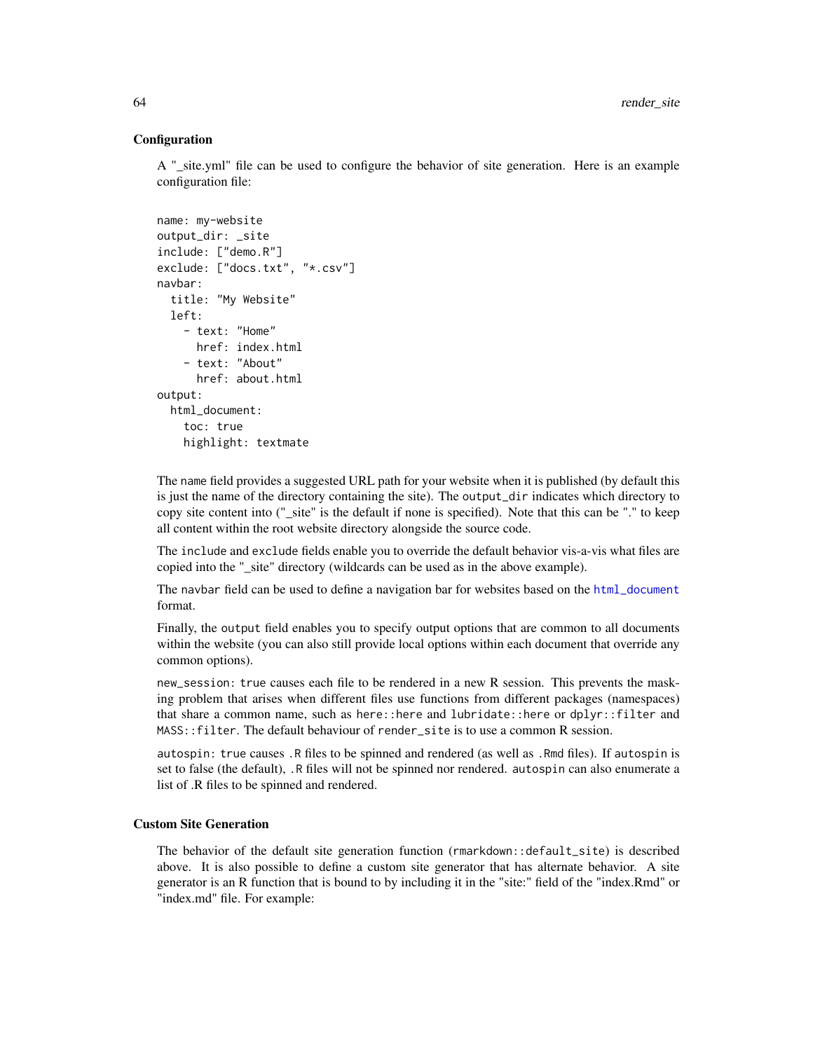### Configuration

A "_site.yml" file can be used to configure the behavior of site generation. Here is an example configuration file:

```
name: my-website
output_dir: _site
include: ["demo.R"]
exclude: ["docs.txt", "*.csv"]
navbar:
  title: "My Website"
  left:
    - text: "Home"
      href: index.html
    - text: "About"
      href: about.html
output:
  html_document:
    toc: true
    highlight: textmate
```

The `name` field provides a suggested URL path for your website when it is published (by default this is just the name of the directory containing the site). The `output_dir` indicates which directory to copy site content into ("_site" is the default if none is specified). Note that this can be "." to keep all content within the root website directory alongside the source code.

The `include` and `exclude` fields enable you to override the default behavior vis-a-vis what files are copied into the "_site" directory (wildcards can be used as in the above example).

The `navbar` field can be used to define a navigation bar for websites based on the `html_document` format.

Finally, the `output` field enables you to specify output options that are common to all documents within the website (you can also still provide local options within each document that override any common options).

`new_session: true` causes each file to be rendered in a new R session. This prevents the masking problem that arises when different files use functions from different packages (namespaces) that share a common name, such as `here::here` and `lubridate::here` or `dplyr::filter` and `MASS::filter`. The default behaviour of `render_site` is to use a common R session.

`autospin: true` causes `.R` files to be spinned and rendered (as well as `.Rmd` files). If `autospin` is set to false (the default), `.R` files will not be spinned nor rendered. `autospin` can also enumerate a list of .R files to be spinned and rendered.

### Custom Site Generation

The behavior of the default site generation function (`rmarkdown::default_site`) is described above. It is also possible to define a custom site generator that has alternate behavior. A site generator is an R function that is bound to by including it in the "site:" field of the "index.Rmd" or "index.md" file. For example: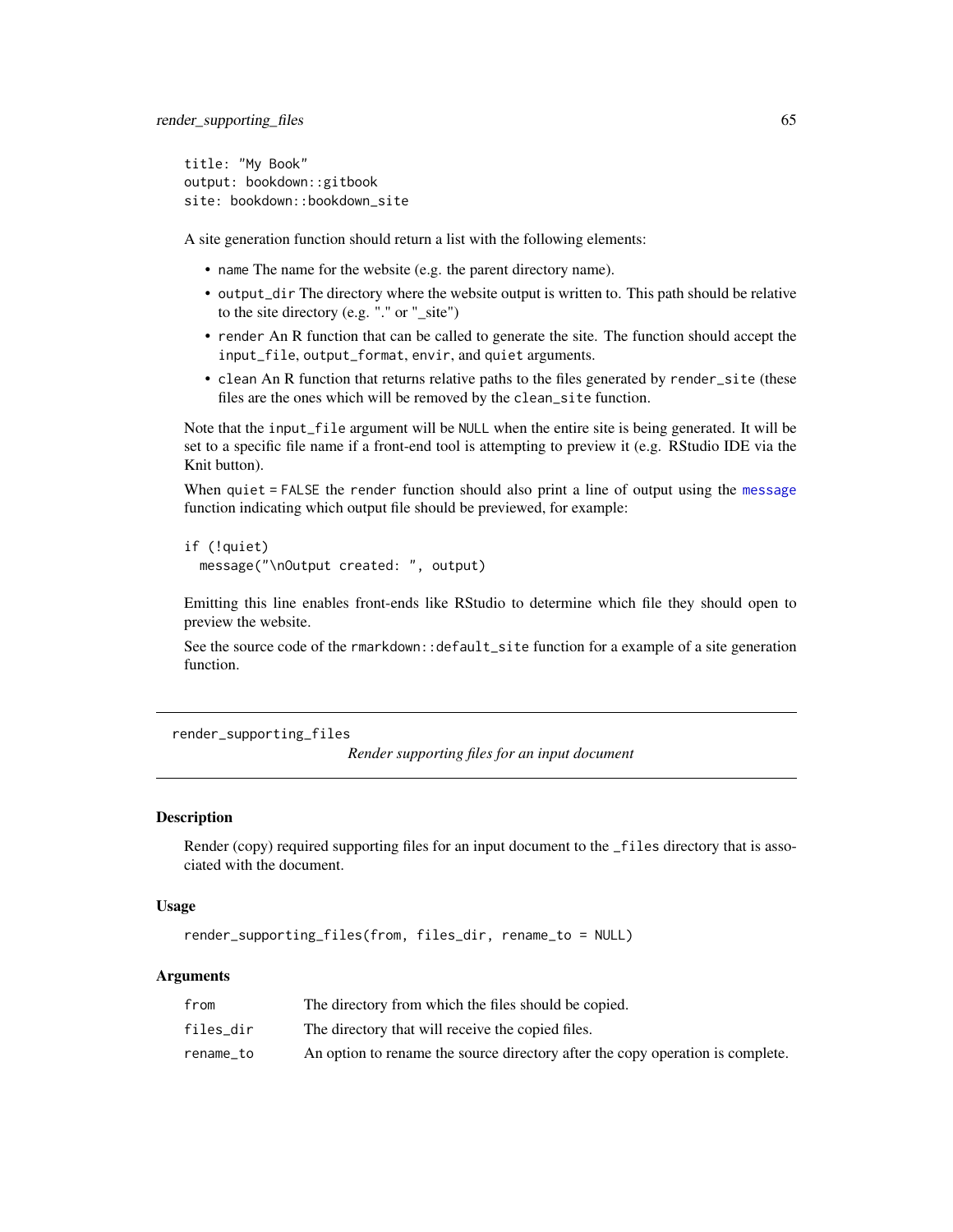```
title: "My Book"
output: bookdown::gitbook
site: bookdown::bookdown_site
```

A site generation function should return a list with the following elements:

- `name` The name for the website (e.g. the parent directory name).
- `output_dir` The directory where the website output is written to. This path should be relative to the site directory (e.g. "." or "_site")
- `render` An R function that can be called to generate the site. The function should accept the `input_file`, `output_format`, `envir`, and `quiet` arguments.
- `clean` An R function that returns relative paths to the files generated by `render_site` (these files are the ones which will be removed by the `clean_site` function.

Note that the `input_file` argument will be `NULL` when the entire site is being generated. It will be set to a specific file name if a front-end tool is attempting to preview it (e.g. RStudio IDE via the Knit button).

When `quiet = FALSE` the `render` function should also print a line of output using the `message` function indicating which output file should be previewed, for example:

```
if (!quiet)
  message("\nOutput created: ", output)
```

Emitting this line enables front-ends like RStudio to determine which file they should open to preview the website.

See the source code of the `rmarkdown::default_site` function for a example of a site generation function.

---

## render_supporting_files

*Render supporting files for an input document*

---

### Description

Render (copy) required supporting files for an input document to the `_files` directory that is associated with the document.

### Usage

```
render_supporting_files(from, files_dir, rename_to = NULL)
```

### Arguments

| | |
|---|---|
| `from` | The directory from which the files should be copied. |
| `files_dir` | The directory that will receive the copied files. |
| `rename_to` | An option to rename the source directory after the copy operation is complete. |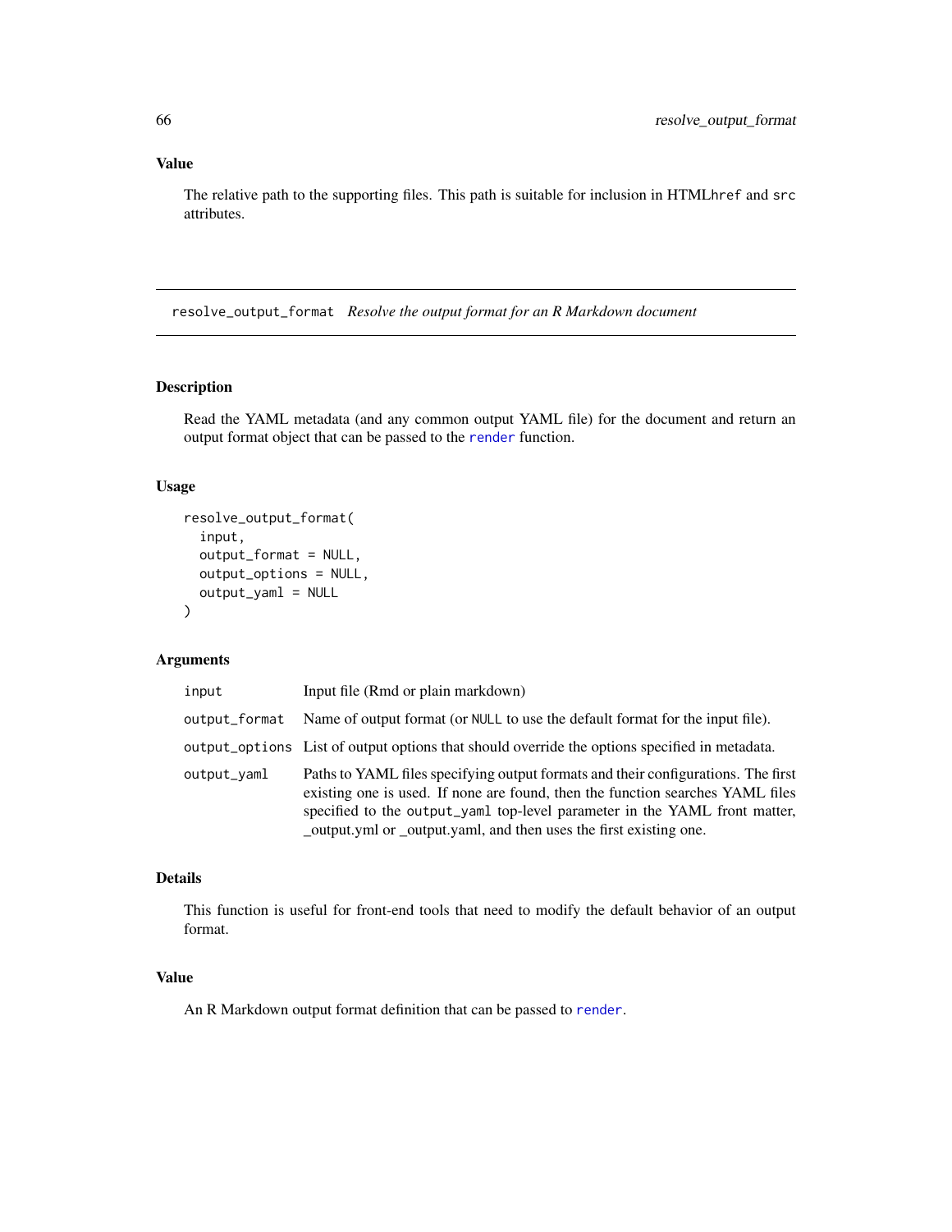### Value

The relative path to the supporting files. This path is suitable for inclusion in HTML`href` and `src` attributes.

---

## resolve_output_format *Resolve the output format for an R Markdown document*

### Description

Read the YAML metadata (and any common output YAML file) for the document and return an output format object that can be passed to the `render` function.

### Usage

```
resolve_output_format(
  input,
  output_format = NULL,
  output_options = NULL,
  output_yaml = NULL
)
```

### Arguments

| | |
|---|---|
| `input` | Input file (Rmd or plain markdown) |
| `output_format` | Name of output format (or `NULL` to use the default format for the input file). |
| `output_options` | List of output options that should override the options specified in metadata. |
| `output_yaml` | Paths to YAML files specifying output formats and their configurations. The first existing one is used. If none are found, then the function searches YAML files specified to the `output_yaml` top-level parameter in the YAML front matter, _output.yml or _output.yaml, and then uses the first existing one. |

### Details

This function is useful for front-end tools that need to modify the default behavior of an output format.

### Value

An R Markdown output format definition that can be passed to `render`.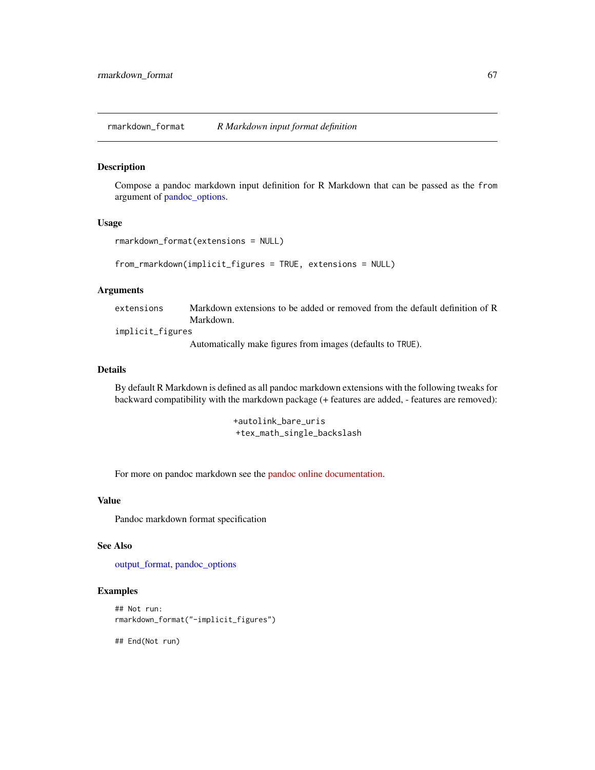`rmarkdown_format` *R Markdown input format definition*

## Description

Compose a pandoc markdown input definition for R Markdown that can be passed as the `from` argument of pandoc_options.

## Usage

```
rmarkdown_format(extensions = NULL)

from_rmarkdown(implicit_figures = TRUE, extensions = NULL)
```

## Arguments

| | |
|---|---|
| `extensions` | Markdown extensions to be added or removed from the default definition of R Markdown. |
| `implicit_figures` | Automatically make figures from images (defaults to `TRUE`). |

## Details

By default R Markdown is defined as all pandoc markdown extensions with the following tweaks for backward compatibility with the markdown package (+ features are added, - features are removed):

```
+autolink_bare_uris
+tex_math_single_backslash
```

For more on pandoc markdown see the pandoc online documentation.

## Value

Pandoc markdown format specification

## See Also

output_format, pandoc_options

## Examples

```
## Not run:
rmarkdown_format("-implicit_figures")

## End(Not run)
```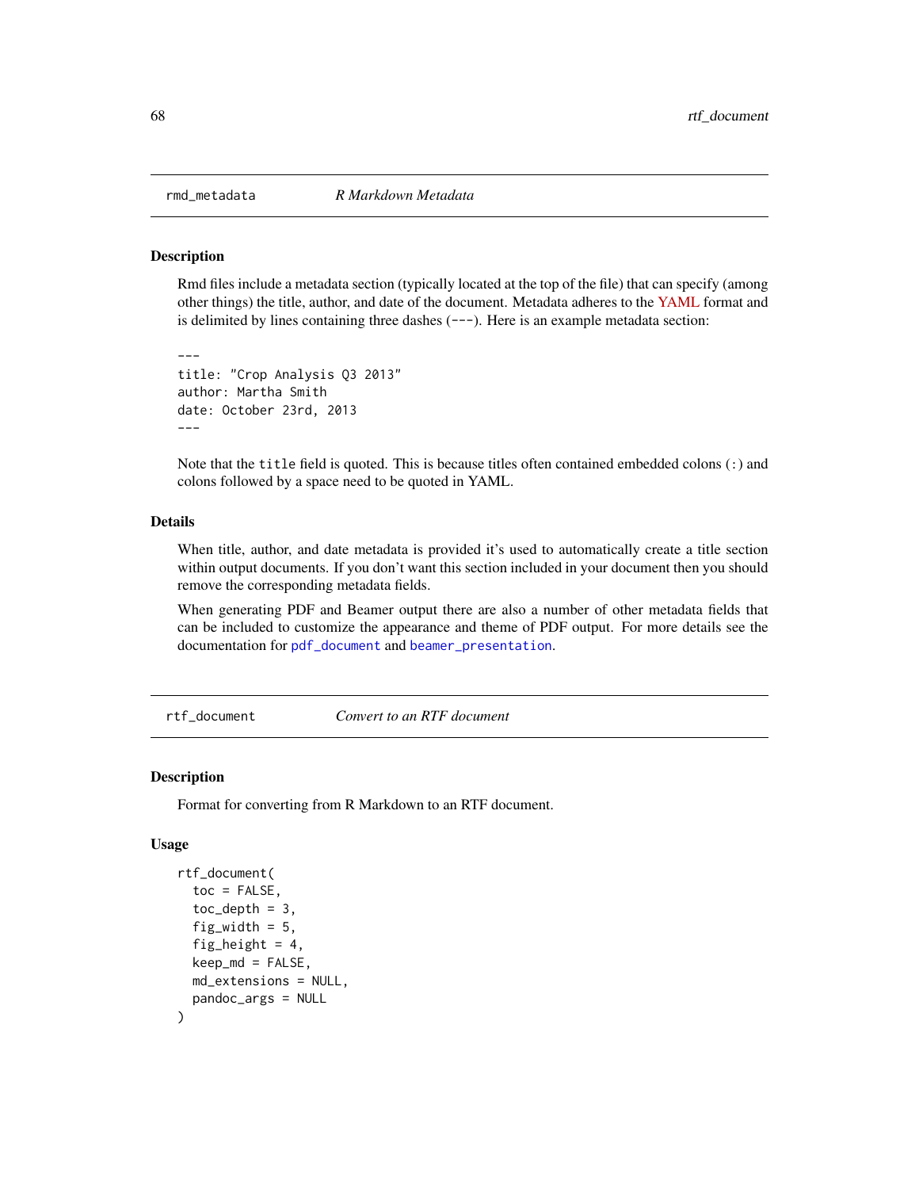## rmd_metadata — *R Markdown Metadata*

### Description

Rmd files include a metadata section (typically located at the top of the file) that can specify (among other things) the title, author, and date of the document. Metadata adheres to the YAML format and is delimited by lines containing three dashes (`---`). Here is an example metadata section:

```
---
title: "Crop Analysis Q3 2013"
author: Martha Smith
date: October 23rd, 2013
---
```

Note that the `title` field is quoted. This is because titles often contained embedded colons (`:`) and colons followed by a space need to be quoted in YAML.

### Details

When title, author, and date metadata is provided it's used to automatically create a title section within output documents. If you don't want this section included in your document then you should remove the corresponding metadata fields.

When generating PDF and Beamer output there are also a number of other metadata fields that can be included to customize the appearance and theme of PDF output. For more details see the documentation for `pdf_document` and `beamer_presentation`.

## rtf_document — *Convert to an RTF document*

### Description

Format for converting from R Markdown to an RTF document.

### Usage

```
rtf_document(
  toc = FALSE,
  toc_depth = 3,
  fig_width = 5,
  fig_height = 4,
  keep_md = FALSE,
  md_extensions = NULL,
  pandoc_args = NULL
)
```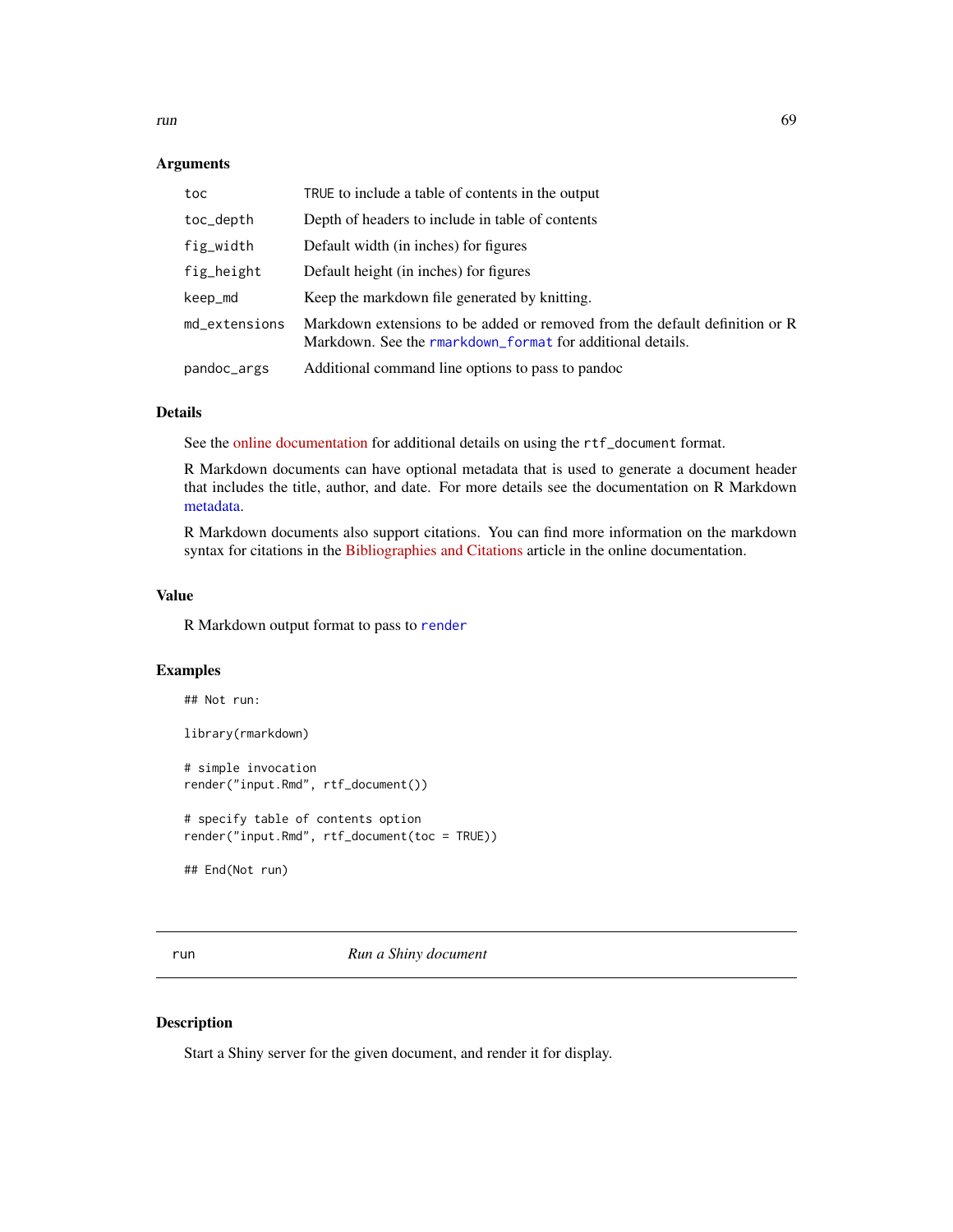### Arguments

| | |
|---|---|
| toc | TRUE to include a table of contents in the output |
| toc_depth | Depth of headers to include in table of contents |
| fig_width | Default width (in inches) for figures |
| fig_height | Default height (in inches) for figures |
| keep_md | Keep the markdown file generated by knitting. |
| md_extensions | Markdown extensions to be added or removed from the default definition or R Markdown. See the rmarkdown_format for additional details. |
| pandoc_args | Additional command line options to pass to pandoc |

### Details

See the online documentation for additional details on using the rtf_document format.

R Markdown documents can have optional metadata that is used to generate a document header that includes the title, author, and date. For more details see the documentation on R Markdown metadata.

R Markdown documents also support citations. You can find more information on the markdown syntax for citations in the Bibliographies and Citations article in the online documentation.

### Value

R Markdown output format to pass to render

### Examples

```
## Not run:

library(rmarkdown)

# simple invocation
render("input.Rmd", rtf_document())

# specify table of contents option
render("input.Rmd", rtf_document(toc = TRUE))

## End(Not run)
```

---

## run — *Run a Shiny document*

---

### Description

Start a Shiny server for the given document, and render it for display.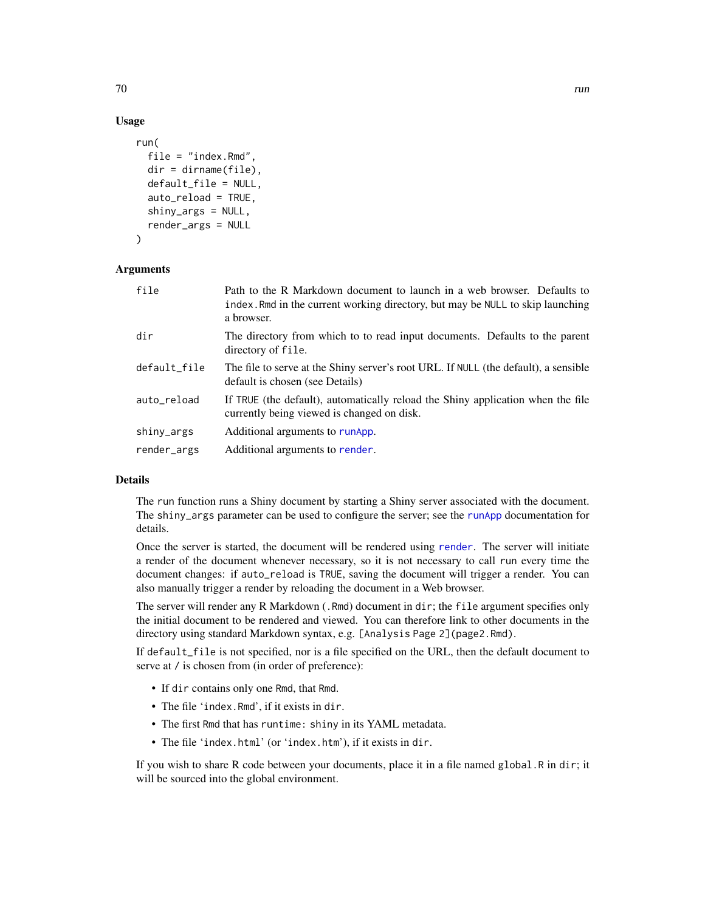### Usage

```
run(
  file = "index.Rmd",
  dir = dirname(file),
  default_file = NULL,
  auto_reload = TRUE,
  shiny_args = NULL,
  render_args = NULL
)
```

### Arguments

| | |
|---|---|
| `file` | Path to the R Markdown document to launch in a web browser. Defaults to `index.Rmd` in the current working directory, but may be `NULL` to skip launching a browser. |
| `dir` | The directory from which to to read input documents. Defaults to the parent directory of `file`. |
| `default_file` | The file to serve at the Shiny server's root URL. If `NULL` (the default), a sensible default is chosen (see Details) |
| `auto_reload` | If `TRUE` (the default), automatically reload the Shiny application when the file currently being viewed is changed on disk. |
| `shiny_args` | Additional arguments to `runApp`. |
| `render_args` | Additional arguments to `render`. |

### Details

The `run` function runs a Shiny document by starting a Shiny server associated with the document. The `shiny_args` parameter can be used to configure the server; see the `runApp` documentation for details.

Once the server is started, the document will be rendered using `render`. The server will initiate a render of the document whenever necessary, so it is not necessary to call `run` every time the document changes: if `auto_reload` is `TRUE`, saving the document will trigger a render. You can also manually trigger a render by reloading the document in a Web browser.

The server will render any R Markdown (`.Rmd`) document in `dir`; the `file` argument specifies only the initial document to be rendered and viewed. You can therefore link to other documents in the directory using standard Markdown syntax, e.g. `[Analysis Page 2](page2.Rmd)`.

If `default_file` is not specified, nor is a file specified on the URL, then the default document to serve at `/` is chosen from (in order of preference):

- If `dir` contains only one `Rmd`, that `Rmd`.
- The file '`index.Rmd`', if it exists in `dir`.
- The first `Rmd` that has `runtime: shiny` in its YAML metadata.
- The file '`index.html`' (or '`index.htm`'), if it exists in `dir`.

If you wish to share R code between your documents, place it in a file named `global.R` in `dir`; it will be sourced into the global environment.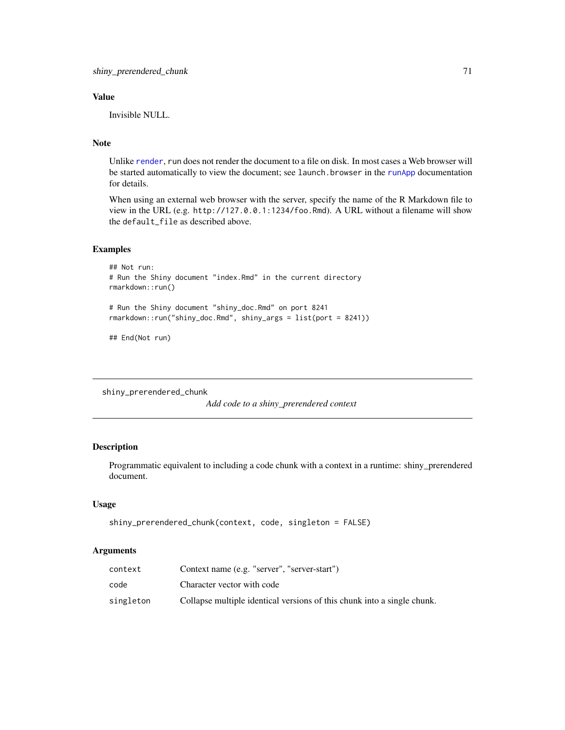## Value

Invisible NULL.

## Note

Unlike `render`, `run` does not render the document to a file on disk. In most cases a Web browser will be started automatically to view the document; see `launch.browser` in the `runApp` documentation for details.

When using an external web browser with the server, specify the name of the R Markdown file to view in the URL (e.g. `http://127.0.0.1:1234/foo.Rmd`). A URL without a filename will show the `default_file` as described above.

## Examples

```
## Not run:
# Run the Shiny document "index.Rmd" in the current directory
rmarkdown::run()

# Run the Shiny document "shiny_doc.Rmd" on port 8241
rmarkdown::run("shiny_doc.Rmd", shiny_args = list(port = 8241))

## End(Not run)
```

---

# shiny_prerendered_chunk

*Add code to a shiny_prerendered context*

## Description

Programmatic equivalent to including a code chunk with a context in a runtime: shiny_prerendered document.

## Usage

```
shiny_prerendered_chunk(context, code, singleton = FALSE)
```

## Arguments

| | |
|---|---|
| `context` | Context name (e.g. "server", "server-start") |
| `code` | Character vector with code |
| `singleton` | Collapse multiple identical versions of this chunk into a single chunk. |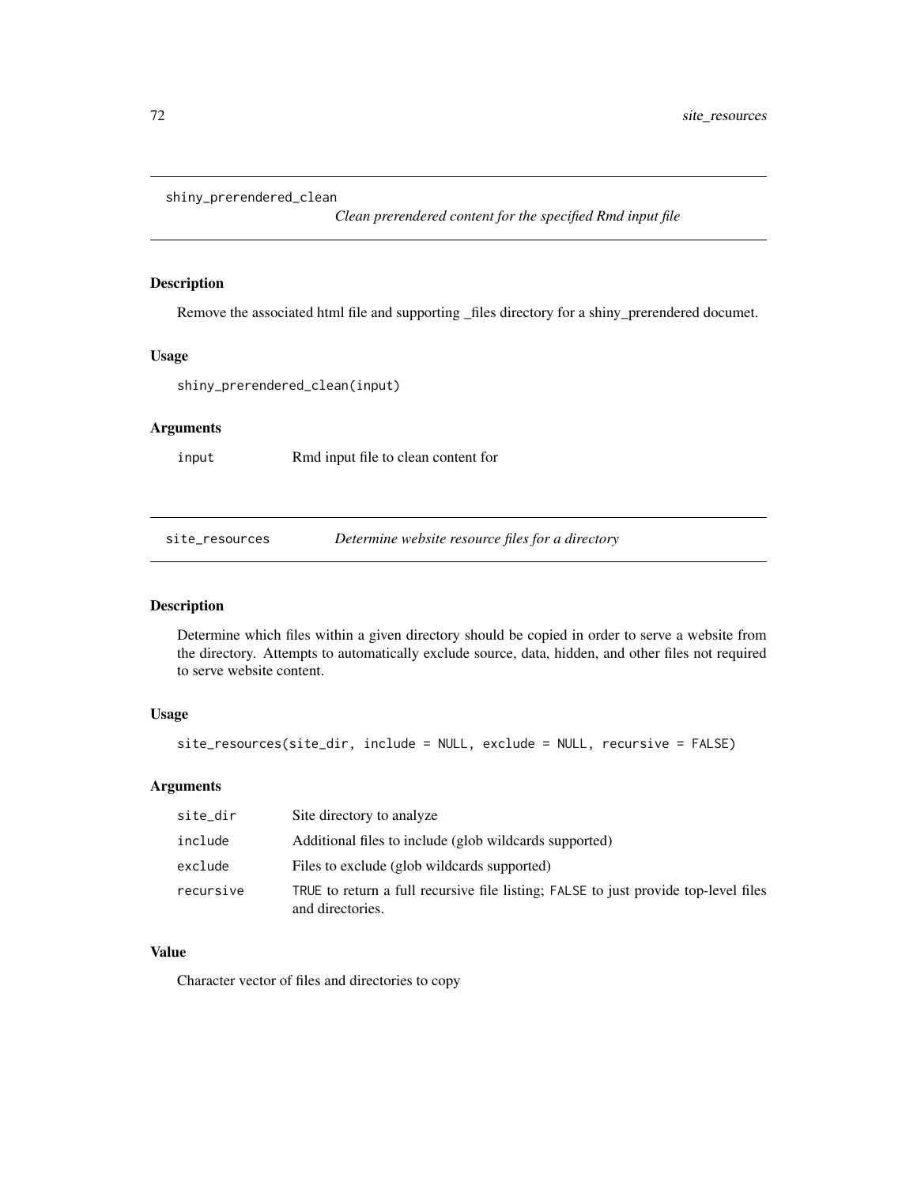## shiny_prerendered_clean

*Clean prerendered content for the specified Rmd input file*

### Description

Remove the associated html file and supporting _files directory for a shiny_prerendered documet.

### Usage

```
shiny_prerendered_clean(input)
```

### Arguments

| | |
|---|---|
| input | Rmd input file to clean content for |

## site_resources

*Determine website resource files for a directory*

### Description

Determine which files within a given directory should be copied in order to serve a website from the directory. Attempts to automatically exclude source, data, hidden, and other files not required to serve website content.

### Usage

```
site_resources(site_dir, include = NULL, exclude = NULL, recursive = FALSE)
```

### Arguments

| | |
|---|---|
| site_dir | Site directory to analyze |
| include | Additional files to include (glob wildcards supported) |
| exclude | Files to exclude (glob wildcards supported) |
| recursive | TRUE to return a full recursive file listing; FALSE to just provide top-level files and directories. |

### Value

Character vector of files and directories to copy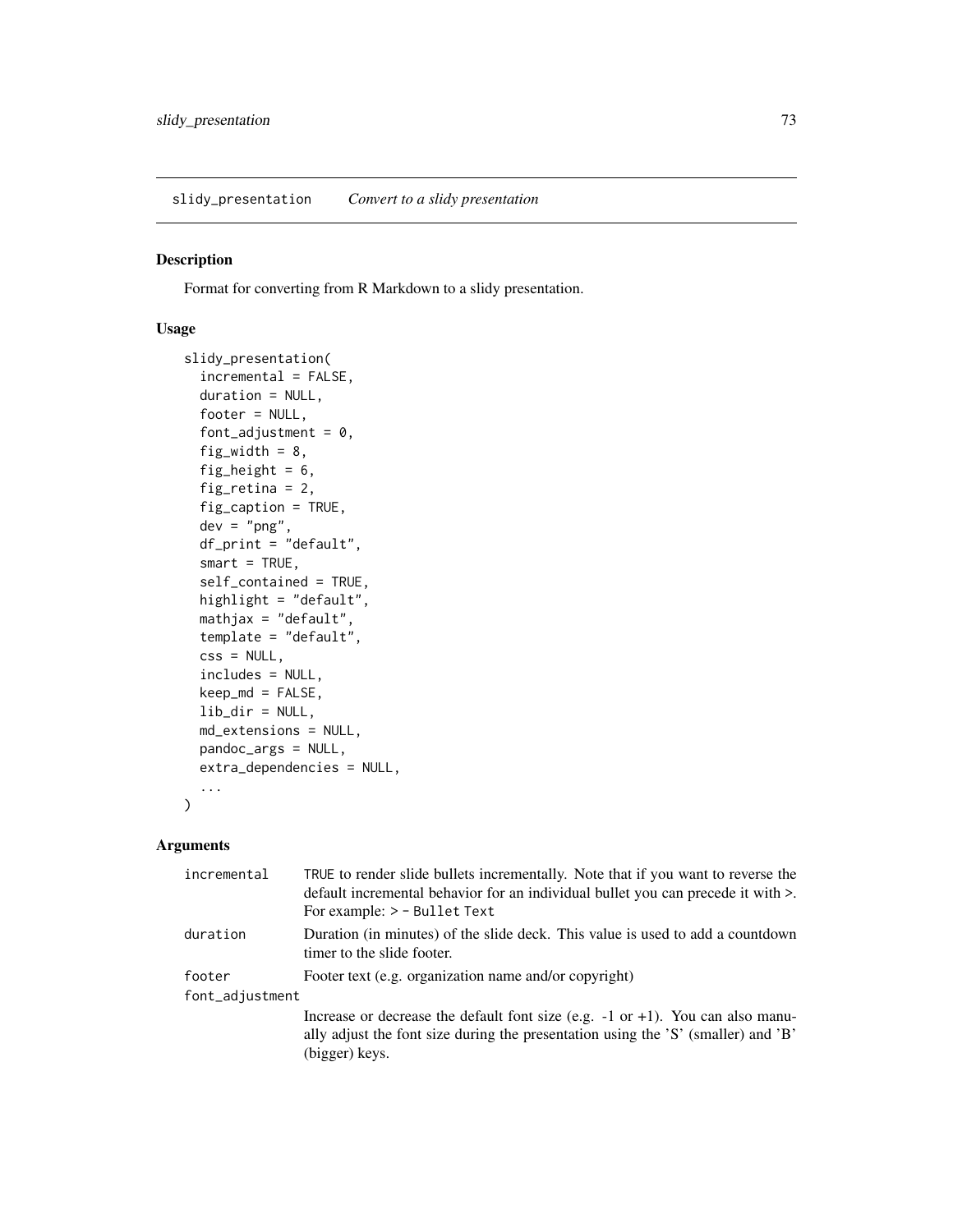## slidy_presentation *Convert to a slidy presentation*

### Description

Format for converting from R Markdown to a slidy presentation.

### Usage

```
slidy_presentation(
  incremental = FALSE,
  duration = NULL,
  footer = NULL,
  font_adjustment = 0,
  fig_width = 8,
  fig_height = 6,
  fig_retina = 2,
  fig_caption = TRUE,
  dev = "png",
  df_print = "default",
  smart = TRUE,
  self_contained = TRUE,
  highlight = "default",
  mathjax = "default",
  template = "default",
  css = NULL,
  includes = NULL,
  keep_md = FALSE,
  lib_dir = NULL,
  md_extensions = NULL,
  pandoc_args = NULL,
  extra_dependencies = NULL,
  ...
)
```

### Arguments

| | |
|---|---|
| `incremental` | `TRUE` to render slide bullets incrementally. Note that if you want to reverse the default incremental behavior for an individual bullet you can precede it with >. For example: `> - Bullet Text` |
| `duration` | Duration (in minutes) of the slide deck. This value is used to add a countdown timer to the slide footer. |
| `footer` | Footer text (e.g. organization name and/or copyright) |
| `font_adjustment` | Increase or decrease the default font size (e.g. -1 or +1). You can also manually adjust the font size during the presentation using the 'S' (smaller) and 'B' (bigger) keys. |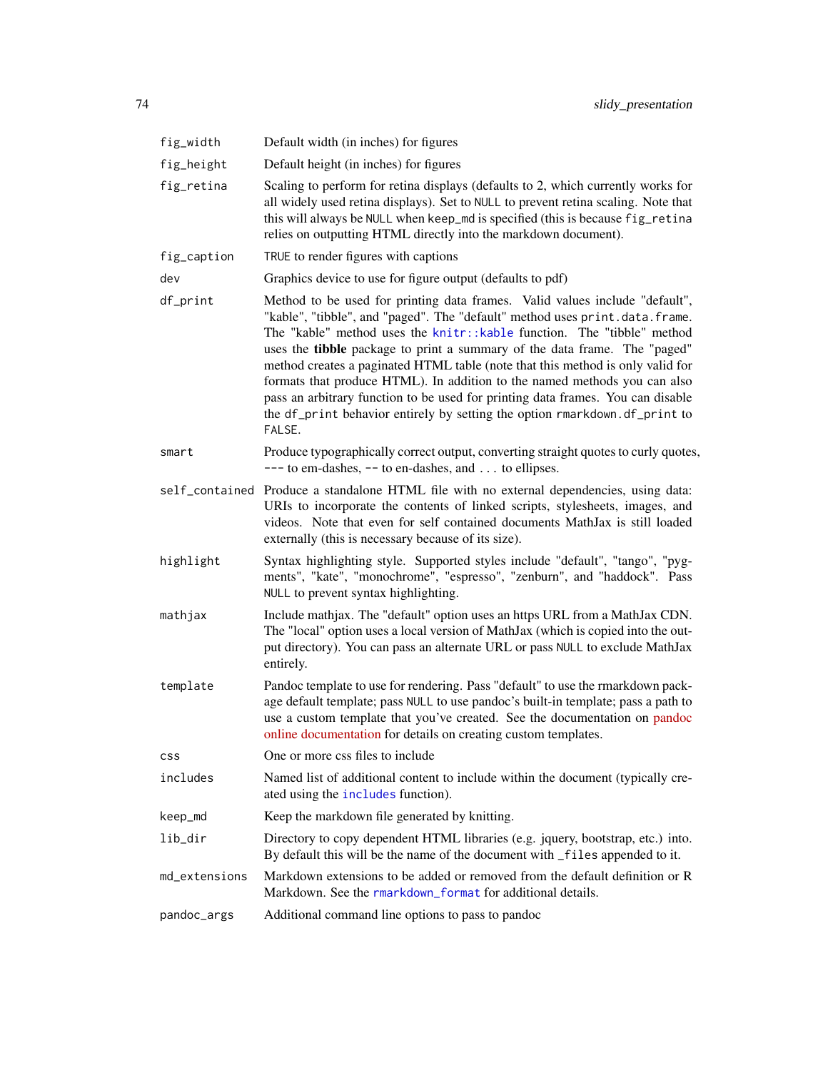| | |
|---|---|
| `fig_width` | Default width (in inches) for figures |
| `fig_height` | Default height (in inches) for figures |
| `fig_retina` | Scaling to perform for retina displays (defaults to 2, which currently works for all widely used retina displays). Set to `NULL` to prevent retina scaling. Note that this will always be `NULL` when `keep_md` is specified (this is because `fig_retina` relies on outputting HTML directly into the markdown document). |
| `fig_caption` | `TRUE` to render figures with captions |
| `dev` | Graphics device to use for figure output (defaults to pdf) |
| `df_print` | Method to be used for printing data frames. Valid values include "default", "kable", "tibble", and "paged". The "default" method uses `print.data.frame`. The "kable" method uses the `knitr::kable` function. The "tibble" method uses the **tibble** package to print a summary of the data frame. The "paged" method creates a paginated HTML table (note that this method is only valid for formats that produce HTML). In addition to the named methods you can also pass an arbitrary function to be used for printing data frames. You can disable the `df_print` behavior entirely by setting the option `rmarkdown.df_print` to `FALSE`. |
| `smart` | Produce typographically correct output, converting straight quotes to curly quotes, `---` to em-dashes, `--` to en-dashes, and `...` to ellipses. |
| `self_contained` | Produce a standalone HTML file with no external dependencies, using data: URIs to incorporate the contents of linked scripts, stylesheets, images, and videos. Note that even for self contained documents MathJax is still loaded externally (this is necessary because of its size). |
| `highlight` | Syntax highlighting style. Supported styles include "default", "tango", "pygments", "kate", "monochrome", "espresso", "zenburn", and "haddock". Pass `NULL` to prevent syntax highlighting. |
| `mathjax` | Include mathjax. The "default" option uses an https URL from a MathJax CDN. The "local" option uses a local version of MathJax (which is copied into the output directory). You can pass an alternate URL or pass `NULL` to exclude MathJax entirely. |
| `template` | Pandoc template to use for rendering. Pass "default" to use the rmarkdown package default template; pass `NULL` to use pandoc's built-in template; pass a path to use a custom template that you've created. See the documentation on pandoc online documentation for details on creating custom templates. |
| `css` | One or more css files to include |
| `includes` | Named list of additional content to include within the document (typically created using the `includes` function). |
| `keep_md` | Keep the markdown file generated by knitting. |
| `lib_dir` | Directory to copy dependent HTML libraries (e.g. jquery, bootstrap, etc.) into. By default this will be the name of the document with `_files` appended to it. |
| `md_extensions` | Markdown extensions to be added or removed from the default definition or R Markdown. See the `rmarkdown_format` for additional details. |
| `pandoc_args` | Additional command line options to pass to pandoc |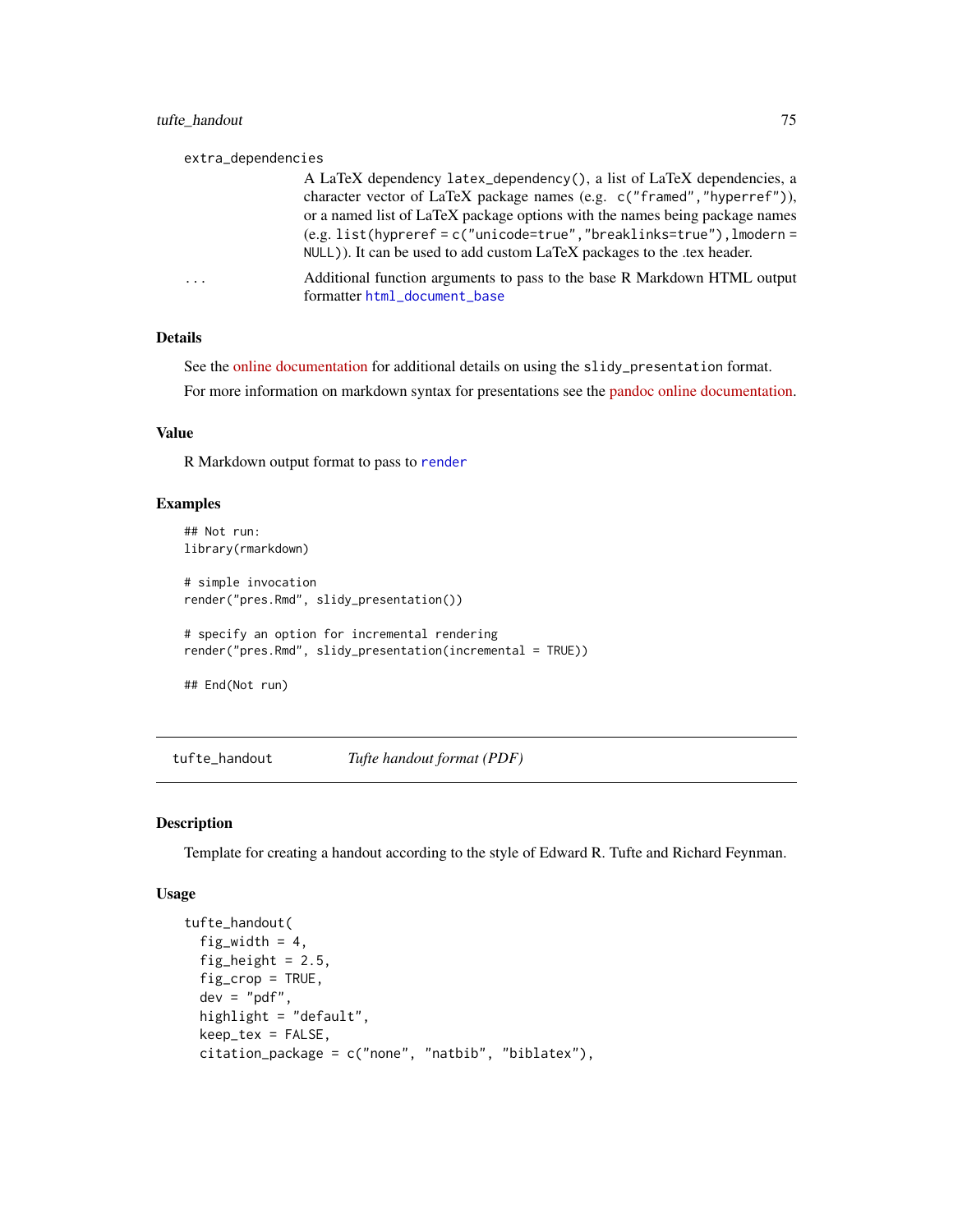extra_dependencies

A LaTeX dependency `latex_dependency()`, a list of LaTeX dependencies, a character vector of LaTeX package names (e.g. `c("framed","hyperref")`), or a named list of LaTeX package options with the names being package names (e.g. `list(hypreref = c("unicode=true","breaklinks=true"),lmodern = NULL)`). It can be used to add custom LaTeX packages to the .tex header.

...

Additional function arguments to pass to the base R Markdown HTML output formatter `html_document_base`

### Details

See the online documentation for additional details on using the `slidy_presentation` format.

For more information on markdown syntax for presentations see the pandoc online documentation.

### Value

R Markdown output format to pass to `render`

### Examples

```
## Not run:
library(rmarkdown)

# simple invocation
render("pres.Rmd", slidy_presentation())

# specify an option for incremental rendering
render("pres.Rmd", slidy_presentation(incremental = TRUE))

## End(Not run)
```

---

## tufte_handout *Tufte handout format (PDF)*

---

### Description

Template for creating a handout according to the style of Edward R. Tufte and Richard Feynman.

### Usage

```
tufte_handout(
  fig_width = 4,
  fig_height = 2.5,
  fig_crop = TRUE,
  dev = "pdf",
  highlight = "default",
  keep_tex = FALSE,
  citation_package = c("none", "natbib", "biblatex"),
```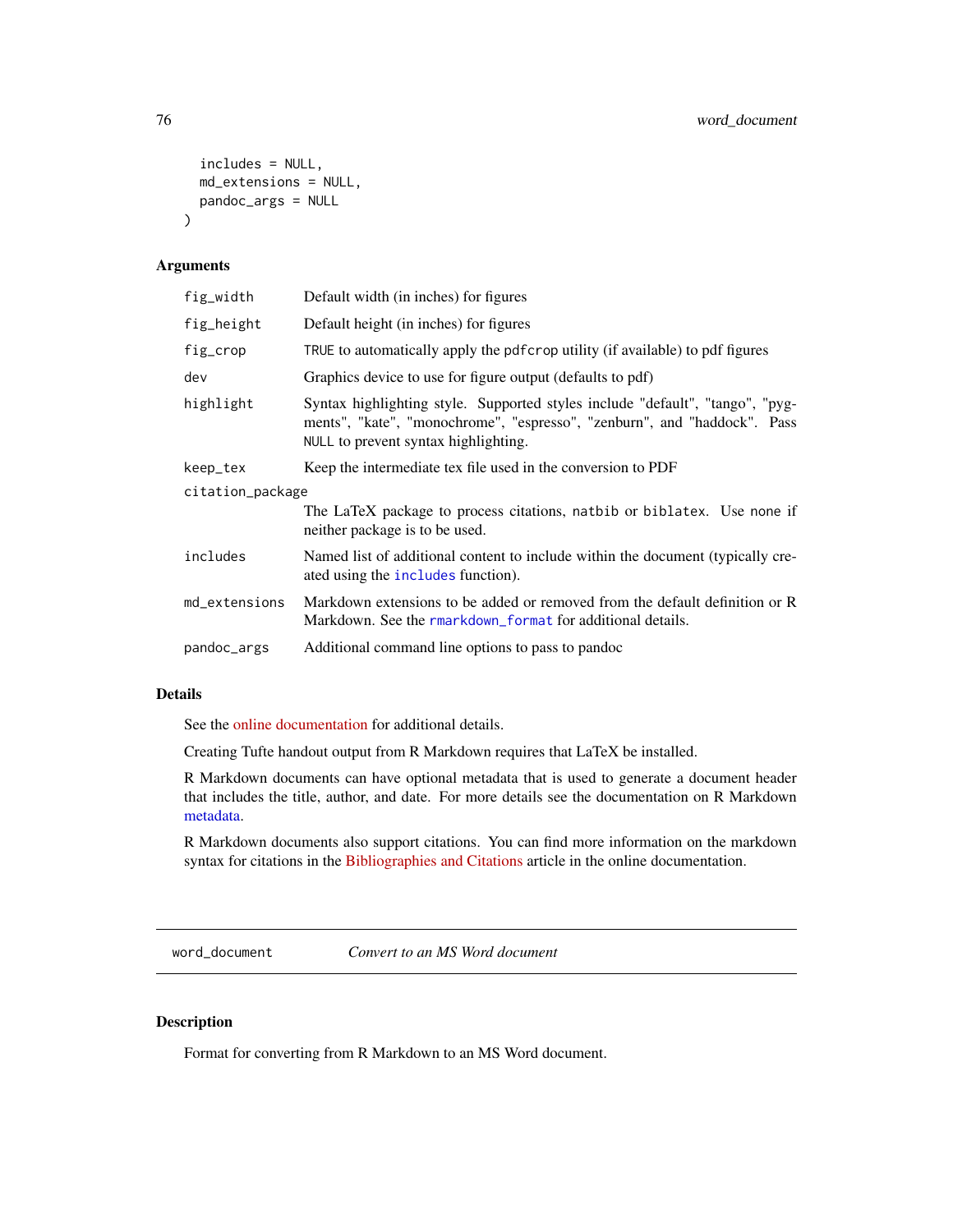```
  includes = NULL,
  md_extensions = NULL,
  pandoc_args = NULL
)
```

### Arguments

| Argument | Description |
|---|---|
| `fig_width` | Default width (in inches) for figures |
| `fig_height` | Default height (in inches) for figures |
| `fig_crop` | `TRUE` to automatically apply the `pdfcrop` utility (if available) to pdf figures |
| `dev` | Graphics device to use for figure output (defaults to pdf) |
| `highlight` | Syntax highlighting style. Supported styles include "default", "tango", "pygments", "kate", "monochrome", "espresso", "zenburn", and "haddock". Pass `NULL` to prevent syntax highlighting. |
| `keep_tex` | Keep the intermediate tex file used in the conversion to PDF |
| `citation_package` | The LaTeX package to process citations, `natbib` or `biblatex`. Use `none` if neither package is to be used. |
| `includes` | Named list of additional content to include within the document (typically created using the `includes` function). |
| `md_extensions` | Markdown extensions to be added or removed from the default definition or R Markdown. See the `rmarkdown_format` for additional details. |
| `pandoc_args` | Additional command line options to pass to pandoc |

### Details

See the online documentation for additional details.

Creating Tufte handout output from R Markdown requires that LaTeX be installed.

R Markdown documents can have optional metadata that is used to generate a document header that includes the title, author, and date. For more details see the documentation on R Markdown metadata.

R Markdown documents also support citations. You can find more information on the markdown syntax for citations in the Bibliographies and Citations article in the online documentation.

---

## `word_document` — *Convert to an MS Word document*

---

### Description

Format for converting from R Markdown to an MS Word document.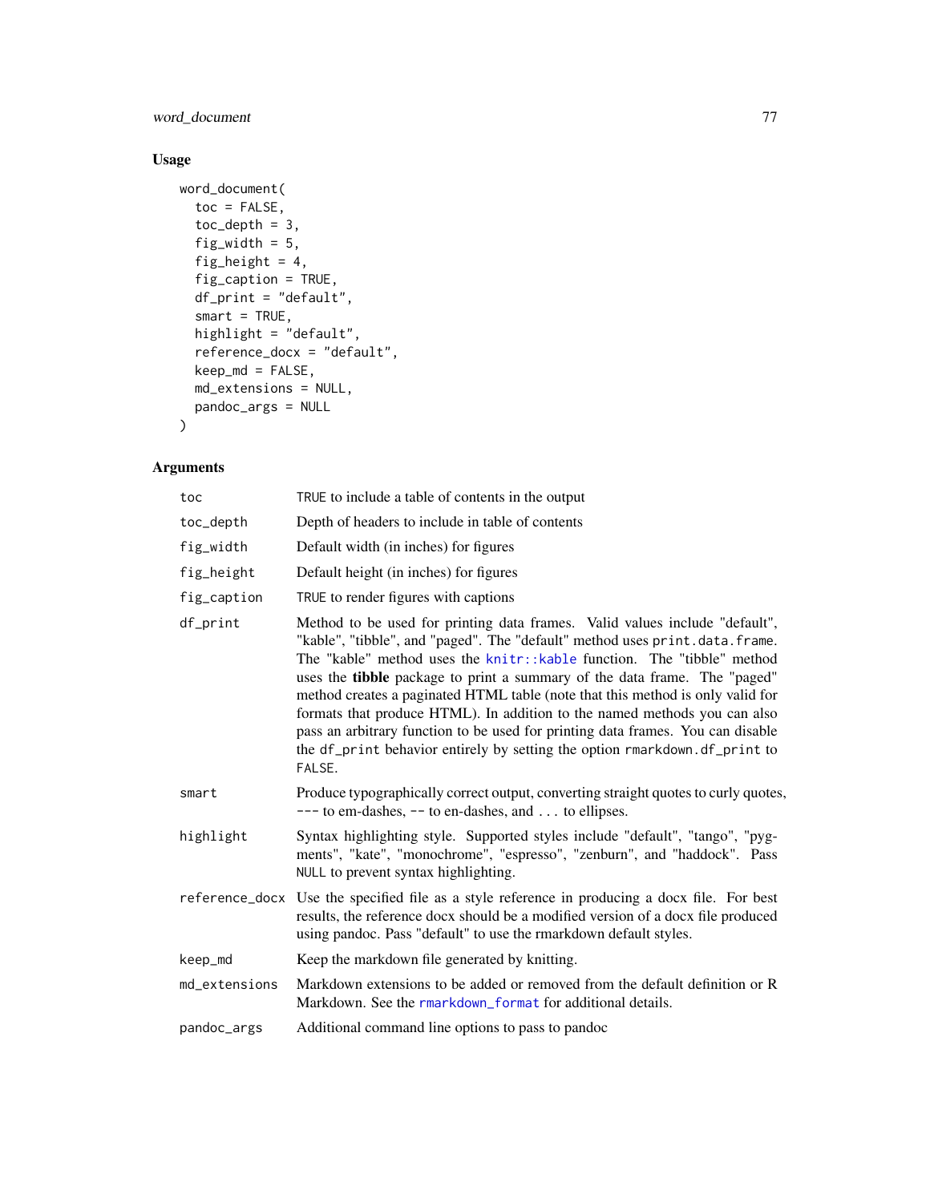## Usage

```
word_document(
  toc = FALSE,
  toc_depth = 3,
  fig_width = 5,
  fig_height = 4,
  fig_caption = TRUE,
  df_print = "default",
  smart = TRUE,
  highlight = "default",
  reference_docx = "default",
  keep_md = FALSE,
  md_extensions = NULL,
  pandoc_args = NULL
)
```

## Arguments

| | |
|---|---|
| `toc` | `TRUE` to include a table of contents in the output |
| `toc_depth` | Depth of headers to include in table of contents |
| `fig_width` | Default width (in inches) for figures |
| `fig_height` | Default height (in inches) for figures |
| `fig_caption` | `TRUE` to render figures with captions |
| `df_print` | Method to be used for printing data frames. Valid values include "default", "kable", "tibble", and "paged". The "default" method uses `print.data.frame`. The "kable" method uses the `knitr::kable` function. The "tibble" method uses the **tibble** package to print a summary of the data frame. The "paged" method creates a paginated HTML table (note that this method is only valid for formats that produce HTML). In addition to the named methods you can also pass an arbitrary function to be used for printing data frames. You can disable the `df_print` behavior entirely by setting the option `rmarkdown.df_print` to `FALSE`. |
| `smart` | Produce typographically correct output, converting straight quotes to curly quotes, `---` to em-dashes, `--` to en-dashes, and `...` to ellipses. |
| `highlight` | Syntax highlighting style. Supported styles include "default", "tango", "pygments", "kate", "monochrome", "espresso", "zenburn", and "haddock". Pass `NULL` to prevent syntax highlighting. |
| `reference_docx` | Use the specified file as a style reference in producing a docx file. For best results, the reference docx should be a modified version of a docx file produced using pandoc. Pass "default" to use the rmarkdown default styles. |
| `keep_md` | Keep the markdown file generated by knitting. |
| `md_extensions` | Markdown extensions to be added or removed from the default definition or R Markdown. See the `rmarkdown_format` for additional details. |
| `pandoc_args` | Additional command line options to pass to pandoc |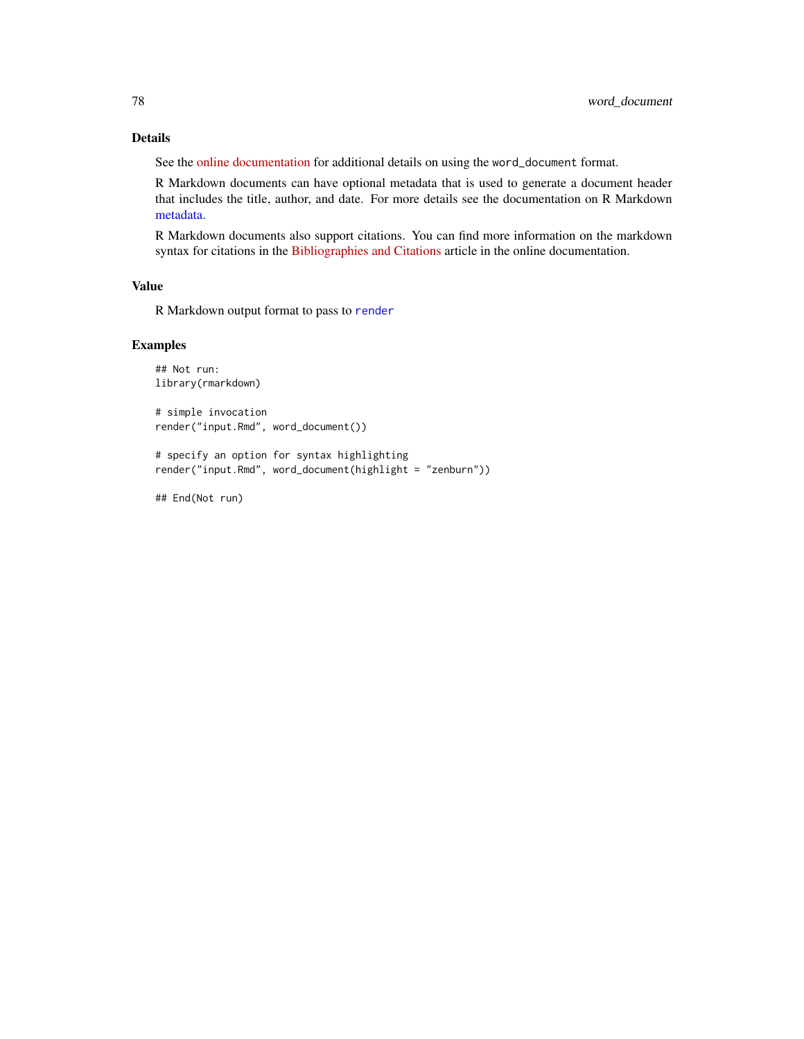## Details

See the online documentation for additional details on using the word_document format.

R Markdown documents can have optional metadata that is used to generate a document header that includes the title, author, and date. For more details see the documentation on R Markdown metadata.

R Markdown documents also support citations. You can find more information on the markdown syntax for citations in the Bibliographies and Citations article in the online documentation.

## Value

R Markdown output format to pass to `render`

## Examples

```
## Not run:
library(rmarkdown)

# simple invocation
render("input.Rmd", word_document())

# specify an option for syntax highlighting
render("input.Rmd", word_document(highlight = "zenburn"))

## End(Not run)
```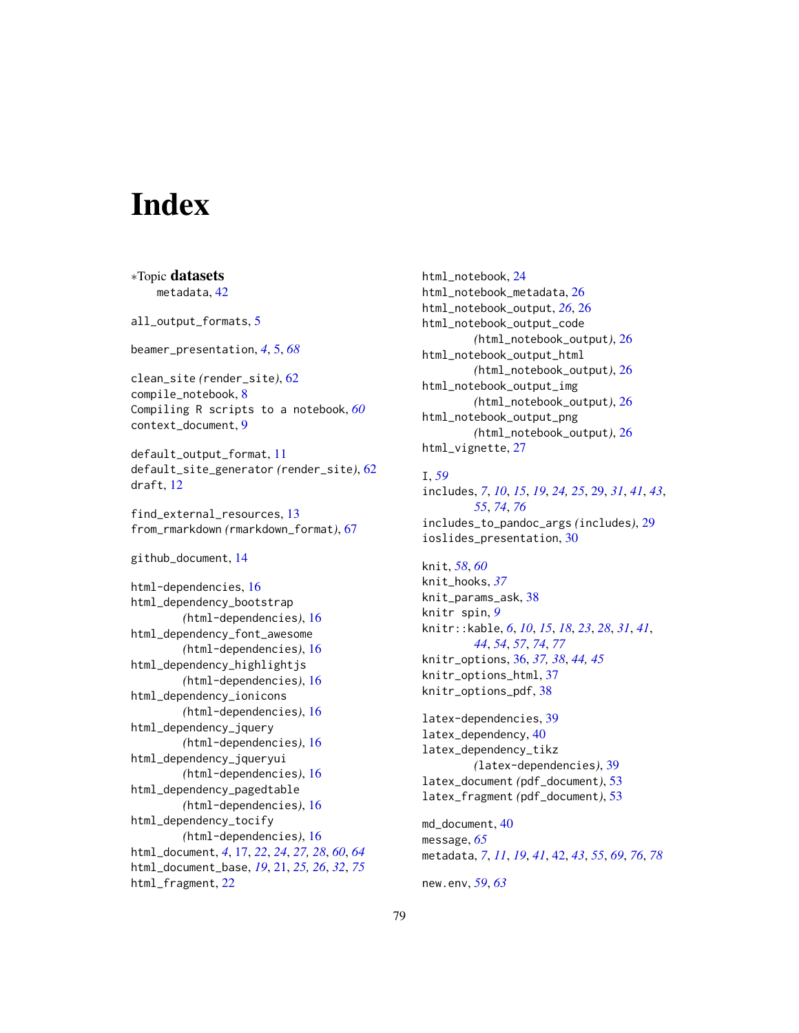# Index

∗Topic **datasets**
metadata, 42

all_output_formats, 5

beamer_presentation, *4*, 5, *68*

clean_site *(*render_site*)*, 62
compile_notebook, 8
Compiling R scripts to a notebook, *60*
context_document, 9

default_output_format, 11
default_site_generator *(*render_site*)*, 62
draft, 12

find_external_resources, 13
from_rmarkdown *(*rmarkdown_format*)*, 67

github_document, 14

html-dependencies, 16
html_dependency_bootstrap *(*html-dependencies*)*, 16
html_dependency_font_awesome *(*html-dependencies*)*, 16
html_dependency_highlightjs *(*html-dependencies*)*, 16
html_dependency_ionicons *(*html-dependencies*)*, 16
html_dependency_jquery *(*html-dependencies*)*, 16
html_dependency_jqueryui *(*html-dependencies*)*, 16
html_dependency_pagedtable *(*html-dependencies*)*, 16
html_dependency_tocify *(*html-dependencies*)*, 16
html_document, *4*, 17, *22*, *24*, *27*, *28*, *60*, *64*
html_document_base, *19*, 21, *25*, *26*, *32*, *75*
html_fragment, 22

html_notebook, 24
html_notebook_metadata, 26
html_notebook_output, *26*, 26
html_notebook_output_code *(*html_notebook_output*)*, 26
html_notebook_output_html *(*html_notebook_output*)*, 26
html_notebook_output_img *(*html_notebook_output*)*, 26
html_notebook_output_png *(*html_notebook_output*)*, 26
html_vignette, 27

I, *59*
includes, *7*, *10*, *15*, *19*, *24*, *25*, 29, *31*, *41*, *43*, *55*, *74*, *76*
includes_to_pandoc_args *(*includes*)*, 29
ioslides_presentation, 30

knit, *58*, *60*
knit_hooks, *37*
knit_params_ask, 38
knitr spin, *9*
knitr::kable, *6*, *10*, *15*, *18*, *23*, *28*, *31*, *41*, *44*, *54*, *57*, *74*, *77*
knitr_options, 36, *37*, *38*, *44*, *45*
knitr_options_html, 37
knitr_options_pdf, 38

latex-dependencies, 39
latex_dependency, 40
latex_dependency_tikz *(*latex-dependencies*)*, 39
latex_document *(*pdf_document*)*, 53
latex_fragment *(*pdf_document*)*, 53

md_document, 40
message, *65*
metadata, *7*, *11*, *19*, *41*, 42, *43*, *55*, *69*, *76*, *78*

new.env, *59*, *63*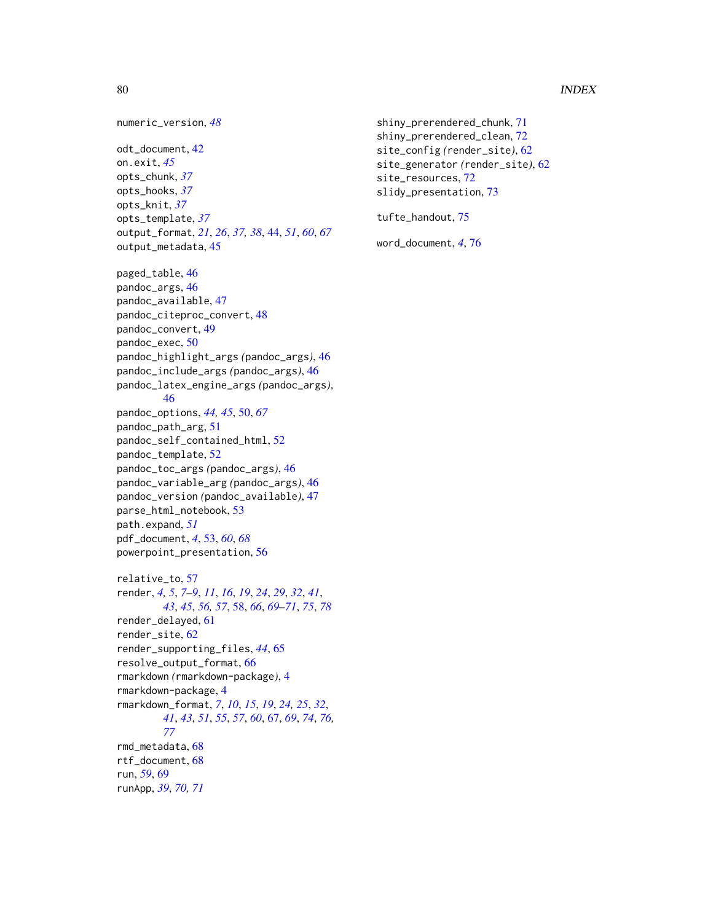numeric_version, *48*

odt_document, 42
on.exit, *45*
opts_chunk, *37*
opts_hooks, *37*
opts_knit, *37*
opts_template, *37*
output_format, *21*, *26*, *37, 38*, 44, *51*, *60*, *67*
output_metadata, 45

paged_table, 46
pandoc_args, 46
pandoc_available, 47
pandoc_citeproc_convert, 48
pandoc_convert, 49
pandoc_exec, 50
pandoc_highlight_args *(pandoc_args)*, 46
pandoc_include_args *(pandoc_args)*, 46
pandoc_latex_engine_args *(pandoc_args)*, 46
pandoc_options, *44, 45*, 50, *67*
pandoc_path_arg, 51
pandoc_self_contained_html, 52
pandoc_template, 52
pandoc_toc_args *(pandoc_args)*, 46
pandoc_variable_arg *(pandoc_args)*, 46
pandoc_version *(pandoc_available)*, 47
parse_html_notebook, 53
path.expand, *51*
pdf_document, *4*, 53, *60*, *68*
powerpoint_presentation, 56

relative_to, 57
render, *4, 5*, *7–9*, *11*, *16*, *19*, *24*, *29*, *32*, *41*, *43*, *45*, *56, 57*, 58, *66*, *69–71*, *75*, *78*
render_delayed, 61
render_site, 62
render_supporting_files, *44*, 65
resolve_output_format, 66
rmarkdown *(rmarkdown-package)*, 4
rmarkdown-package, 4
rmarkdown_format, *7*, *10*, *15*, *19*, *24, 25*, *32*, *41*, *43*, *51*, *55*, *57*, *60*, 67, *69*, *74*, *76, 77*
rmd_metadata, 68
rtf_document, 68
run, *59*, 69
runApp, *39*, *70, 71*

shiny_prerendered_chunk, 71
shiny_prerendered_clean, 72
site_config *(render_site)*, 62
site_generator *(render_site)*, 62
site_resources, 72
slidy_presentation, 73

tufte_handout, 75

word_document, *4*, 76